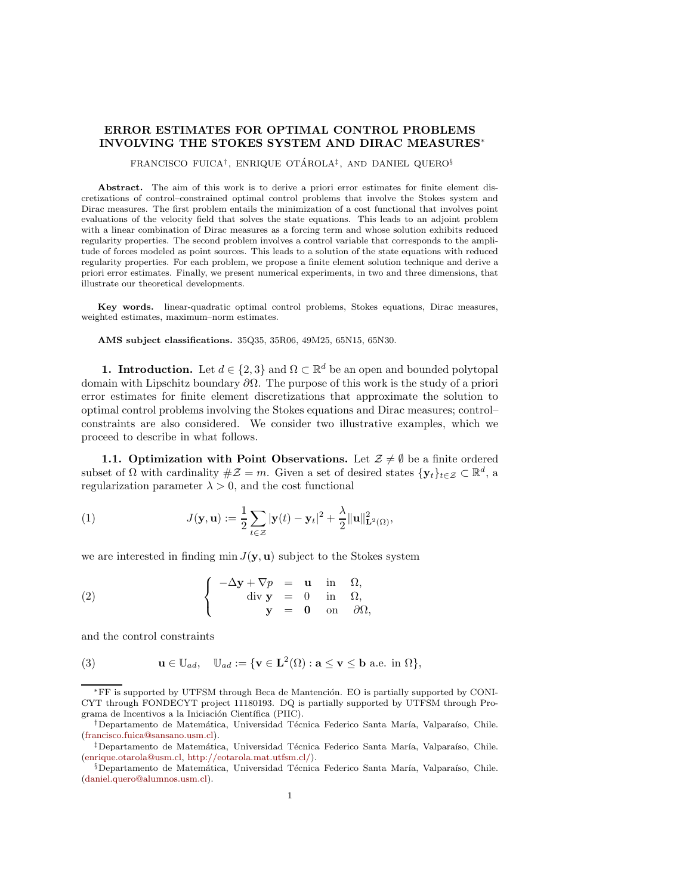# ERROR ESTIMATES FOR OPTIMAL CONTROL PROBLEMS INVOLVING THE STOKES SYSTEM AND DIRAC MEASURES*

FRANCISCO FUICA†, ENRIQUE OTÁROLA‡, AND DANIEL QUERO§

**Abstract.** The aim of this work is to derive a priori error estimates for finite element discretizations of control–constrained optimal control problems that involve the Stokes system and Dirac measures. The first problem entails the minimization of a cost functional that involves point evaluations of the velocity field that solves the state equations. This leads to an adjoint problem with a linear combination of Dirac measures as a forcing term and whose solution exhibits reduced regularity properties. The second problem involves a control variable that corresponds to the amplitude of forces modeled as point sources. This leads to a solution of the state equations with reduced regularity properties. For each problem, we propose a finite element solution technique and derive a priori error estimates. Finally, we present numerical experiments, in two and three dimensions, that illustrate our theoretical developments.

**Key words.** linear-quadratic optimal control problems, Stokes equations, Dirac measures, weighted estimates, maximum–norm estimates.

**AMS subject classifications.** 35Q35, 35R06, 49M25, 65N15, 65N30.

## 1. Introduction.

Let $d \in \{2, 3\}$ and $\Omega \subset \mathbb{R}^d$ be an open and bounded polytopal domain with Lipschitz boundary $\partial\Omega$. The purpose of this work is the study of a priori error estimates for finite element discretizations that approximate the solution to optimal control problems involving the Stokes equations and Dirac measures; control–constraints are also considered. We consider two illustrative examples, which we proceed to describe in what follows.

### 1.1. Optimization with Point Observations.

Let $\mathcal{Z} \neq \emptyset$ be a finite ordered subset of $\Omega$ with cardinality $\#\mathcal{Z} = m$. Given a set of desired states $\{\mathbf{y}_t\}_{t\in\mathcal{Z}} \subset \mathbb{R}^d$, a regularization parameter $\lambda > 0$, and the cost functional

$$J(\mathbf{y}, \mathbf{u}) := \frac{1}{2}\sum_{t\in\mathcal{Z}} |\mathbf{y}(t) - \mathbf{y}_t|^2 + \frac{\lambda}{2}\|\mathbf{u}\|^2_{\mathbf{L}^2(\Omega)}, \tag{1}$$

we are interested in finding $\min J(\mathbf{y}, \mathbf{u})$ subject to the Stokes system

$$\left\{ \begin{array}{rcll} -\Delta \mathbf{y} + \nabla p & = & \mathbf{u} & \text{in} \quad \Omega, \\ \operatorname{div} \mathbf{y} & = & 0 & \text{in} \quad \Omega, \\ \mathbf{y} & = & \mathbf{0} & \text{on} \quad \partial\Omega, \end{array} \right. \tag{2}$$

and the control constraints

$$\mathbf{u} \in \mathbb{U}_{ad}, \quad \mathbb{U}_{ad} := \{\mathbf{v} \in \mathbf{L}^2(\Omega) : \mathbf{a} \leq \mathbf{v} \leq \mathbf{b} \text{ a.e. in } \Omega\}, \tag{3}$$

---

*FF is supported by UTFSM through Beca de Mantención. EO is partially supported by CONICYT through FONDECYT project 11180193. DQ is partially supported by UTFSM through Programa de Incentivos a la Iniciación Científica (PIIC).

†Departamento de Matemática, Universidad Técnica Federico Santa María, Valparaíso, Chile. (francisco.fuica@sansano.usm.cl).

‡Departamento de Matemática, Universidad Técnica Federico Santa María, Valparaíso, Chile. (enrique.otarola@usm.cl, http://eotarola.mat.utfsm.cl/).

§Departamento de Matemática, Universidad Técnica Federico Santa María, Valparaíso, Chile. (daniel.quero@alumnos.usm.cl).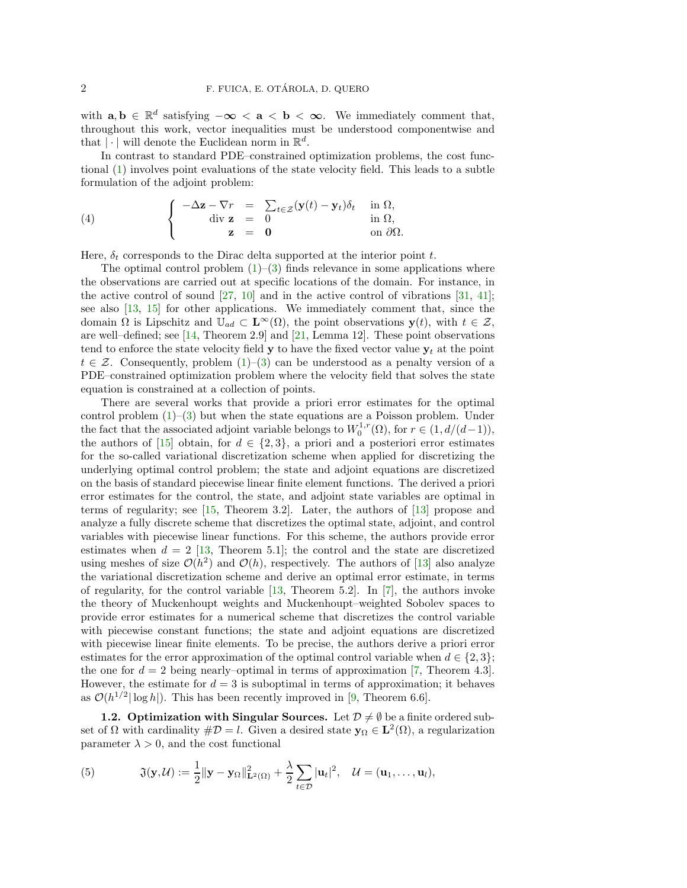with $\mathbf{a}, \mathbf{b} \in \mathbb{R}^d$ satisfying $-\boldsymbol{\infty} < \mathbf{a} < \mathbf{b} < \boldsymbol{\infty}$. We immediately comment that, throughout this work, vector inequalities must be understood componentwise and that $|\cdot|$ will denote the Euclidean norm in $\mathbb{R}^d$.

In contrast to standard PDE–constrained optimization problems, the cost functional (1) involves point evaluations of the state velocity field. This leads to a subtle formulation of the adjoint problem:

$$
(4) \qquad \left\{ \begin{array}{rcll} -\Delta \mathbf{z} - \nabla r & = & \sum_{t \in \mathcal{Z}} (\mathbf{y}(t) - \mathbf{y}_t)\delta_t & \text{in } \Omega, \\ \text{div}\, \mathbf{z} & = & 0 & \text{in } \Omega, \\ \mathbf{z} & = & \mathbf{0} & \text{on } \partial\Omega. \end{array} \right.
$$

Here, $\delta_t$ corresponds to the Dirac delta supported at the interior point $t$.

The optimal control problem (1)–(3) finds relevance in some applications where the observations are carried out at specific locations of the domain. For instance, in the active control of sound [27, 10] and in the active control of vibrations [31, 41]; see also [13, 15] for other applications. We immediately comment that, since the domain $\Omega$ is Lipschitz and $\mathbb{U}_{ad} \subset \mathbf{L}^\infty(\Omega)$, the point observations $\mathbf{y}(t)$, with $t \in \mathcal{Z}$, are well–defined; see [14, Theorem 2.9] and [21, Lemma 12]. These point observations tend to enforce the state velocity field $\mathbf{y}$ to have the fixed vector value $\mathbf{y}_t$ at the point $t \in \mathcal{Z}$. Consequently, problem (1)–(3) can be understood as a penalty version of a PDE–constrained optimization problem where the velocity field that solves the state equation is constrained at a collection of points.

There are several works that provide a priori error estimates for the optimal control problem (1)–(3) but when the state equations are a Poisson problem. Under the fact that the associated adjoint variable belongs to $W_0^{1,r}(\Omega)$, for $r \in (1, d/(d-1))$, the authors of [15] obtain, for $d \in \{2, 3\}$, a priori and a posteriori error estimates for the so-called variational discretization scheme when applied for discretizing the underlying optimal control problem; the state and adjoint equations are discretized on the basis of standard piecewise linear finite element functions. The derived a priori error estimates for the control, the state, and adjoint state variables are optimal in terms of regularity; see [15, Theorem 3.2]. Later, the authors of [13] propose and analyze a fully discrete scheme that discretizes the optimal state, adjoint, and control variables with piecewise linear functions. For this scheme, the authors provide error estimates when $d = 2$ [13, Theorem 5.1]; the control and the state are discretized using meshes of size $\mathcal{O}(h^2)$ and $\mathcal{O}(h)$, respectively. The authors of [13] also analyze the variational discretization scheme and derive an optimal error estimate, in terms of regularity, for the control variable [13, Theorem 5.2]. In [7], the authors invoke the theory of Muckenhoupt weights and Muckenhoupt–weighted Sobolev spaces to provide error estimates for a numerical scheme that discretizes the control variable with piecewise constant functions; the state and adjoint equations are discretized with piecewise linear finite elements. To be precise, the authors derive a priori error estimates for the error approximation of the optimal control variable when $d \in \{2, 3\}$; the one for $d = 2$ being nearly–optimal in terms of approximation [7, Theorem 4.3]. However, the estimate for $d = 3$ is suboptimal in terms of approximation; it behaves as $\mathcal{O}(h^{1/2}|\log h|)$. This has been recently improved in [9, Theorem 6.6].

**1.2. Optimization with Singular Sources.** Let $\mathcal{D} \neq \emptyset$ be a finite ordered subset of $\Omega$ with cardinality $\#\mathcal{D} = l$. Given a desired state $\mathbf{y}_\Omega \in \mathbf{L}^2(\Omega)$, a regularization parameter $\lambda > 0$, and the cost functional

$$
(5) \qquad \mathfrak{J}(\mathbf{y}, \mathcal{U}) := \frac{1}{2}\|\mathbf{y} - \mathbf{y}_\Omega\|^2_{\mathbf{L}^2(\Omega)} + \frac{\lambda}{2}\sum_{t \in \mathcal{D}} |\mathbf{u}_t|^2, \quad \mathcal{U} = (\mathbf{u}_1, \ldots, \mathbf{u}_l),
$$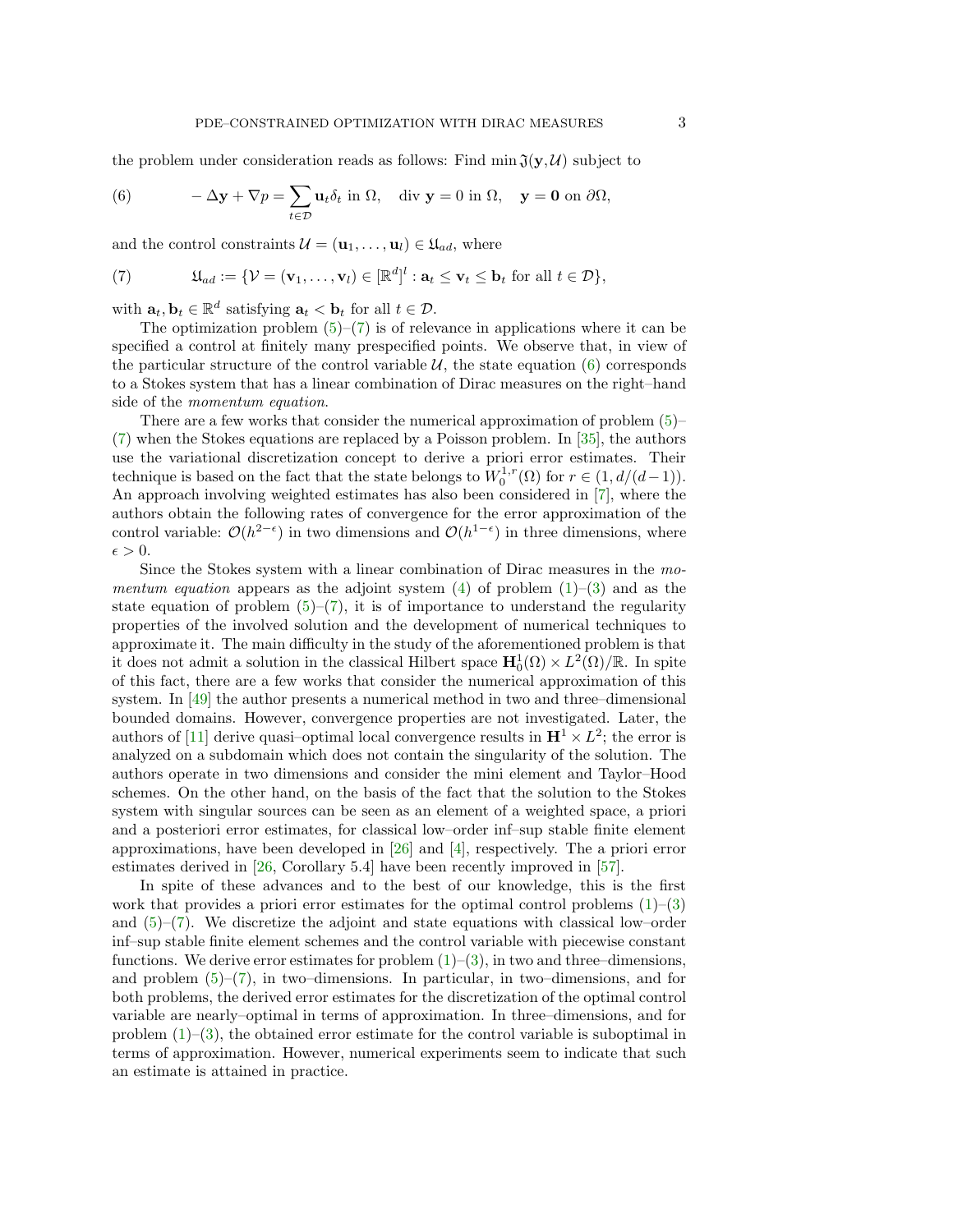the problem under consideration reads as follows: Find $\min \mathfrak{J}(\mathbf{y}, \mathcal{U})$ subject to

$$
-\Delta \mathbf{y} + \nabla p = \sum_{t \in \mathcal{D}} \mathbf{u}_t \delta_t \text{ in } \Omega, \quad \text{div } \mathbf{y} = 0 \text{ in } \Omega, \quad \mathbf{y} = \mathbf{0} \text{ on } \partial\Omega, \tag{6}
$$

and the control constraints $\mathcal{U} = (\mathbf{u}_1, \ldots, \mathbf{u}_l) \in \mathfrak{U}_{ad}$, where

$$
\mathfrak{U}_{ad} := \{\mathcal{V} = (\mathbf{v}_1, \ldots, \mathbf{v}_l) \in [\mathbb{R}^d]^l : \mathbf{a}_t \leq \mathbf{v}_t \leq \mathbf{b}_t \text{ for all } t \in \mathcal{D}\}, \tag{7}
$$

with $\mathbf{a}_t, \mathbf{b}_t \in \mathbb{R}^d$ satisfying $\mathbf{a}_t < \mathbf{b}_t$ for all $t \in \mathcal{D}$.

The optimization problem (5)–(7) is of relevance in applications where it can be specified a control at finitely many prespecified points. We observe that, in view of the particular structure of the control variable $\mathcal{U}$, the state equation (6) corresponds to a Stokes system that has a linear combination of Dirac measures on the right–hand side of the *momentum equation*.

There are a few works that consider the numerical approximation of problem (5)–(7) when the Stokes equations are replaced by a Poisson problem. In [35], the authors use the variational discretization concept to derive a priori error estimates. Their technique is based on the fact that the state belongs to $W_0^{1,r}(\Omega)$ for $r \in (1, d/(d-1))$. An approach involving weighted estimates has also been considered in [7], where the authors obtain the following rates of convergence for the error approximation of the control variable: $\mathcal{O}(h^{2-\epsilon})$ in two dimensions and $\mathcal{O}(h^{1-\epsilon})$ in three dimensions, where $\epsilon > 0$.

Since the Stokes system with a linear combination of Dirac measures in the *momentum equation* appears as the adjoint system (4) of problem (1)–(3) and as the state equation of problem (5)–(7), it is of importance to understand the regularity properties of the involved solution and the development of numerical techniques to approximate it. The main difficulty in the study of the aforementioned problem is that it does not admit a solution in the classical Hilbert space $\mathbf{H}_0^1(\Omega) \times L^2(\Omega)/\mathbb{R}$. In spite of this fact, there are a few works that consider the numerical approximation of this system. In [49] the author presents a numerical method in two and three–dimensional bounded domains. However, convergence properties are not investigated. Later, the authors of [11] derive quasi–optimal local convergence results in $\mathbf{H}^1 \times L^2$; the error is analyzed on a subdomain which does not contain the singularity of the solution. The authors operate in two dimensions and consider the mini element and Taylor–Hood schemes. On the other hand, on the basis of the fact that the solution to the Stokes system with singular sources can be seen as an element of a weighted space, a priori and a posteriori error estimates, for classical low–order inf–sup stable finite element approximations, have been developed in [26] and [4], respectively. The a priori error estimates derived in [26, Corollary 5.4] have been recently improved in [57].

In spite of these advances and to the best of our knowledge, this is the first work that provides a priori error estimates for the optimal control problems (1)–(3) and (5)–(7). We discretize the adjoint and state equations with classical low–order inf–sup stable finite element schemes and the control variable with piecewise constant functions. We derive error estimates for problem (1)–(3), in two and three–dimensions, and problem (5)–(7), in two–dimensions. In particular, in two–dimensions, and for both problems, the derived error estimates for the discretization of the optimal control variable are nearly–optimal in terms of approximation. In three–dimensions, and for problem (1)–(3), the obtained error estimate for the control variable is suboptimal in terms of approximation. However, numerical experiments seem to indicate that such an estimate is attained in practice.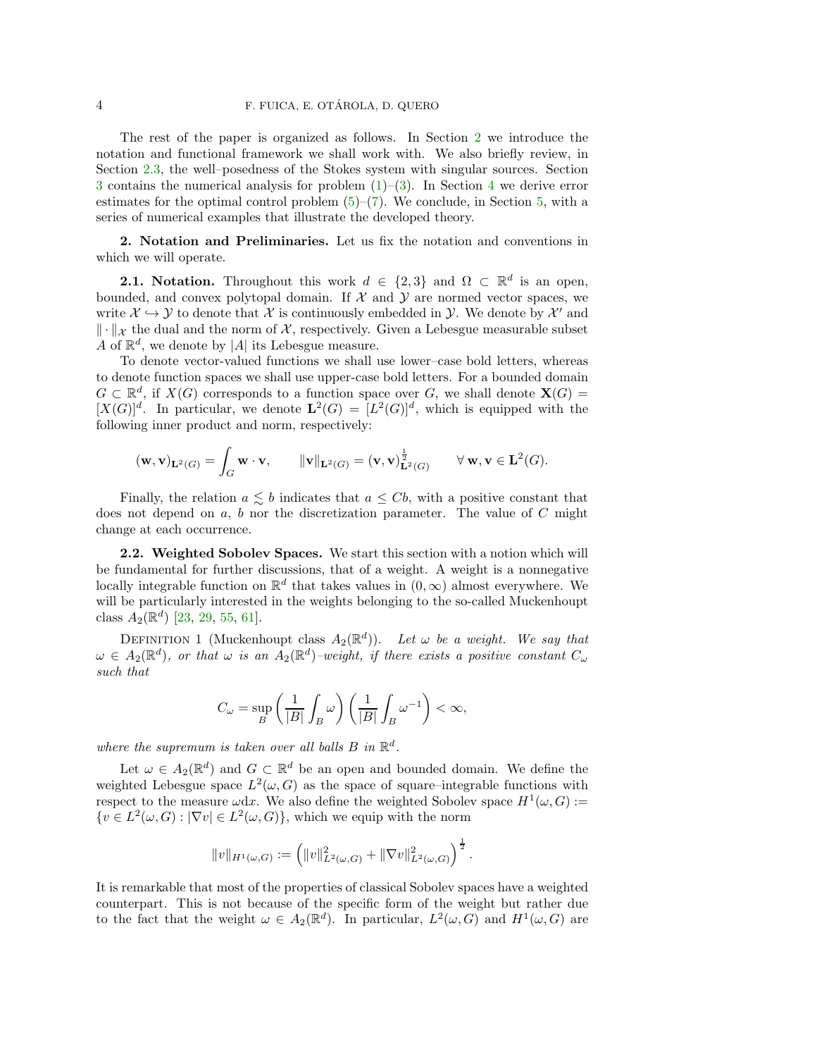The rest of the paper is organized as follows. In Section 2 we introduce the notation and functional framework we shall work with. We also briefly review, in Section 2.3, the well–posedness of the Stokes system with singular sources. Section 3 contains the numerical analysis for problem (1)–(3). In Section 4 we derive error estimates for the optimal control problem (5)–(7). We conclude, in Section 5, with a series of numerical examples that illustrate the developed theory.

## 2. Notation and Preliminaries.

Let us fix the notation and conventions in which we will operate.

### 2.1. Notation.

Throughout this work $d \in \{2,3\}$ and $\Omega \subset \mathbb{R}^d$ is an open, bounded, and convex polytopal domain. If $\mathcal{X}$ and $\mathcal{Y}$ are normed vector spaces, we write $\mathcal{X} \hookrightarrow \mathcal{Y}$ to denote that $\mathcal{X}$ is continuously embedded in $\mathcal{Y}$. We denote by $\mathcal{X}'$ and $\|\cdot\|_{\mathcal{X}}$ the dual and the norm of $\mathcal{X}$, respectively. Given a Lebesgue measurable subset $A$ of $\mathbb{R}^d$, we denote by $|A|$ its Lebesgue measure.

To denote vector-valued functions we shall use lower–case bold letters, whereas to denote function spaces we shall use upper-case bold letters. For a bounded domain $G \subset \mathbb{R}^d$, if $X(G)$ corresponds to a function space over $G$, we shall denote $\mathbf{X}(G) = [X(G)]^d$. In particular, we denote $\mathbf{L}^2(G) = [L^2(G)]^d$, which is equipped with the following inner product and norm, respectively:

$$(\mathbf{w},\mathbf{v})_{\mathbf{L}^2(G)} = \int_G \mathbf{w}\cdot\mathbf{v}, \qquad \|\mathbf{v}\|_{\mathbf{L}^2(G)} = (\mathbf{v},\mathbf{v})^{\frac{1}{2}}_{\mathbf{L}^2(G)} \qquad \forall\, \mathbf{w},\mathbf{v} \in \mathbf{L}^2(G).$$

Finally, the relation $a \lesssim b$ indicates that $a \leq Cb$, with a positive constant that does not depend on $a$, $b$ nor the discretization parameter. The value of $C$ might change at each occurrence.

### 2.2. Weighted Sobolev Spaces.

We start this section with a notion which will be fundamental for further discussions, that of a weight. A weight is a nonnegative locally integrable function on $\mathbb{R}^d$ that takes values in $(0,\infty)$ almost everywhere. We will be particularly interested in the weights belonging to the so-called Muckenhoupt class $A_2(\mathbb{R}^d)$ [23, 29, 55, 61].

Definition 1 (Muckenhoupt class $A_2(\mathbb{R}^d)$). *Let $\omega$ be a weight. We say that $\omega \in A_2(\mathbb{R}^d)$, or that $\omega$ is an $A_2(\mathbb{R}^d)$–weight, if there exists a positive constant $C_\omega$ such that*

$$C_\omega = \sup_B \left(\frac{1}{|B|}\int_B \omega\right)\left(\frac{1}{|B|}\int_B \omega^{-1}\right) < \infty,$$

*where the supremum is taken over all balls $B$ in $\mathbb{R}^d$.*

Let $\omega \in A_2(\mathbb{R}^d)$ and $G \subset \mathbb{R}^d$ be an open and bounded domain. We define the weighted Lebesgue space $L^2(\omega,G)$ as the space of square–integrable functions with respect to the measure $\omega \mathrm{d}x$. We also define the weighted Sobolev space $H^1(\omega,G) := \{v \in L^2(\omega,G) : |\nabla v| \in L^2(\omega,G)\}$, which we equip with the norm

$$\|v\|_{H^1(\omega,G)} := \left(\|v\|^2_{L^2(\omega,G)} + \|\nabla v\|^2_{L^2(\omega,G)}\right)^{\frac{1}{2}}.$$

It is remarkable that most of the properties of classical Sobolev spaces have a weighted counterpart. This is not because of the specific form of the weight but rather due to the fact that the weight $\omega \in A_2(\mathbb{R}^d)$. In particular, $L^2(\omega,G)$ and $H^1(\omega,G)$ are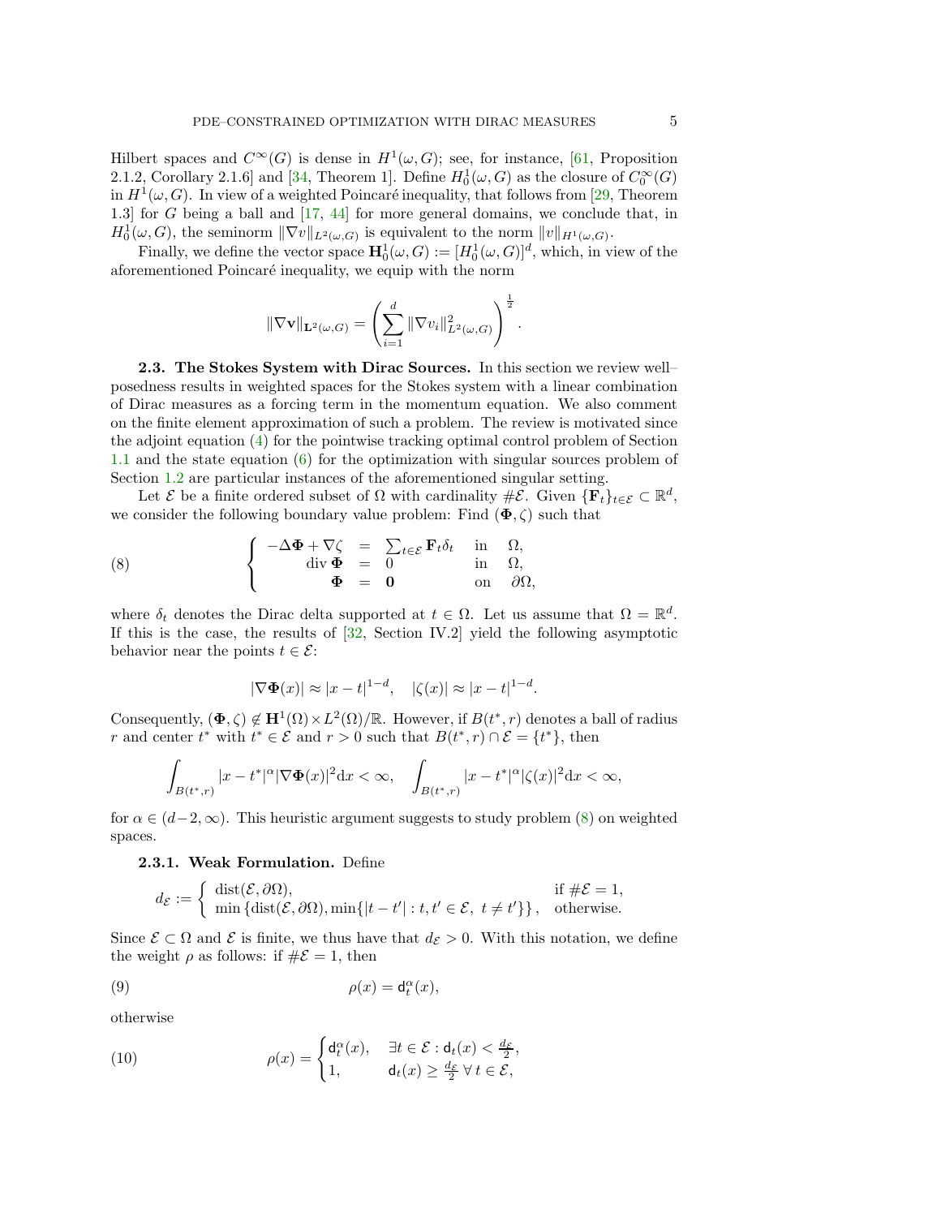Hilbert spaces and $C^\infty(G)$ is dense in $H^1(\omega, G)$; see, for instance, [61, Proposition 2.1.2, Corollary 2.1.6] and [34, Theorem 1]. Define $H_0^1(\omega, G)$ as the closure of $C_0^\infty(G)$ in $H^1(\omega, G)$. In view of a weighted Poincaré inequality, that follows from [29, Theorem 1.3] for $G$ being a ball and [17, 44] for more general domains, we conclude that, in $H_0^1(\omega, G)$, the seminorm $\|\nabla v\|_{L^2(\omega,G)}$ is equivalent to the norm $\|v\|_{H^1(\omega,G)}$.

Finally, we define the vector space $\mathbf{H}_0^1(\omega, G) := [H_0^1(\omega, G)]^d$, which, in view of the aforementioned Poincaré inequality, we equip with the norm

$$\|\nabla \mathbf{v}\|_{\mathbf{L}^2(\omega,G)} = \left( \sum_{i=1}^{d} \|\nabla v_i\|_{L^2(\omega,G)}^2 \right)^{\frac{1}{2}}.$$

**2.3. The Stokes System with Dirac Sources.** In this section we review well–posedness results in weighted spaces for the Stokes system with a linear combination of Dirac measures as a forcing term in the momentum equation. We also comment on the finite element approximation of such a problem. The review is motivated since the adjoint equation (4) for the pointwise tracking optimal control problem of Section 1.1 and the state equation (6) for the optimization with singular sources problem of Section 1.2 are particular instances of the aforementioned singular setting.

Let $\mathcal{E}$ be a finite ordered subset of $\Omega$ with cardinality $\#\mathcal{E}$. Given $\{\mathbf{F}_t\}_{t\in\mathcal{E}} \subset \mathbb{R}^d$, we consider the following boundary value problem: Find $(\boldsymbol{\Phi}, \zeta)$ such that

$$\left\{ \begin{array}{rcll} -\Delta \boldsymbol{\Phi} + \nabla \zeta & = & \sum_{t\in\mathcal{E}} \mathbf{F}_t \delta_t & \text{in} \quad \Omega, \\ \operatorname{div} \boldsymbol{\Phi} & = & 0 & \text{in} \quad \Omega, \\ \boldsymbol{\Phi} & = & \mathbf{0} & \text{on} \quad \partial\Omega, \end{array} \right. \tag{8}$$

where $\delta_t$ denotes the Dirac delta supported at $t \in \Omega$. Let us assume that $\Omega = \mathbb{R}^d$. If this is the case, the results of [32, Section IV.2] yield the following asymptotic behavior near the points $t \in \mathcal{E}$:

$$|\nabla \boldsymbol{\Phi}(x)| \approx |x - t|^{1-d}, \quad |\zeta(x)| \approx |x - t|^{1-d}.$$

Consequently, $(\boldsymbol{\Phi}, \zeta) \notin \mathbf{H}^1(\Omega) \times L^2(\Omega)/\mathbb{R}$. However, if $B(t^*, r)$ denotes a ball of radius $r$ and center $t^*$ with $t^* \in \mathcal{E}$ and $r > 0$ such that $B(t^*, r) \cap \mathcal{E} = \{t^*\}$, then

$$\int_{B(t^*,r)} |x - t^*|^\alpha |\nabla \boldsymbol{\Phi}(x)|^2 \mathrm{d}x < \infty, \quad \int_{B(t^*,r)} |x - t^*|^\alpha |\zeta(x)|^2 \mathrm{d}x < \infty,$$

for $\alpha \in (d-2, \infty)$. This heuristic argument suggests to study problem (8) on weighted spaces.

**2.3.1. Weak Formulation.** Define

$$d_{\mathcal{E}} := \left\{ \begin{array}{ll} \operatorname{dist}(\mathcal{E}, \partial\Omega), & \text{if } \#\mathcal{E} = 1, \\ \min\left\{ \operatorname{dist}(\mathcal{E}, \partial\Omega), \min\{|t - t'| : t, t' \in \mathcal{E}, \ t \neq t'\} \right\}, & \text{otherwise.} \end{array} \right.$$

Since $\mathcal{E} \subset \Omega$ and $\mathcal{E}$ is finite, we thus have that $d_{\mathcal{E}} > 0$. With this notation, we define the weight $\rho$ as follows: if $\#\mathcal{E} = 1$, then

$$\rho(x) = \mathsf{d}_t^\alpha(x), \tag{9}$$

otherwise

$$\rho(x) = \begin{cases} \mathsf{d}_t^\alpha(x), & \exists t \in \mathcal{E} : \mathsf{d}_t(x) < \frac{d_{\mathcal{E}}}{2}, \\ 1, & \mathsf{d}_t(x) \geq \frac{d_{\mathcal{E}}}{2} \ \forall \, t \in \mathcal{E}, \end{cases} \tag{10}$$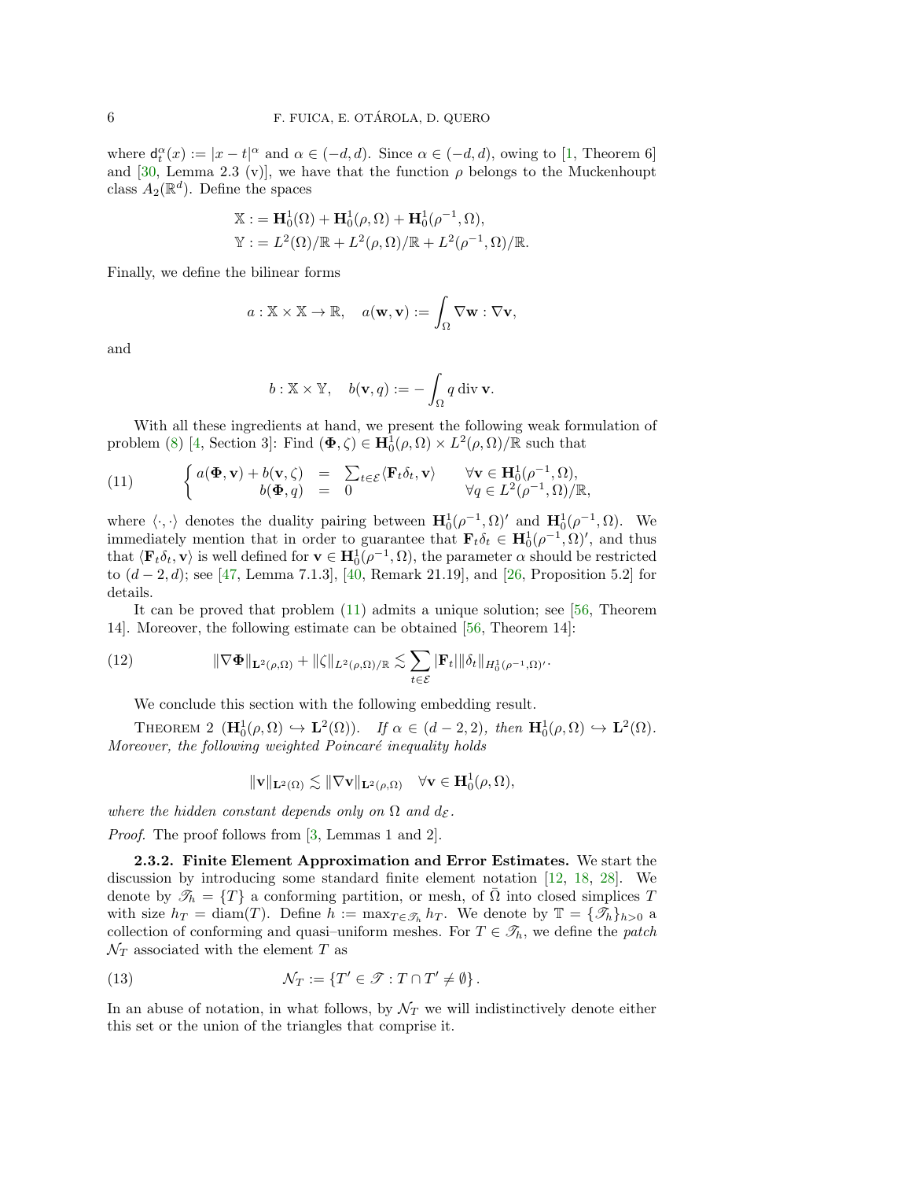where $\mathsf{d}_t^\alpha(x) := |x - t|^\alpha$ and $\alpha \in (-d, d)$. Since $\alpha \in (-d, d)$, owing to [1, Theorem 6] and [30, Lemma 2.3 (v)], we have that the function $\rho$ belongs to the Muckenhoupt class $A_2(\mathbb{R}^d)$. Define the spaces

$$
\begin{aligned}
\mathbb{X} &:= \mathbf{H}_0^1(\Omega) + \mathbf{H}_0^1(\rho, \Omega) + \mathbf{H}_0^1(\rho^{-1}, \Omega), \\
\mathbb{Y} &:= L^2(\Omega)/\mathbb{R} + L^2(\rho, \Omega)/\mathbb{R} + L^2(\rho^{-1}, \Omega)/\mathbb{R}.
\end{aligned}
$$

Finally, we define the bilinear forms

$$
a : \mathbb{X} \times \mathbb{X} \to \mathbb{R}, \quad a(\mathbf{w}, \mathbf{v}) := \int_\Omega \nabla \mathbf{w} : \nabla \mathbf{v},
$$

and

$$
b : \mathbb{X} \times \mathbb{Y}, \quad b(\mathbf{v}, q) := -\int_\Omega q \operatorname{div} \mathbf{v}.
$$

With all these ingredients at hand, we present the following weak formulation of problem (8) [4, Section 3]: Find $(\mathbf{\Phi}, \zeta) \in \mathbf{H}_0^1(\rho, \Omega) \times L^2(\rho, \Omega)/\mathbb{R}$ such that

$$
\left\{
\begin{array}{rcll}
a(\mathbf{\Phi}, \mathbf{v}) + b(\mathbf{v}, \zeta) & = & \sum_{t \in \mathcal{E}} \langle \mathbf{F}_t \delta_t, \mathbf{v} \rangle & \forall \mathbf{v} \in \mathbf{H}_0^1(\rho^{-1}, \Omega), \\
b(\mathbf{\Phi}, q) & = & 0 & \forall q \in L^2(\rho^{-1}, \Omega)/\mathbb{R},
\end{array}
\right. \tag{11}
$$

where $\langle \cdot, \cdot \rangle$ denotes the duality pairing between $\mathbf{H}_0^1(\rho^{-1}, \Omega)'$ and $\mathbf{H}_0^1(\rho^{-1}, \Omega)$. We immediately mention that in order to guarantee that $\mathbf{F}_t \delta_t \in \mathbf{H}_0^1(\rho^{-1}, \Omega)'$, and thus that $\langle \mathbf{F}_t \delta_t, \mathbf{v} \rangle$ is well defined for $\mathbf{v} \in \mathbf{H}_0^1(\rho^{-1}, \Omega)$, the parameter $\alpha$ should be restricted to $(d-2, d)$; see [47, Lemma 7.1.3], [40, Remark 21.19], and [26, Proposition 5.2] for details.

It can be proved that problem (11) admits a unique solution; see [56, Theorem 14]. Moreover, the following estimate can be obtained [56, Theorem 14]:

$$
\|\nabla \mathbf{\Phi}\|_{\mathbf{L}^2(\rho, \Omega)} + \|\zeta\|_{L^2(\rho, \Omega)/\mathbb{R}} \lesssim \sum_{t \in \mathcal{E}} |\mathbf{F}_t| \|\delta_t\|_{H_0^1(\rho^{-1}, \Omega)'}. \tag{12}
$$

We conclude this section with the following embedding result.

**Theorem 2** ($\mathbf{H}_0^1(\rho, \Omega) \hookrightarrow \mathbf{L}^2(\Omega)$). *If $\alpha \in (d-2, 2)$, then $\mathbf{H}_0^1(\rho, \Omega) \hookrightarrow \mathbf{L}^2(\Omega)$. Moreover, the following weighted Poincaré inequality holds*

$$
\|\mathbf{v}\|_{\mathbf{L}^2(\Omega)} \lesssim \|\nabla \mathbf{v}\|_{\mathbf{L}^2(\rho, \Omega)} \quad \forall \mathbf{v} \in \mathbf{H}_0^1(\rho, \Omega),
$$

*where the hidden constant depends only on $\Omega$ and $d_{\mathcal{E}}$.*

*Proof.* The proof follows from [3, Lemmas 1 and 2].

### 2.3.2. Finite Element Approximation and Error Estimates.

We start the discussion by introducing some standard finite element notation [12, 18, 28]. We denote by $\mathscr{T}_h = \{T\}$ a conforming partition, or mesh, of $\bar{\Omega}$ into closed simplices $T$ with size $h_T = \operatorname{diam}(T)$. Define $h := \max_{T \in \mathscr{T}_h} h_T$. We denote by $\mathbb{T} = \{\mathscr{T}_h\}_{h>0}$ a collection of conforming and quasi–uniform meshes. For $T \in \mathscr{T}_h$, we define the *patch* $\mathcal{N}_T$ associated with the element $T$ as

$$
\mathcal{N}_T := \{T' \in \mathscr{T} : T \cap T' \neq \emptyset\}. \tag{13}
$$

In an abuse of notation, in what follows, by $\mathcal{N}_T$ we will indistinctively denote either this set or the union of the triangles that comprise it.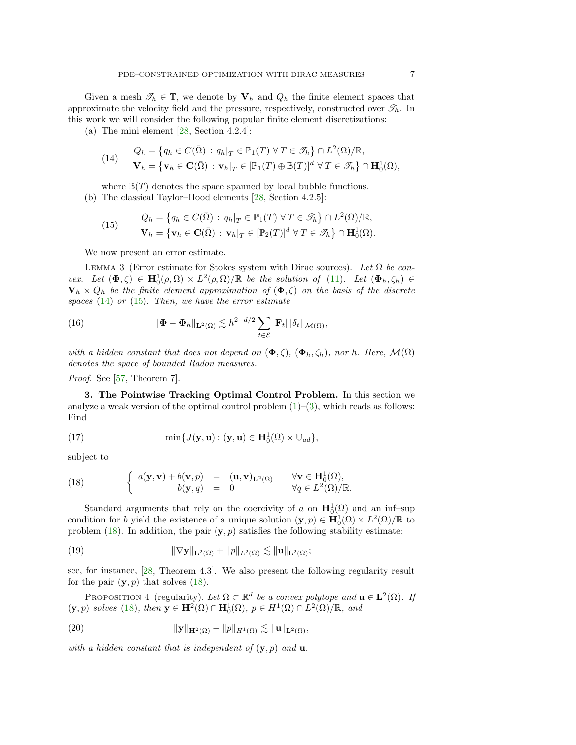Given a mesh $\mathscr{T}_h \in \mathbb{T}$, we denote by $\mathbf{V}_h$ and $Q_h$ the finite element spaces that approximate the velocity field and the pressure, respectively, constructed over $\mathscr{T}_h$. In this work we will consider the following popular finite element discretizations:

(a) The mini element [28, Section 4.2.4]:

$$
\begin{aligned}
Q_h &= \left\{ q_h \in C(\bar{\Omega}) \,:\, q_h|_T \in \mathbb{P}_1(T) \;\forall\, T \in \mathscr{T}_h \right\} \cap L^2(\Omega)/\mathbb{R}, \\
\mathbf{V}_h &= \left\{ \mathbf{v}_h \in \mathbf{C}(\bar{\Omega}) \,:\, \mathbf{v}_h|_T \in [\mathbb{P}_1(T) \oplus \mathbb{B}(T)]^d \;\forall\, T \in \mathscr{T}_h \right\} \cap \mathbf{H}_0^1(\Omega),
\end{aligned}
\tag{14}
$$

where $\mathbb{B}(T)$ denotes the space spanned by local bubble functions.

(b) The classical Taylor–Hood elements [28, Section 4.2.5]:

$$
\begin{aligned}
Q_h &= \left\{ q_h \in C(\bar{\Omega}) \,:\, q_h|_T \in \mathbb{P}_1(T) \;\forall\, T \in \mathscr{T}_h \right\} \cap L^2(\Omega)/\mathbb{R}, \\
\mathbf{V}_h &= \left\{ \mathbf{v}_h \in \mathbf{C}(\bar{\Omega}) \,:\, \mathbf{v}_h|_T \in [\mathbb{P}_2(T)]^d \;\forall\, T \in \mathscr{T}_h \right\} \cap \mathbf{H}_0^1(\Omega).
\end{aligned}
\tag{15}
$$

We now present an error estimate.

Lemma 3 (Error estimate for Stokes system with Dirac sources). *Let $\Omega$ be convex. Let $(\mathbf{\Phi}, \zeta) \in \mathbf{H}_0^1(\rho, \Omega) \times L^2(\rho, \Omega)/\mathbb{R}$ be the solution of (11). Let $(\mathbf{\Phi}_h, \zeta_h) \in \mathbf{V}_h \times Q_h$ be the finite element approximation of $(\mathbf{\Phi}, \zeta)$ on the basis of the discrete spaces (14) or (15). Then, we have the error estimate*

$$
\|\mathbf{\Phi} - \mathbf{\Phi}_h\|_{\mathbf{L}^2(\Omega)} \lesssim h^{2-d/2} \sum_{t \in \mathcal{E}} |\mathbf{F}_t| \|\delta_t\|_{\mathcal{M}(\Omega)},
\tag{16}
$$

*with a hidden constant that does not depend on $(\mathbf{\Phi}, \zeta)$, $(\mathbf{\Phi}_h, \zeta_h)$, nor $h$. Here, $\mathcal{M}(\Omega)$ denotes the space of bounded Radon measures.*

*Proof.* See [57, Theorem 7].

**3. The Pointwise Tracking Optimal Control Problem.** In this section we analyze a weak version of the optimal control problem (1)–(3), which reads as follows: Find

$$
\min\{J(\mathbf{y}, \mathbf{u}) : (\mathbf{y}, \mathbf{u}) \in \mathbf{H}_0^1(\Omega) \times \mathbb{U}_{ad}\},
\tag{17}
$$

subject to

$$
\left\{
\begin{array}{rcll}
a(\mathbf{y}, \mathbf{v}) + b(\mathbf{v}, p) &=& (\mathbf{u}, \mathbf{v})_{\mathbf{L}^2(\Omega)} & \forall \mathbf{v} \in \mathbf{H}_0^1(\Omega), \\
b(\mathbf{y}, q) &=& 0 & \forall q \in L^2(\Omega)/\mathbb{R}.
\end{array}
\right.
\tag{18}
$$

Standard arguments that rely on the coercivity of $a$ on $\mathbf{H}_0^1(\Omega)$ and an inf–sup condition for $b$ yield the existence of a unique solution $(\mathbf{y}, p) \in \mathbf{H}_0^1(\Omega) \times L^2(\Omega)/\mathbb{R}$ to problem (18). In addition, the pair $(\mathbf{y}, p)$ satisfies the following stability estimate:

$$
\|\nabla \mathbf{y}\|_{\mathbf{L}^2(\Omega)} + \|p\|_{L^2(\Omega)} \lesssim \|\mathbf{u}\|_{\mathbf{L}^2(\Omega)};
\tag{19}
$$

see, for instance, [28, Theorem 4.3]. We also present the following regularity result for the pair $(\mathbf{y}, p)$ that solves (18).

Proposition 4 (regularity). *Let $\Omega \subset \mathbb{R}^d$ be a convex polytope and $\mathbf{u} \in \mathbf{L}^2(\Omega)$. If $(\mathbf{y}, p)$ solves (18), then $\mathbf{y} \in \mathbf{H}^2(\Omega) \cap \mathbf{H}_0^1(\Omega)$, $p \in H^1(\Omega) \cap L^2(\Omega)/\mathbb{R}$, and*

$$
\|\mathbf{y}\|_{\mathbf{H}^2(\Omega)} + \|p\|_{H^1(\Omega)} \lesssim \|\mathbf{u}\|_{\mathbf{L}^2(\Omega)},
\tag{20}
$$

*with a hidden constant that is independent of $(\mathbf{y}, p)$ and $\mathbf{u}$.*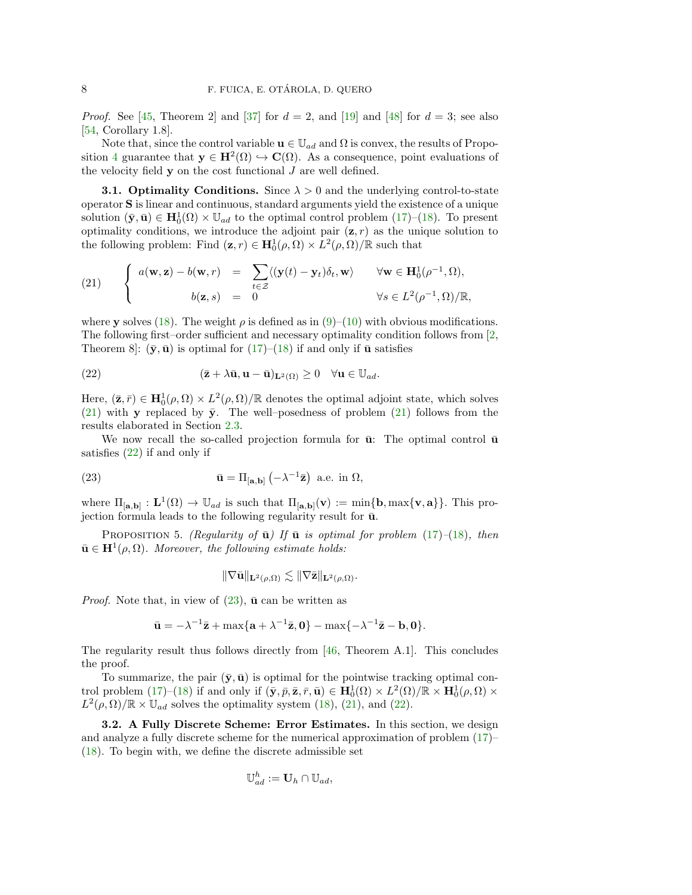*Proof.* See [45, Theorem 2] and [37] for $d = 2$, and [19] and [48] for $d = 3$; see also [54, Corollary 1.8].

Note that, since the control variable $\mathbf{u} \in \mathbb{U}_{ad}$ and $\Omega$ is convex, the results of Proposition 4 guarantee that $\mathbf{y} \in \mathbf{H}^2(\Omega) \hookrightarrow \mathbf{C}(\Omega)$. As a consequence, point evaluations of the velocity field $\mathbf{y}$ on the cost functional $J$ are well defined.

**3.1. Optimality Conditions.** Since $\lambda > 0$ and the underlying control-to-state operator $\mathbf{S}$ is linear and continuous, standard arguments yield the existence of a unique solution $(\bar{\mathbf{y}}, \bar{\mathbf{u}}) \in \mathbf{H}_0^1(\Omega) \times \mathbb{U}_{ad}$ to the optimal control problem (17)–(18). To present optimality conditions, we introduce the adjoint pair $(\mathbf{z}, r)$ as the unique solution to the following problem: Find $(\mathbf{z}, r) \in \mathbf{H}_0^1(\rho, \Omega) \times L^2(\rho, \Omega)/\mathbb{R}$ such that

$$
(21) \qquad \left\{ \begin{array}{rcll} a(\mathbf{w}, \mathbf{z}) - b(\mathbf{w}, r) & = & \displaystyle\sum_{t \in \mathcal{Z}} \langle (\mathbf{y}(t) - \mathbf{y}_t)\delta_t, \mathbf{w} \rangle & \quad \forall \mathbf{w} \in \mathbf{H}_0^1(\rho^{-1}, \Omega), \\ b(\mathbf{z}, s) & = & 0 & \quad \forall s \in L^2(\rho^{-1}, \Omega)/\mathbb{R}, \end{array} \right.
$$

where $\mathbf{y}$ solves (18). The weight $\rho$ is defined as in (9)–(10) with obvious modifications. The following first–order sufficient and necessary optimality condition follows from [2, Theorem 8]: $(\bar{\mathbf{y}}, \bar{\mathbf{u}})$ is optimal for (17)–(18) if and only if $\bar{\mathbf{u}}$ satisfies

$$
(22) \qquad (\bar{\mathbf{z}} + \lambda \bar{\mathbf{u}}, \mathbf{u} - \bar{\mathbf{u}})_{\mathbf{L}^2(\Omega)} \geq 0 \quad \forall \mathbf{u} \in \mathbb{U}_{ad}.
$$

Here, $(\bar{\mathbf{z}}, \bar{r}) \in \mathbf{H}_0^1(\rho, \Omega) \times L^2(\rho, \Omega)/\mathbb{R}$ denotes the optimal adjoint state, which solves (21) with $\mathbf{y}$ replaced by $\bar{\mathbf{y}}$. The well–posedness of problem (21) follows from the results elaborated in Section 2.3.

We now recall the so-called projection formula for $\bar{\mathbf{u}}$: The optimal control $\bar{\mathbf{u}}$ satisfies (22) if and only if

$$
(23) \qquad \bar{\mathbf{u}} = \Pi_{[\mathbf{a}, \mathbf{b}]} \left( -\lambda^{-1} \bar{\mathbf{z}} \right) \text{ a.e. in } \Omega,
$$

where $\Pi_{[\mathbf{a}, \mathbf{b}]} : \mathbf{L}^1(\Omega) \to \mathbb{U}_{ad}$ is such that $\Pi_{[\mathbf{a}, \mathbf{b}]}(\mathbf{v}) := \min\{\mathbf{b}, \max\{\mathbf{v}, \mathbf{a}\}\}$. This projection formula leads to the following regularity result for $\bar{\mathbf{u}}$.

Proposition 5. *(Regularity of $\bar{\mathbf{u}}$) If $\bar{\mathbf{u}}$ is optimal for problem (17)–(18), then $\bar{\mathbf{u}} \in \mathbf{H}^1(\rho, \Omega)$. Moreover, the following estimate holds:*

$$
\|\nabla \bar{\mathbf{u}}\|_{\mathbf{L}^2(\rho, \Omega)} \lesssim \|\nabla \bar{\mathbf{z}}\|_{\mathbf{L}^2(\rho, \Omega)}.
$$

*Proof.* Note that, in view of (23), $\bar{\mathbf{u}}$ can be written as

$$
\bar{\mathbf{u}} = -\lambda^{-1} \bar{\mathbf{z}} + \max\{\mathbf{a} + \lambda^{-1} \bar{\mathbf{z}}, \mathbf{0}\} - \max\{-\lambda^{-1} \bar{\mathbf{z}} - \mathbf{b}, \mathbf{0}\}.
$$

The regularity result thus follows directly from [46, Theorem A.1]. This concludes the proof.

To summarize, the pair $(\bar{\mathbf{y}}, \bar{\mathbf{u}})$ is optimal for the pointwise tracking optimal control problem (17)–(18) if and only if $(\bar{\mathbf{y}}, \bar{p}, \bar{\mathbf{z}}, \bar{r}, \bar{\mathbf{u}}) \in \mathbf{H}_0^1(\Omega) \times L^2(\Omega)/\mathbb{R} \times \mathbf{H}_0^1(\rho, \Omega) \times L^2(\rho, \Omega)/\mathbb{R} \times \mathbb{U}_{ad}$ solves the optimality system (18), (21), and (22).

**3.2. A Fully Discrete Scheme: Error Estimates.** In this section, we design and analyze a fully discrete scheme for the numerical approximation of problem (17)–(18). To begin with, we define the discrete admissible set

$$
\mathbb{U}_{ad}^h := \mathbf{U}_h \cap \mathbb{U}_{ad},
$$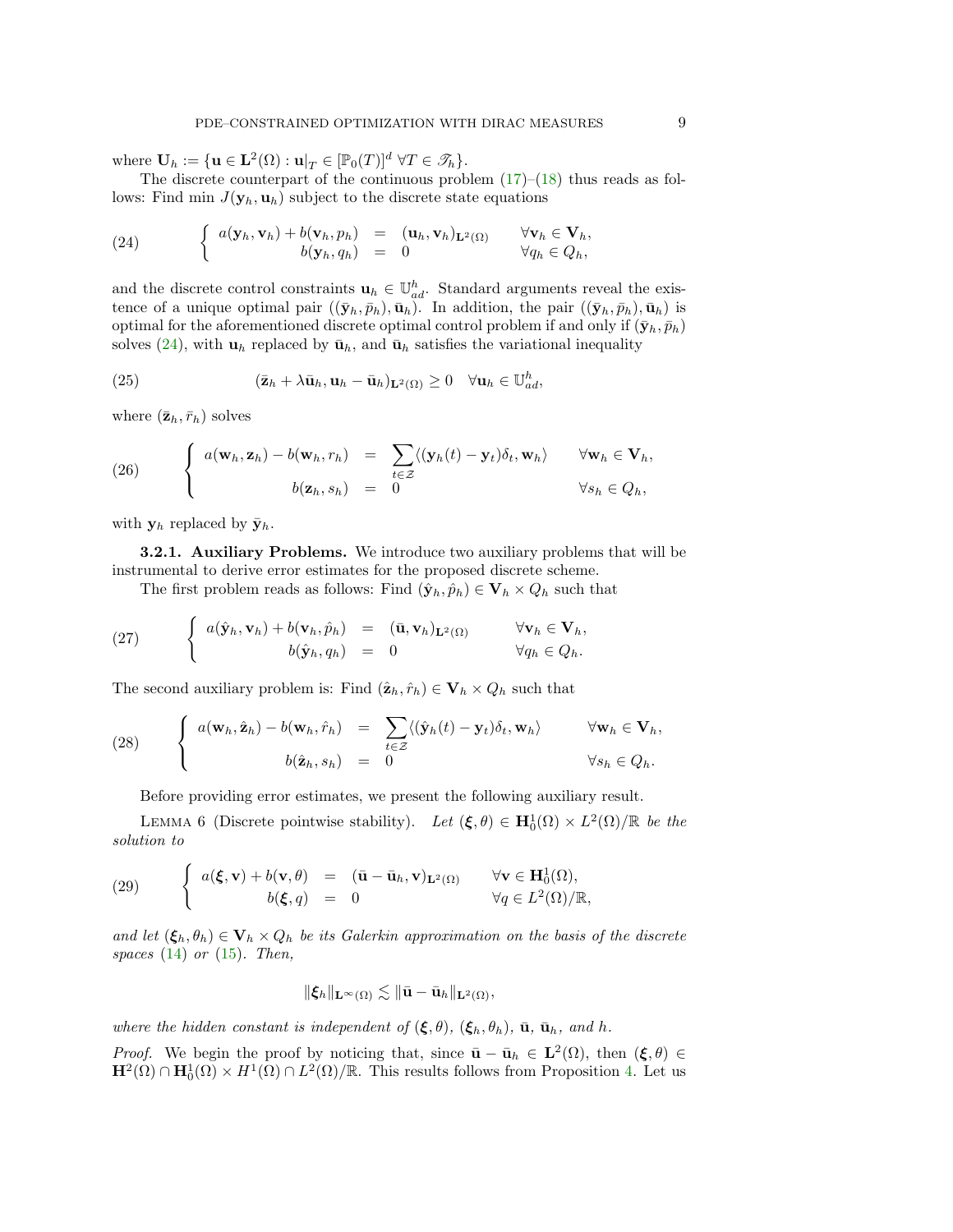where $\mathbf{U}_h := \{\mathbf{u} \in \mathbf{L}^2(\Omega) : \mathbf{u}|_T \in [\mathbb{P}_0(T)]^d \ \forall T \in \mathscr{T}_h\}$.

The discrete counterpart of the continuous problem (17)–(18) thus reads as follows: Find min $J(\mathbf{y}_h, \mathbf{u}_h)$ subject to the discrete state equations

$$
(24) \qquad \left\{ \begin{array}{rcll} a(\mathbf{y}_h, \mathbf{v}_h) + b(\mathbf{v}_h, p_h) & = & (\mathbf{u}_h, \mathbf{v}_h)_{\mathbf{L}^2(\Omega)} & \forall \mathbf{v}_h \in \mathbf{V}_h, \\ b(\mathbf{y}_h, q_h) & = & 0 & \forall q_h \in Q_h, \end{array} \right.
$$

and the discrete control constraints $\mathbf{u}_h \in \mathbb{U}_{ad}^h$. Standard arguments reveal the existence of a unique optimal pair $((\bar{\mathbf{y}}_h, \bar{p}_h), \bar{\mathbf{u}}_h)$. In addition, the pair $((\bar{\mathbf{y}}_h, \bar{p}_h), \bar{\mathbf{u}}_h)$ is optimal for the aforementioned discrete optimal control problem if and only if $(\bar{\mathbf{y}}_h, \bar{p}_h)$ solves (24), with $\mathbf{u}_h$ replaced by $\bar{\mathbf{u}}_h$, and $\bar{\mathbf{u}}_h$ satisfies the variational inequality

$$
(25) \qquad (\bar{\mathbf{z}}_h + \lambda \bar{\mathbf{u}}_h, \mathbf{u}_h - \bar{\mathbf{u}}_h)_{\mathbf{L}^2(\Omega)} \geq 0 \quad \forall \mathbf{u}_h \in \mathbb{U}_{ad}^h,
$$

where $(\bar{\mathbf{z}}_h, \bar{r}_h)$ solves

$$
(26) \qquad \left\{ \begin{array}{rcll} a(\mathbf{w}_h, \mathbf{z}_h) - b(\mathbf{w}_h, r_h) & = & \displaystyle\sum_{t \in \mathcal{Z}} \langle (\mathbf{y}_h(t) - \mathbf{y}_t)\delta_t, \mathbf{w}_h \rangle & \forall \mathbf{w}_h \in \mathbf{V}_h, \\ b(\mathbf{z}_h, s_h) & = & 0 & \forall s_h \in Q_h, \end{array} \right.
$$

with $\mathbf{y}_h$ replaced by $\bar{\mathbf{y}}_h$.

**3.2.1. Auxiliary Problems.** We introduce two auxiliary problems that will be instrumental to derive error estimates for the proposed discrete scheme.

The first problem reads as follows: Find $(\hat{\mathbf{y}}_h, \hat{p}_h) \in \mathbf{V}_h \times Q_h$ such that

$$
(27) \qquad \left\{ \begin{array}{rcll} a(\hat{\mathbf{y}}_h, \mathbf{v}_h) + b(\mathbf{v}_h, \hat{p}_h) & = & (\bar{\mathbf{u}}, \mathbf{v}_h)_{\mathbf{L}^2(\Omega)} & \forall \mathbf{v}_h \in \mathbf{V}_h, \\ b(\hat{\mathbf{y}}_h, q_h) & = & 0 & \forall q_h \in Q_h. \end{array} \right.
$$

The second auxiliary problem is: Find $(\hat{\mathbf{z}}_h, \hat{r}_h) \in \mathbf{V}_h \times Q_h$ such that

$$
(28) \qquad \left\{ \begin{array}{rcll} a(\mathbf{w}_h, \hat{\mathbf{z}}_h) - b(\mathbf{w}_h, \hat{r}_h) & = & \displaystyle\sum_{t \in \mathcal{Z}} \langle (\hat{\mathbf{y}}_h(t) - \mathbf{y}_t)\delta_t, \mathbf{w}_h \rangle & \forall \mathbf{w}_h \in \mathbf{V}_h, \\ b(\hat{\mathbf{z}}_h, s_h) & = & 0 & \forall s_h \in Q_h. \end{array} \right.
$$

Before providing error estimates, we present the following auxiliary result.

Lemma 6 (Discrete pointwise stability). *Let $(\boldsymbol{\xi}, \theta) \in \mathbf{H}_0^1(\Omega) \times L^2(\Omega)/\mathbb{R}$ be the solution to*

$$
(29) \qquad \left\{ \begin{array}{rcll} a(\boldsymbol{\xi}, \mathbf{v}) + b(\mathbf{v}, \theta) & = & (\bar{\mathbf{u}} - \bar{\mathbf{u}}_h, \mathbf{v})_{\mathbf{L}^2(\Omega)} & \forall \mathbf{v} \in \mathbf{H}_0^1(\Omega), \\ b(\boldsymbol{\xi}, q) & = & 0 & \forall q \in L^2(\Omega)/\mathbb{R}, \end{array} \right.
$$

*and let $(\boldsymbol{\xi}_h, \theta_h) \in \mathbf{V}_h \times Q_h$ be its Galerkin approximation on the basis of the discrete spaces (14) or (15). Then,*

$$
\|\boldsymbol{\xi}_h\|_{\mathbf{L}^\infty(\Omega)} \lesssim \|\bar{\mathbf{u}} - \bar{\mathbf{u}}_h\|_{\mathbf{L}^2(\Omega)},
$$

*where the hidden constant is independent of $(\boldsymbol{\xi}, \theta)$, $(\boldsymbol{\xi}_h, \theta_h)$, $\bar{\mathbf{u}}$, $\bar{\mathbf{u}}_h$, and $h$.*

*Proof.* We begin the proof by noticing that, since $\bar{\mathbf{u}} - \bar{\mathbf{u}}_h \in \mathbf{L}^2(\Omega)$, then $(\boldsymbol{\xi}, \theta) \in \mathbf{H}^2(\Omega) \cap \mathbf{H}_0^1(\Omega) \times H^1(\Omega) \cap L^2(\Omega)/\mathbb{R}$. This results follows from Proposition 4. Let us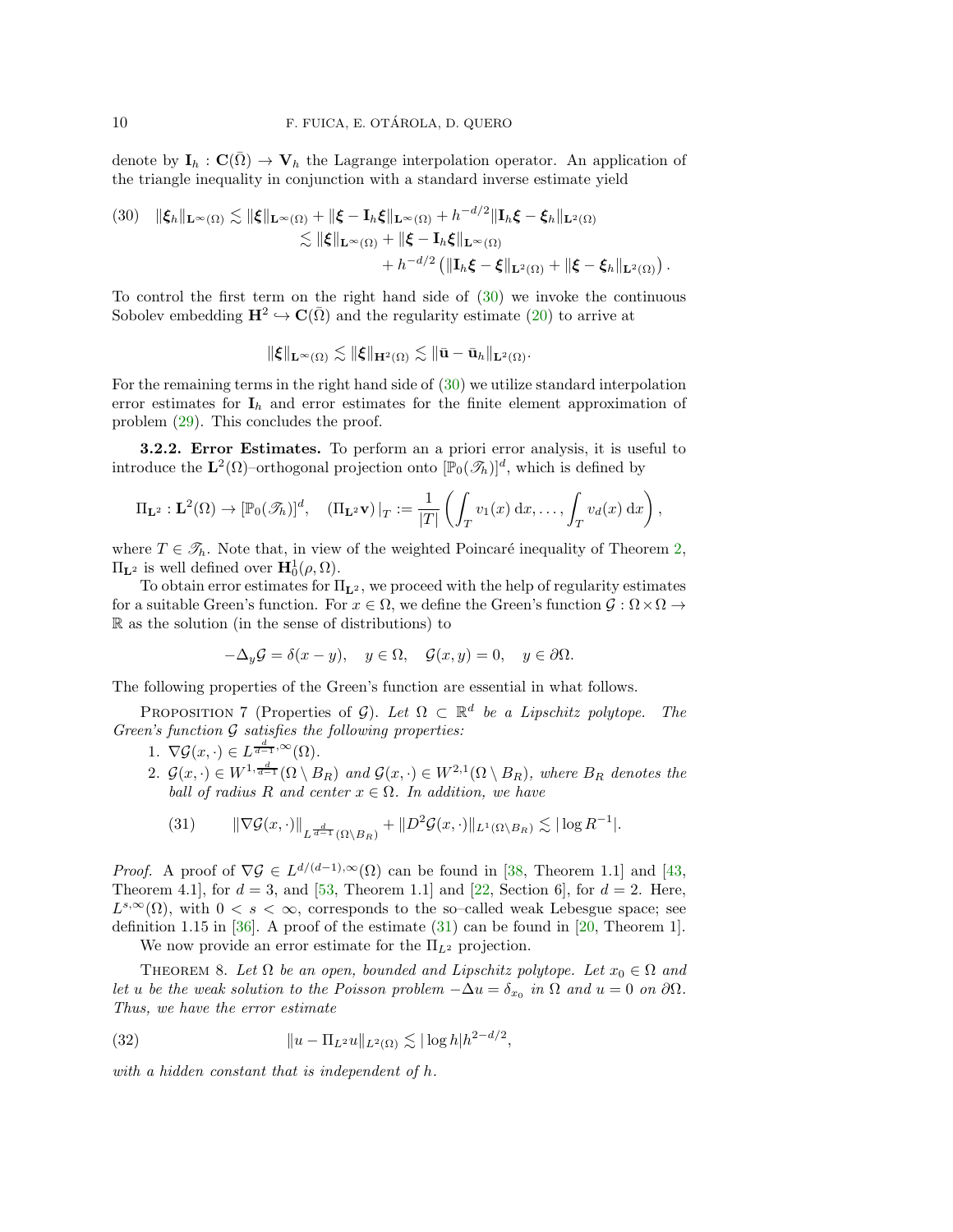denote by $\mathbf{I}_h : \mathbf{C}(\bar{\Omega}) \to \mathbf{V}_h$ the Lagrange interpolation operator. An application of the triangle inequality in conjunction with a standard inverse estimate yield

$$
\begin{aligned}
(30) \quad \|\boldsymbol{\xi}_h\|_{\mathbf{L}^\infty(\Omega)} &\lesssim \|\boldsymbol{\xi}\|_{\mathbf{L}^\infty(\Omega)} + \|\boldsymbol{\xi} - \mathbf{I}_h\boldsymbol{\xi}\|_{\mathbf{L}^\infty(\Omega)} + h^{-d/2}\|\mathbf{I}_h\boldsymbol{\xi} - \boldsymbol{\xi}_h\|_{\mathbf{L}^2(\Omega)} \\
&\lesssim \|\boldsymbol{\xi}\|_{\mathbf{L}^\infty(\Omega)} + \|\boldsymbol{\xi} - \mathbf{I}_h\boldsymbol{\xi}\|_{\mathbf{L}^\infty(\Omega)} \\
&\qquad + h^{-d/2}\left(\|\mathbf{I}_h\boldsymbol{\xi} - \boldsymbol{\xi}\|_{\mathbf{L}^2(\Omega)} + \|\boldsymbol{\xi} - \boldsymbol{\xi}_h\|_{\mathbf{L}^2(\Omega)}\right).
\end{aligned}
$$

To control the first term on the right hand side of (30) we invoke the continuous Sobolev embedding $\mathbf{H}^2 \hookrightarrow \mathbf{C}(\bar{\Omega})$ and the regularity estimate (20) to arrive at

$$
\|\boldsymbol{\xi}\|_{\mathbf{L}^\infty(\Omega)} \lesssim \|\boldsymbol{\xi}\|_{\mathbf{H}^2(\Omega)} \lesssim \|\bar{\mathbf{u}} - \bar{\mathbf{u}}_h\|_{\mathbf{L}^2(\Omega)}.
$$

For the remaining terms in the right hand side of (30) we utilize standard interpolation error estimates for $\mathbf{I}_h$ and error estimates for the finite element approximation of problem (29). This concludes the proof.

**3.2.2. Error Estimates.** To perform an a priori error analysis, it is useful to introduce the $\mathbf{L}^2(\Omega)$–orthogonal projection onto $[\mathbb{P}_0(\mathscr{T}_h)]^d$, which is defined by

$$
\Pi_{\mathbf{L}^2} : \mathbf{L}^2(\Omega) \to [\mathbb{P}_0(\mathscr{T}_h)]^d, \quad (\Pi_{\mathbf{L}^2}\mathbf{v})|_T := \frac{1}{|T|}\left(\int_T v_1(x)\,\mathrm{d}x, \ldots, \int_T v_d(x)\,\mathrm{d}x\right),
$$

where $T \in \mathscr{T}_h$. Note that, in view of the weighted Poincaré inequality of Theorem 2, $\Pi_{\mathbf{L}^2}$ is well defined over $\mathbf{H}_0^1(\rho, \Omega)$.

To obtain error estimates for $\Pi_{\mathbf{L}^2}$, we proceed with the help of regularity estimates for a suitable Green's function. For $x \in \Omega$, we define the Green's function $\mathcal{G} : \Omega \times \Omega \to \mathbb{R}$ as the solution (in the sense of distributions) to

$$
-\Delta_y \mathcal{G} = \delta(x - y), \quad y \in \Omega, \quad \mathcal{G}(x, y) = 0, \quad y \in \partial\Omega.
$$

The following properties of the Green's function are essential in what follows.

Proposition 7 (Properties of $\mathcal{G}$). *Let $\Omega \subset \mathbb{R}^d$ be a Lipschitz polytope. The Green's function $\mathcal{G}$ satisfies the following properties:*

1. $\nabla\mathcal{G}(x, \cdot) \in L^{\frac{d}{d-1},\infty}(\Omega)$.
2. $\mathcal{G}(x, \cdot) \in W^{1,\frac{d}{d-1}}(\Omega \setminus B_R)$ *and* $\mathcal{G}(x, \cdot) \in W^{2,1}(\Omega \setminus B_R)$, *where $B_R$ denotes the ball of radius $R$ and center $x \in \Omega$. In addition, we have*

$$
(31) \qquad \|\nabla\mathcal{G}(x, \cdot)\|_{L^{\frac{d}{d-1}}(\Omega \setminus B_R)} + \|D^2\mathcal{G}(x, \cdot)\|_{L^1(\Omega \setminus B_R)} \lesssim |\log R^{-1}|.
$$

*Proof.* A proof of $\nabla\mathcal{G} \in L^{d/(d-1),\infty}(\Omega)$ can be found in [38, Theorem 1.1] and [43, Theorem 4.1], for $d = 3$, and [53, Theorem 1.1] and [22, Section 6], for $d = 2$. Here, $L^{s,\infty}(\Omega)$, with $0 < s < \infty$, corresponds to the so–called weak Lebesgue space; see definition 1.15 in [36]. A proof of the estimate (31) can be found in [20, Theorem 1].

We now provide an error estimate for the $\Pi_{L^2}$ projection.

Theorem 8. *Let $\Omega$ be an open, bounded and Lipschitz polytope. Let $x_0 \in \Omega$ and let $u$ be the weak solution to the Poisson problem $-\Delta u = \delta_{x_0}$ in $\Omega$ and $u = 0$ on $\partial\Omega$. Thus, we have the error estimate*

$$
(32) \qquad \|u - \Pi_{L^2}u\|_{L^2(\Omega)} \lesssim |\log h| h^{2-d/2},
$$

*with a hidden constant that is independent of $h$.*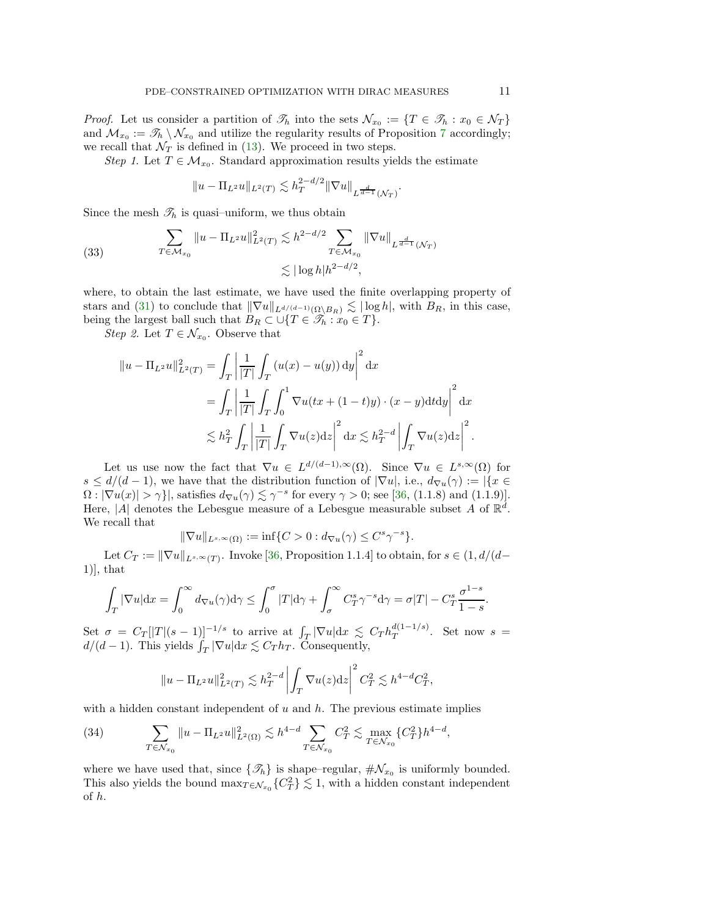*Proof.* Let us consider a partition of $\mathscr{T}_h$ into the sets $\mathcal{N}_{x_0} := \{T \in \mathscr{T}_h : x_0 \in \mathcal{N}_T\}$ and $\mathcal{M}_{x_0} := \mathscr{T}_h \setminus \mathcal{N}_{x_0}$ and utilize the regularity results of Proposition 7 accordingly; we recall that $\mathcal{N}_T$ is defined in (13). We proceed in two steps.

*Step 1.* Let $T \in \mathcal{M}_{x_0}$. Standard approximation results yields the estimate

$$\|u - \Pi_{L^2} u\|_{L^2(T)} \lesssim h_T^{2-d/2} \|\nabla u\|_{L^{\frac{d}{d-1}}(\mathcal{N}_T)}.$$

Since the mesh $\mathscr{T}_h$ is quasi–uniform, we thus obtain

$$\begin{aligned}
\sum_{T \in \mathcal{M}_{x_0}} \|u - \Pi_{L^2} u\|_{L^2(T)}^2 &\lesssim h^{2-d/2} \sum_{T \in \mathcal{M}_{x_0}} \|\nabla u\|_{L^{\frac{d}{d-1}}(\mathcal{N}_T)} \\
&\lesssim |\log h| h^{2-d/2},
\end{aligned} \tag{33}$$

where, to obtain the last estimate, we have used the finite overlapping property of stars and (31) to conclude that $\|\nabla u\|_{L^{d/(d-1)}(\Omega \setminus B_R)} \lesssim |\log h|$, with $B_R$, in this case, being the largest ball such that $B_R \subset \cup\{T \in \mathscr{T}_h : x_0 \in T\}$.

*Step 2.* Let $T \in \mathcal{N}_{x_0}$. Observe that

$$\begin{aligned}
\|u - \Pi_{L^2} u\|_{L^2(T)}^2 &= \int_T \left| \frac{1}{|T|} \int_T (u(x) - u(y))\, \mathrm{d}y \right|^2 \mathrm{d}x \\
&= \int_T \left| \frac{1}{|T|} \int_T \int_0^1 \nabla u(tx + (1-t)y) \cdot (x - y) \mathrm{d}t \mathrm{d}y \right|^2 \mathrm{d}x \\
&\lesssim h_T^2 \int_T \left| \frac{1}{|T|} \int_T \nabla u(z) \mathrm{d}z \right|^2 \mathrm{d}x \lesssim h_T^{2-d} \left| \int_T \nabla u(z) \mathrm{d}z \right|^2.
\end{aligned}$$

Let us use now the fact that $\nabla u \in L^{d/(d-1),\infty}(\Omega)$. Since $\nabla u \in L^{s,\infty}(\Omega)$ for $s \leq d/(d-1)$, we have that the distribution function of $|\nabla u|$, i.e., $d_{\nabla u}(\gamma) := |\{x \in \Omega : |\nabla u(x)| > \gamma\}|$, satisfies $d_{\nabla u}(\gamma) \lesssim \gamma^{-s}$ for every $\gamma > 0$; see [36, (1.1.8) and (1.1.9)]. Here, $|A|$ denotes the Lebesgue measure of a Lebesgue measurable subset $A$ of $\mathbb{R}^d$. We recall that

$$\|\nabla u\|_{L^{s,\infty}(\Omega)} := \inf\{C > 0 : d_{\nabla u}(\gamma) \leq C^s \gamma^{-s}\}.$$

Let $C_T := \|\nabla u\|_{L^{s,\infty}(T)}$. Invoke [36, Proposition 1.1.4] to obtain, for $s \in (1, d/(d-1)]$, that

$$\int_T |\nabla u| \mathrm{d}x = \int_0^\infty d_{\nabla u}(\gamma) \mathrm{d}\gamma \leq \int_0^\sigma |T| \mathrm{d}\gamma + \int_\sigma^\infty C_T^s \gamma^{-s} \mathrm{d}\gamma = \sigma |T| - C_T^s \frac{\sigma^{1-s}}{1-s}.$$

Set $\sigma = C_T [|T|(s-1)]^{-1/s}$ to arrive at $\int_T |\nabla u| \mathrm{d}x \lesssim C_T h_T^{d(1-1/s)}$. Set now $s = d/(d-1)$. This yields $\int_T |\nabla u| \mathrm{d}x \lesssim C_T h_T$. Consequently,

$$\|u - \Pi_{L^2} u\|_{L^2(T)}^2 \lesssim h_T^{2-d} \left| \int_T \nabla u(z) \mathrm{d}z \right|^2 C_T^2 \lesssim h^{4-d} C_T^2,$$

with a hidden constant independent of $u$ and $h$. The previous estimate implies

$$\sum_{T \in \mathcal{N}_{x_0}} \|u - \Pi_{L^2} u\|_{L^2(\Omega)}^2 \lesssim h^{4-d} \sum_{T \in \mathcal{N}_{x_0}} C_T^2 \lesssim \max_{T \in \mathcal{N}_{x_0}} \{C_T^2\} h^{4-d}, \tag{34}$$

where we have used that, since $\{\mathscr{T}_h\}$ is shape–regular, $\#\mathcal{N}_{x_0}$ is uniformly bounded. This also yields the bound $\max_{T \in \mathcal{N}_{x_0}} \{C_T^2\} \lesssim 1$, with a hidden constant independent of $h$.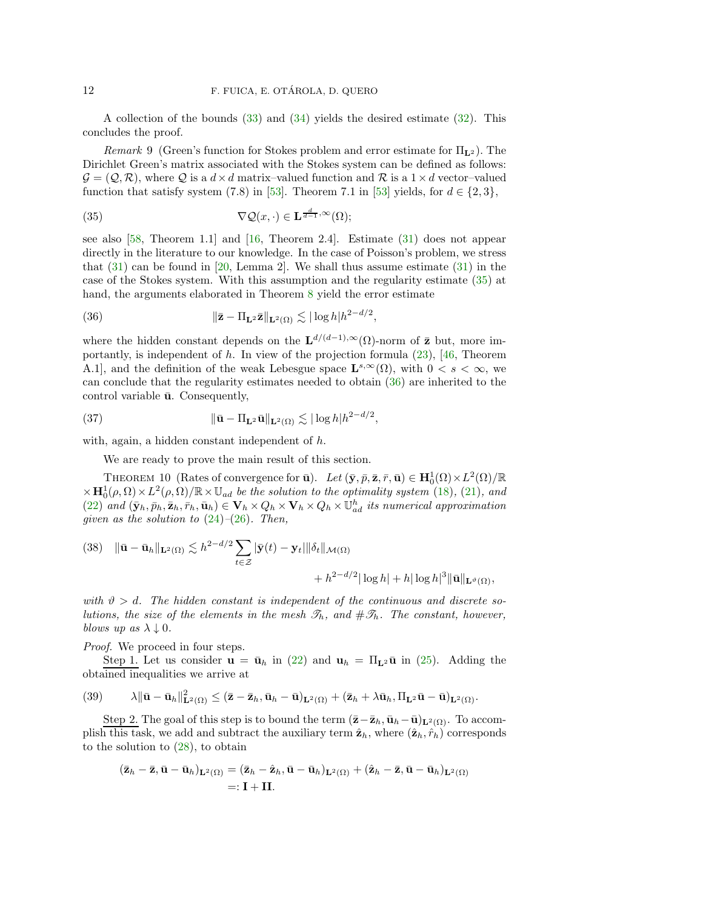A collection of the bounds (33) and (34) yields the desired estimate (32). This concludes the proof.

*Remark* 9 (Green's function for Stokes problem and error estimate for $\Pi_{\mathbf{L}^2}$). The Dirichlet Green's matrix associated with the Stokes system can be defined as follows: $\mathcal{G} = (\mathcal{Q}, \mathcal{R})$, where $\mathcal{Q}$ is a $d \times d$ matrix–valued function and $\mathcal{R}$ is a $1 \times d$ vector–valued function that satisfy system (7.8) in [53]. Theorem 7.1 in [53] yields, for $d \in \{2, 3\}$,

$$\nabla \mathcal{Q}(x, \cdot) \in \mathbf{L}^{\frac{d}{d-1},\infty}(\Omega); \tag{35}$$

see also [58, Theorem 1.1] and [16, Theorem 2.4]. Estimate (31) does not appear directly in the literature to our knowledge. In the case of Poisson's problem, we stress that (31) can be found in [20, Lemma 2]. We shall thus assume estimate (31) in the case of the Stokes system. With this assumption and the regularity estimate (35) at hand, the arguments elaborated in Theorem 8 yield the error estimate

$$\|\bar{\mathbf{z}} - \Pi_{\mathbf{L}^2}\bar{\mathbf{z}}\|_{\mathbf{L}^2(\Omega)} \lesssim |\log h| h^{2-d/2}, \tag{36}$$

where the hidden constant depends on the $\mathbf{L}^{d/(d-1),\infty}(\Omega)$-norm of $\bar{\mathbf{z}}$ but, more importantly, is independent of $h$. In view of the projection formula (23), [46, Theorem A.1], and the definition of the weak Lebesgue space $\mathbf{L}^{s,\infty}(\Omega)$, with $0 < s < \infty$, we can conclude that the regularity estimates needed to obtain (36) are inherited to the control variable $\bar{\mathbf{u}}$. Consequently,

$$\|\bar{\mathbf{u}} - \Pi_{\mathbf{L}^2}\bar{\mathbf{u}}\|_{\mathbf{L}^2(\Omega)} \lesssim |\log h| h^{2-d/2}, \tag{37}$$

with, again, a hidden constant independent of $h$.

We are ready to prove the main result of this section.

THEOREM 10 (Rates of convergence for $\bar{\mathbf{u}}$). *Let $(\bar{\mathbf{y}}, \bar{p}, \bar{\mathbf{z}}, \bar{r}, \bar{\mathbf{u}}) \in \mathbf{H}_0^1(\Omega) \times L^2(\Omega)/\mathbb{R} \times \mathbf{H}_0^1(\rho, \Omega) \times L^2(\rho, \Omega)/\mathbb{R} \times \mathbb{U}_{ad}$ be the solution to the optimality system (18), (21), and (22) and $(\bar{\mathbf{y}}_h, \bar{p}_h, \bar{\mathbf{z}}_h, \bar{r}_h, \bar{\mathbf{u}}_h) \in \mathbf{V}_h \times Q_h \times \mathbf{V}_h \times Q_h \times \mathbb{U}_{ad}^h$ its numerical approximation given as the solution to (24)–(26). Then,*

$$\|\bar{\mathbf{u}} - \bar{\mathbf{u}}_h\|_{\mathbf{L}^2(\Omega)} \lesssim h^{2-d/2} \sum_{t \in \mathcal{Z}} |\bar{\mathbf{y}}(t) - \mathbf{y}_t| \|\delta_t\|_{\mathcal{M}(\Omega)} + h^{2-d/2}|\log h| + h|\log h|^3 \|\bar{\mathbf{u}}\|_{\mathbf{L}^\vartheta(\Omega)}, \tag{38}$$

*with $\vartheta > d$. The hidden constant is independent of the continuous and discrete solutions, the size of the elements in the mesh $\mathscr{T}_h$, and $\#\mathscr{T}_h$. The constant, however, blows up as $\lambda \downarrow 0$.*

*Proof.* We proceed in four steps.

Step 1. Let us consider $\mathbf{u} = \bar{\mathbf{u}}_h$ in (22) and $\mathbf{u}_h = \Pi_{\mathbf{L}^2}\bar{\mathbf{u}}$ in (25). Adding the obtained inequalities we arrive at

$$\lambda \|\bar{\mathbf{u}} - \bar{\mathbf{u}}_h\|^2_{\mathbf{L}^2(\Omega)} \leq (\bar{\mathbf{z}} - \bar{\mathbf{z}}_h, \bar{\mathbf{u}}_h - \bar{\mathbf{u}})_{\mathbf{L}^2(\Omega)} + (\bar{\mathbf{z}}_h + \lambda \bar{\mathbf{u}}_h, \Pi_{\mathbf{L}^2}\bar{\mathbf{u}} - \bar{\mathbf{u}})_{\mathbf{L}^2(\Omega)}. \tag{39}$$

Step 2. The goal of this step is to bound the term $(\bar{\mathbf{z}} - \bar{\mathbf{z}}_h, \bar{\mathbf{u}}_h - \bar{\mathbf{u}})_{\mathbf{L}^2(\Omega)}$. To accomplish this task, we add and subtract the auxiliary term $\hat{\mathbf{z}}_h$, where $(\hat{\mathbf{z}}_h, \hat{r}_h)$ corresponds to the solution to (28), to obtain

$$\begin{aligned}
(\bar{\mathbf{z}}_h - \bar{\mathbf{z}}, \bar{\mathbf{u}} - \bar{\mathbf{u}}_h)_{\mathbf{L}^2(\Omega)} &= (\bar{\mathbf{z}}_h - \hat{\mathbf{z}}_h, \bar{\mathbf{u}} - \bar{\mathbf{u}}_h)_{\mathbf{L}^2(\Omega)} + (\hat{\mathbf{z}}_h - \bar{\mathbf{z}}, \bar{\mathbf{u}} - \bar{\mathbf{u}}_h)_{\mathbf{L}^2(\Omega)} \\
&=: \mathbf{I} + \mathbf{II}.
\end{aligned}$$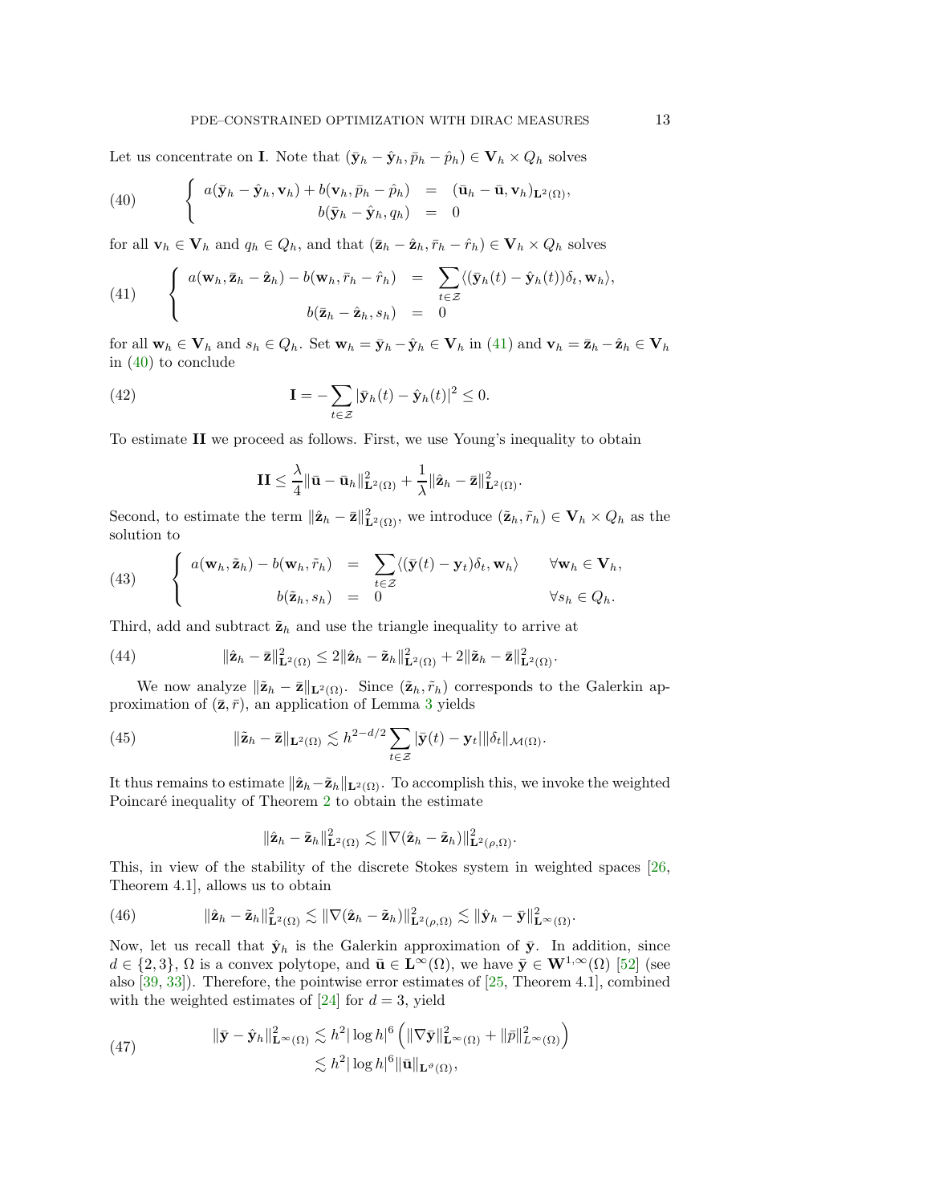Let us concentrate on **I**. Note that $(\bar{\mathbf{y}}_h - \hat{\mathbf{y}}_h, \bar{p}_h - \hat{p}_h) \in \mathbf{V}_h \times Q_h$ solves

$$
\left\{ \begin{array}{rcl} a(\bar{\mathbf{y}}_h - \hat{\mathbf{y}}_h, \mathbf{v}_h) + b(\mathbf{v}_h, \bar{p}_h - \hat{p}_h) & = & (\bar{\mathbf{u}}_h - \bar{\mathbf{u}}, \mathbf{v}_h)_{\mathbf{L}^2(\Omega)}, \\ b(\bar{\mathbf{y}}_h - \hat{\mathbf{y}}_h, q_h) & = & 0 \end{array} \right. \tag{40}
$$

for all $\mathbf{v}_h \in \mathbf{V}_h$ and $q_h \in Q_h$, and that $(\bar{\mathbf{z}}_h - \hat{\mathbf{z}}_h, \bar{r}_h - \hat{r}_h) \in \mathbf{V}_h \times Q_h$ solves

$$
\left\{ \begin{array}{rcl} a(\mathbf{w}_h, \bar{\mathbf{z}}_h - \hat{\mathbf{z}}_h) - b(\mathbf{w}_h, \bar{r}_h - \hat{r}_h) & = & \displaystyle\sum_{t \in \mathcal{Z}} \langle (\bar{\mathbf{y}}_h(t) - \hat{\mathbf{y}}_h(t)) \delta_t, \mathbf{w}_h \rangle, \\ b(\bar{\mathbf{z}}_h - \hat{\mathbf{z}}_h, s_h) & = & 0 \end{array} \right. \tag{41}
$$

for all $\mathbf{w}_h \in \mathbf{V}_h$ and $s_h \in Q_h$. Set $\mathbf{w}_h = \bar{\mathbf{y}}_h - \hat{\mathbf{y}}_h \in \mathbf{V}_h$ in (41) and $\mathbf{v}_h = \bar{\mathbf{z}}_h - \hat{\mathbf{z}}_h \in \mathbf{V}_h$ in (40) to conclude

$$
\mathbf{I} = - \sum_{t \in \mathcal{Z}} |\bar{\mathbf{y}}_h(t) - \hat{\mathbf{y}}_h(t)|^2 \leq 0. \tag{42}
$$

To estimate **II** we proceed as follows. First, we use Young's inequality to obtain

$$
\mathbf{II} \leq \frac{\lambda}{4} \|\bar{\mathbf{u}} - \bar{\mathbf{u}}_h\|^2_{\mathbf{L}^2(\Omega)} + \frac{1}{\lambda} \|\hat{\mathbf{z}}_h - \bar{\mathbf{z}}\|^2_{\mathbf{L}^2(\Omega)}.
$$

Second, to estimate the term $\|\hat{\mathbf{z}}_h - \bar{\mathbf{z}}\|^2_{\mathbf{L}^2(\Omega)}$, we introduce $(\tilde{\mathbf{z}}_h, \tilde{r}_h) \in \mathbf{V}_h \times Q_h$ as the solution to

$$
\left\{ \begin{array}{rcll} a(\mathbf{w}_h, \tilde{\mathbf{z}}_h) - b(\mathbf{w}_h, \tilde{r}_h) & = & \displaystyle\sum_{t \in \mathcal{Z}} \langle (\bar{\mathbf{y}}(t) - \mathbf{y}_t) \delta_t, \mathbf{w}_h \rangle & \forall \mathbf{w}_h \in \mathbf{V}_h, \\ b(\tilde{\mathbf{z}}_h, s_h) & = & 0 & \forall s_h \in Q_h. \end{array} \right. \tag{43}
$$

Third, add and subtract $\tilde{\mathbf{z}}_h$ and use the triangle inequality to arrive at

$$
\|\hat{\mathbf{z}}_h - \bar{\mathbf{z}}\|^2_{\mathbf{L}^2(\Omega)} \leq 2 \|\hat{\mathbf{z}}_h - \tilde{\mathbf{z}}_h\|^2_{\mathbf{L}^2(\Omega)} + 2 \|\tilde{\mathbf{z}}_h - \bar{\mathbf{z}}\|^2_{\mathbf{L}^2(\Omega)}. \tag{44}
$$

We now analyze $\|\tilde{\mathbf{z}}_h - \bar{\mathbf{z}}\|_{\mathbf{L}^2(\Omega)}$. Since $(\tilde{\mathbf{z}}_h, \tilde{r}_h)$ corresponds to the Galerkin approximation of $(\bar{\mathbf{z}}, \bar{r})$, an application of Lemma 3 yields

$$
\|\tilde{\mathbf{z}}_h - \bar{\mathbf{z}}\|_{\mathbf{L}^2(\Omega)} \lesssim h^{2-d/2} \sum_{t \in \mathcal{Z}} |\bar{\mathbf{y}}(t) - \mathbf{y}_t| \|\delta_t\|_{\mathcal{M}(\Omega)}. \tag{45}
$$

It thus remains to estimate $\|\hat{\mathbf{z}}_h - \tilde{\mathbf{z}}_h\|_{\mathbf{L}^2(\Omega)}$. To accomplish this, we invoke the weighted Poincaré inequality of Theorem 2 to obtain the estimate

$$
\|\hat{\mathbf{z}}_h - \tilde{\mathbf{z}}_h\|^2_{\mathbf{L}^2(\Omega)} \lesssim \|\nabla(\hat{\mathbf{z}}_h - \tilde{\mathbf{z}}_h)\|^2_{\mathbf{L}^2(\rho, \Omega)}.
$$

This, in view of the stability of the discrete Stokes system in weighted spaces [26, Theorem 4.1], allows us to obtain

$$
\|\hat{\mathbf{z}}_h - \tilde{\mathbf{z}}_h\|^2_{\mathbf{L}^2(\Omega)} \lesssim \|\nabla(\hat{\mathbf{z}}_h - \tilde{\mathbf{z}}_h)\|^2_{\mathbf{L}^2(\rho, \Omega)} \lesssim \|\hat{\mathbf{y}}_h - \bar{\mathbf{y}}\|^2_{\mathbf{L}^\infty(\Omega)}. \tag{46}
$$

Now, let us recall that $\hat{\mathbf{y}}_h$ is the Galerkin approximation of $\bar{\mathbf{y}}$. In addition, since $d \in \{2, 3\}$, $\Omega$ is a convex polytope, and $\bar{\mathbf{u}} \in \mathbf{L}^\infty(\Omega)$, we have $\bar{\mathbf{y}} \in \mathbf{W}^{1,\infty}(\Omega)$ [52] (see also [39, 33]). Therefore, the pointwise error estimates of [25, Theorem 4.1], combined with the weighted estimates of [24] for $d = 3$, yield

$$
\begin{aligned} \|\bar{\mathbf{y}} - \hat{\mathbf{y}}_h\|^2_{\mathbf{L}^\infty(\Omega)} &\lesssim h^2 |\log h|^6 \left( \|\nabla \bar{\mathbf{y}}\|^2_{\mathbf{L}^\infty(\Omega)} + \|\bar{p}\|^2_{L^\infty(\Omega)} \right) \\ &\lesssim h^2 |\log h|^6 \|\bar{\mathbf{u}}\|_{\mathbf{L}^\vartheta(\Omega)}, \end{aligned} \tag{47}
$$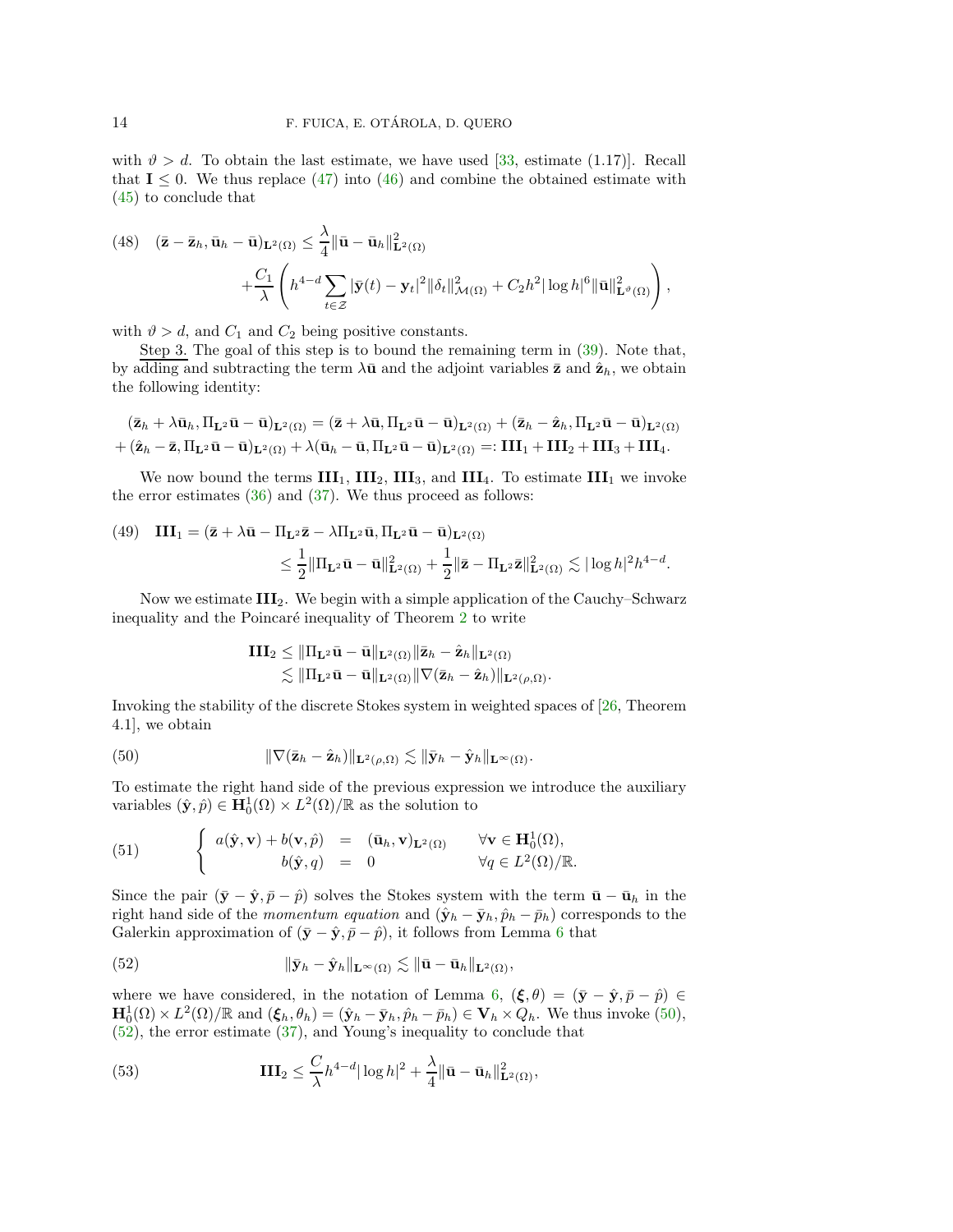with $\vartheta > d$. To obtain the last estimate, we have used [33, estimate (1.17)]. Recall that $\mathbf{I} \leq 0$. We thus replace (47) into (46) and combine the obtained estimate with (45) to conclude that

$$
(48) \quad (\bar{\mathbf{z}} - \bar{\mathbf{z}}_h, \bar{\mathbf{u}}_h - \bar{\mathbf{u}})_{\mathbf{L}^2(\Omega)} \leq \frac{\lambda}{4}\|\bar{\mathbf{u}} - \bar{\mathbf{u}}_h\|^2_{\mathbf{L}^2(\Omega)} + \frac{C_1}{\lambda}\left( h^{4-d}\sum_{t\in\mathcal{Z}} |\bar{\mathbf{y}}(t) - \mathbf{y}_t|^2 \|\delta_t\|^2_{\mathcal{M}(\Omega)} + C_2 h^2 |\log h|^6 \|\bar{\mathbf{u}}\|^2_{\mathbf{L}^{\vartheta}(\Omega)} \right),
$$

with $\vartheta > d$, and $C_1$ and $C_2$ being positive constants.

Step 3. The goal of this step is to bound the remaining term in (39). Note that, by adding and subtracting the term $\lambda\bar{\mathbf{u}}$ and the adjoint variables $\bar{\mathbf{z}}$ and $\hat{\mathbf{z}}_h$, we obtain the following identity:

$$
(\bar{\mathbf{z}}_h + \lambda\bar{\mathbf{u}}_h, \Pi_{\mathbf{L}^2}\bar{\mathbf{u}} - \bar{\mathbf{u}})_{\mathbf{L}^2(\Omega)} = (\bar{\mathbf{z}} + \lambda\bar{\mathbf{u}}, \Pi_{\mathbf{L}^2}\bar{\mathbf{u}} - \bar{\mathbf{u}})_{\mathbf{L}^2(\Omega)} + (\bar{\mathbf{z}}_h - \hat{\mathbf{z}}_h, \Pi_{\mathbf{L}^2}\bar{\mathbf{u}} - \bar{\mathbf{u}})_{\mathbf{L}^2(\Omega)}
$$
$$
+ (\hat{\mathbf{z}}_h - \bar{\mathbf{z}}, \Pi_{\mathbf{L}^2}\bar{\mathbf{u}} - \bar{\mathbf{u}})_{\mathbf{L}^2(\Omega)} + \lambda(\bar{\mathbf{u}}_h - \bar{\mathbf{u}}, \Pi_{\mathbf{L}^2}\bar{\mathbf{u}} - \bar{\mathbf{u}})_{\mathbf{L}^2(\Omega)} =: \mathbf{III}_1 + \mathbf{III}_2 + \mathbf{III}_3 + \mathbf{III}_4.
$$

We now bound the terms $\mathbf{III}_1$, $\mathbf{III}_2$, $\mathbf{III}_3$, and $\mathbf{III}_4$. To estimate $\mathbf{III}_1$ we invoke the error estimates (36) and (37). We thus proceed as follows:

$$
(49) \quad \mathbf{III}_1 = (\bar{\mathbf{z}} + \lambda\bar{\mathbf{u}} - \Pi_{\mathbf{L}^2}\bar{\mathbf{z}} - \lambda\Pi_{\mathbf{L}^2}\bar{\mathbf{u}}, \Pi_{\mathbf{L}^2}\bar{\mathbf{u}} - \bar{\mathbf{u}})_{\mathbf{L}^2(\Omega)} \leq \frac{1}{2}\|\Pi_{\mathbf{L}^2}\bar{\mathbf{u}} - \bar{\mathbf{u}}\|^2_{\mathbf{L}^2(\Omega)} + \frac{1}{2}\|\bar{\mathbf{z}} - \Pi_{\mathbf{L}^2}\bar{\mathbf{z}}\|^2_{\mathbf{L}^2(\Omega)} \lesssim |\log h|^2 h^{4-d}.
$$

Now we estimate $\mathbf{III}_2$. We begin with a simple application of the Cauchy–Schwarz inequality and the Poincaré inequality of Theorem 2 to write

$$
\mathbf{III}_2 \leq \|\Pi_{\mathbf{L}^2}\bar{\mathbf{u}} - \bar{\mathbf{u}}\|_{\mathbf{L}^2(\Omega)}\|\bar{\mathbf{z}}_h - \hat{\mathbf{z}}_h\|_{\mathbf{L}^2(\Omega)} \lesssim \|\Pi_{\mathbf{L}^2}\bar{\mathbf{u}} - \bar{\mathbf{u}}\|_{\mathbf{L}^2(\Omega)}\|\nabla(\bar{\mathbf{z}}_h - \hat{\mathbf{z}}_h)\|_{\mathbf{L}^2(\rho,\Omega)}.
$$

Invoking the stability of the discrete Stokes system in weighted spaces of [26, Theorem 4.1], we obtain

$$
(50) \qquad \|\nabla(\bar{\mathbf{z}}_h - \hat{\mathbf{z}}_h)\|_{\mathbf{L}^2(\rho,\Omega)} \lesssim \|\bar{\mathbf{y}}_h - \hat{\mathbf{y}}_h\|_{\mathbf{L}^\infty(\Omega)}.
$$

To estimate the right hand side of the previous expression we introduce the auxiliary variables $(\hat{\mathbf{y}}, \hat{p}) \in \mathbf{H}^1_0(\Omega) \times L^2(\Omega)/\mathbb{R}$ as the solution to

$$
(51) \qquad \left\{ \begin{array}{rcll} a(\hat{\mathbf{y}}, \mathbf{v}) + b(\mathbf{v}, \hat{p}) & = & (\bar{\mathbf{u}}_h, \mathbf{v})_{\mathbf{L}^2(\Omega)} & \forall \mathbf{v} \in \mathbf{H}^1_0(\Omega), \\ b(\hat{\mathbf{y}}, q) & = & 0 & \forall q \in L^2(\Omega)/\mathbb{R}. \end{array} \right.
$$

Since the pair $(\bar{\mathbf{y}} - \hat{\mathbf{y}}, \bar{p} - \hat{p})$ solves the Stokes system with the term $\bar{\mathbf{u}} - \bar{\mathbf{u}}_h$ in the right hand side of the *momentum equation* and $(\hat{\mathbf{y}}_h - \bar{\mathbf{y}}_h, \hat{p}_h - \bar{p}_h)$ corresponds to the Galerkin approximation of $(\bar{\mathbf{y}} - \hat{\mathbf{y}}, \bar{p} - \hat{p})$, it follows from Lemma 6 that

$$
(52) \qquad \|\bar{\mathbf{y}}_h - \hat{\mathbf{y}}_h\|_{\mathbf{L}^\infty(\Omega)} \lesssim \|\bar{\mathbf{u}} - \bar{\mathbf{u}}_h\|_{\mathbf{L}^2(\Omega)},
$$

where we have considered, in the notation of Lemma 6, $(\boldsymbol{\xi}, \theta) = (\bar{\mathbf{y}} - \hat{\mathbf{y}}, \bar{p} - \hat{p}) \in \mathbf{H}^1_0(\Omega) \times L^2(\Omega)/\mathbb{R}$ and $(\boldsymbol{\xi}_h, \theta_h) = (\hat{\mathbf{y}}_h - \bar{\mathbf{y}}_h, \hat{p}_h - \bar{p}_h) \in \mathbf{V}_h \times Q_h$. We thus invoke (50), (52), the error estimate (37), and Young's inequality to conclude that

$$
(53) \qquad \mathbf{III}_2 \leq \frac{C}{\lambda} h^{4-d}|\log h|^2 + \frac{\lambda}{4}\|\bar{\mathbf{u}} - \bar{\mathbf{u}}_h\|^2_{\mathbf{L}^2(\Omega)},
$$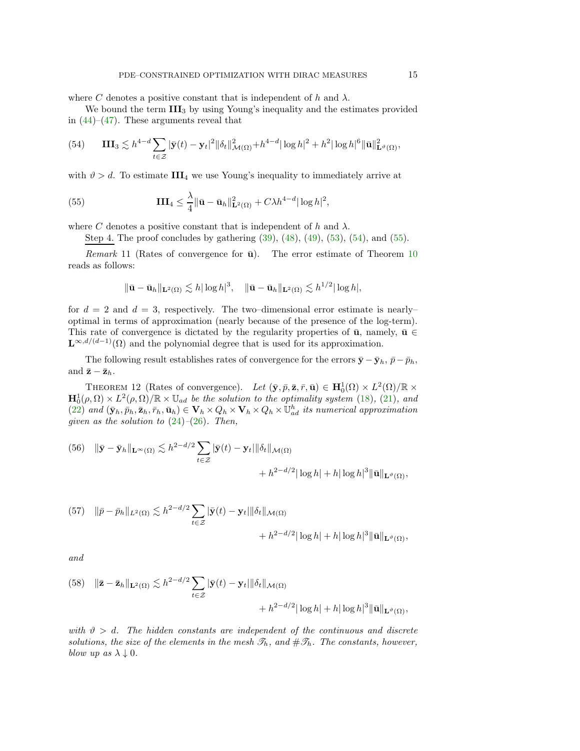where $C$ denotes a positive constant that is independent of $h$ and $\lambda$.

We bound the term $\mathbf{III}_3$ by using Young's inequality and the estimates provided in (44)–(47). These arguments reveal that

$$\mathbf{III}_3 \lesssim h^{4-d} \sum_{t \in \mathcal{Z}} |\bar{\mathbf{y}}(t) - \mathbf{y}_t|^2 \|\delta_t\|^2_{\mathcal{M}(\Omega)} + h^{4-d} |\log h|^2 + h^2 |\log h|^6 \|\bar{\mathbf{u}}\|^2_{\mathbf{L}^\vartheta(\Omega)}, \tag{54}$$

with $\vartheta > d$. To estimate $\mathbf{III}_4$ we use Young's inequality to immediately arrive at

$$\mathbf{III}_4 \leq \frac{\lambda}{4} \|\bar{\mathbf{u}} - \bar{\mathbf{u}}_h\|^2_{\mathbf{L}^2(\Omega)} + C\lambda h^{4-d} |\log h|^2, \tag{55}$$

where $C$ denotes a positive constant that is independent of $h$ and $\lambda$.

Step 4. The proof concludes by gathering (39), (48), (49), (53), (54), and (55).

*Remark* 11 (Rates of convergence for $\bar{\mathbf{u}}$). The error estimate of Theorem 10 reads as follows:

$$\|\bar{\mathbf{u}} - \bar{\mathbf{u}}_h\|_{\mathbf{L}^2(\Omega)} \lesssim h |\log h|^3, \quad \|\bar{\mathbf{u}} - \bar{\mathbf{u}}_h\|_{\mathbf{L}^2(\Omega)} \lesssim h^{1/2} |\log h|,$$

for $d = 2$ and $d = 3$, respectively. The two–dimensional error estimate is nearly–optimal in terms of approximation (nearly because of the presence of the log-term). This rate of convergence is dictated by the regularity properties of $\bar{\mathbf{u}}$, namely, $\bar{\mathbf{u}} \in \mathbf{L}^{\infty, d/(d-1)}(\Omega)$ and the polynomial degree that is used for its approximation.

The following result establishes rates of convergence for the errors $\bar{\mathbf{y}} - \bar{\mathbf{y}}_h$, $\bar{p} - \bar{p}_h$, and $\bar{\mathbf{z}} - \bar{\mathbf{z}}_h$.

THEOREM 12 (Rates of convergence). *Let $(\bar{\mathbf{y}}, \bar{p}, \bar{\mathbf{z}}, \bar{r}, \bar{\mathbf{u}}) \in \mathbf{H}^1_0(\Omega) \times L^2(\Omega)/\mathbb{R} \times \mathbf{H}^1_0(\rho, \Omega) \times L^2(\rho, \Omega)/\mathbb{R} \times \mathbb{U}_{ad}$ be the solution to the optimality system (18), (21), and (22) and $(\bar{\mathbf{y}}_h, \bar{p}_h, \bar{\mathbf{z}}_h, \bar{r}_h, \bar{\mathbf{u}}_h) \in \mathbf{V}_h \times Q_h \times \mathbf{V}_h \times Q_h \times \mathbb{U}^h_{ad}$ its numerical approximation given as the solution to (24)–(26). Then,*

$$\|\bar{\mathbf{y}} - \bar{\mathbf{y}}_h\|_{\mathbf{L}^\infty(\Omega)} \lesssim h^{2-d/2} \sum_{t \in \mathcal{Z}} |\bar{\mathbf{y}}(t) - \mathbf{y}_t| \|\delta_t\|_{\mathcal{M}(\Omega)} + h^{2-d/2} |\log h| + h |\log h|^3 \|\bar{\mathbf{u}}\|_{\mathbf{L}^\vartheta(\Omega)}, \tag{56}$$

$$\|\bar{p} - \bar{p}_h\|_{L^2(\Omega)} \lesssim h^{2-d/2} \sum_{t \in \mathcal{Z}} |\bar{\mathbf{y}}(t) - \mathbf{y}_t| \|\delta_t\|_{\mathcal{M}(\Omega)} + h^{2-d/2} |\log h| + h |\log h|^3 \|\bar{\mathbf{u}}\|_{\mathbf{L}^\vartheta(\Omega)}, \tag{57}$$

*and*

$$\|\bar{\mathbf{z}} - \bar{\mathbf{z}}_h\|_{\mathbf{L}^2(\Omega)} \lesssim h^{2-d/2} \sum_{t \in \mathcal{Z}} |\bar{\mathbf{y}}(t) - \mathbf{y}_t| \|\delta_t\|_{\mathcal{M}(\Omega)} + h^{2-d/2} |\log h| + h |\log h|^3 \|\bar{\mathbf{u}}\|_{\mathbf{L}^\vartheta(\Omega)}, \tag{58}$$

*with $\vartheta > d$. The hidden constants are independent of the continuous and discrete solutions, the size of the elements in the mesh $\mathscr{T}_h$, and $\#\mathscr{T}_h$. The constants, however, blow up as $\lambda \downarrow 0$.*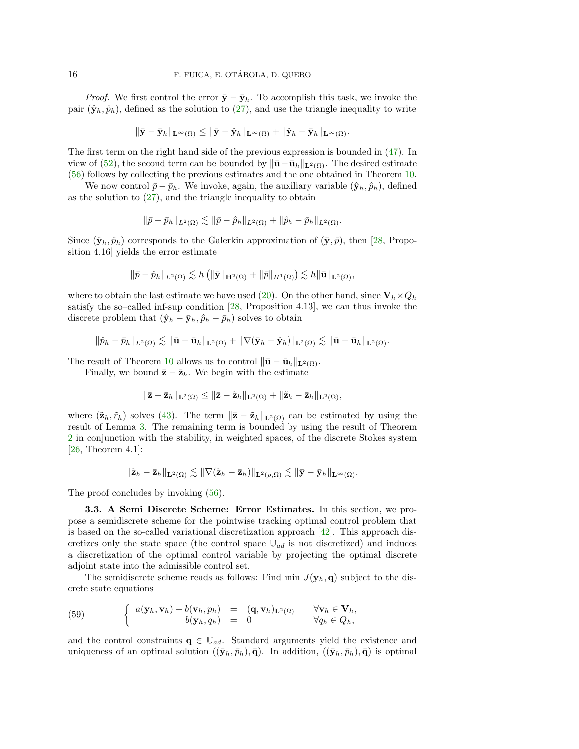*Proof.* We first control the error $\bar{\mathbf{y}} - \bar{\mathbf{y}}_h$. To accomplish this task, we invoke the pair $(\hat{\mathbf{y}}_h, \hat{p}_h)$, defined as the solution to (27), and use the triangle inequality to write

$$\|\bar{\mathbf{y}} - \bar{\mathbf{y}}_h\|_{\mathbf{L}^\infty(\Omega)} \leq \|\bar{\mathbf{y}} - \hat{\mathbf{y}}_h\|_{\mathbf{L}^\infty(\Omega)} + \|\hat{\mathbf{y}}_h - \bar{\mathbf{y}}_h\|_{\mathbf{L}^\infty(\Omega)}.$$

The first term on the right hand side of the previous expression is bounded in (47). In view of (52), the second term can be bounded by $\|\bar{\mathbf{u}} - \bar{\mathbf{u}}_h\|_{\mathbf{L}^2(\Omega)}$. The desired estimate (56) follows by collecting the previous estimates and the one obtained in Theorem 10.

We now control $\bar{p} - \bar{p}_h$. We invoke, again, the auxiliary variable $(\hat{\mathbf{y}}_h, \hat{p}_h)$, defined as the solution to (27), and the triangle inequality to obtain

$$\|\bar{p} - \bar{p}_h\|_{L^2(\Omega)} \lesssim \|\bar{p} - \hat{p}_h\|_{L^2(\Omega)} + \|\hat{p}_h - \bar{p}_h\|_{L^2(\Omega)}.$$

Since $(\hat{\mathbf{y}}_h, \hat{p}_h)$ corresponds to the Galerkin approximation of $(\bar{\mathbf{y}}, \bar{p})$, then [28, Proposition 4.16] yields the error estimate

$$\|\bar{p} - \hat{p}_h\|_{L^2(\Omega)} \lesssim h \left( \|\bar{\mathbf{y}}\|_{\mathbf{H}^2(\Omega)} + \|\bar{p}\|_{H^1(\Omega)} \right) \lesssim h \|\bar{\mathbf{u}}\|_{\mathbf{L}^2(\Omega)},$$

where to obtain the last estimate we have used (20). On the other hand, since $\mathbf{V}_h \times Q_h$ satisfy the so–called inf-sup condition [28, Proposition 4.13], we can thus invoke the discrete problem that $(\hat{\mathbf{y}}_h - \bar{\mathbf{y}}_h, \hat{p}_h - \bar{p}_h)$ solves to obtain

$$\|\hat{p}_h - \bar{p}_h\|_{L^2(\Omega)} \lesssim \|\bar{\mathbf{u}} - \bar{\mathbf{u}}_h\|_{\mathbf{L}^2(\Omega)} + \|\nabla(\bar{\mathbf{y}}_h - \hat{\mathbf{y}}_h)\|_{\mathbf{L}^2(\Omega)} \lesssim \|\bar{\mathbf{u}} - \bar{\mathbf{u}}_h\|_{\mathbf{L}^2(\Omega)}.$$

The result of Theorem 10 allows us to control $\|\bar{\mathbf{u}} - \bar{\mathbf{u}}_h\|_{\mathbf{L}^2(\Omega)}$.

Finally, we bound $\bar{\mathbf{z}} - \bar{\mathbf{z}}_h$. We begin with the estimate

$$\|\bar{\mathbf{z}} - \bar{\mathbf{z}}_h\|_{\mathbf{L}^2(\Omega)} \leq \|\bar{\mathbf{z}} - \tilde{\mathbf{z}}_h\|_{\mathbf{L}^2(\Omega)} + \|\tilde{\mathbf{z}}_h - \bar{\mathbf{z}}_h\|_{\mathbf{L}^2(\Omega)},$$

where $(\tilde{\mathbf{z}}_h, \tilde{r}_h)$ solves (43). The term $\|\bar{\mathbf{z}} - \tilde{\mathbf{z}}_h\|_{\mathbf{L}^2(\Omega)}$ can be estimated by using the result of Lemma 3. The remaining term is bounded by using the result of Theorem 2 in conjunction with the stability, in weighted spaces, of the discrete Stokes system [26, Theorem 4.1]:

$$\|\tilde{\mathbf{z}}_h - \bar{\mathbf{z}}_h\|_{\mathbf{L}^2(\Omega)} \lesssim \|\nabla(\tilde{\mathbf{z}}_h - \bar{\mathbf{z}}_h)\|_{\mathbf{L}^2(\rho,\Omega)} \lesssim \|\bar{\mathbf{y}} - \bar{\mathbf{y}}_h\|_{\mathbf{L}^\infty(\Omega)}.$$

The proof concludes by invoking (56).

**3.3. A Semi Discrete Scheme: Error Estimates.** In this section, we propose a semidiscrete scheme for the pointwise tracking optimal control problem that is based on the so-called variational discretization approach [42]. This approach discretizes only the state space (the control space $\mathbb{U}_{ad}$ is not discretized) and induces a discretization of the optimal control variable by projecting the optimal discrete adjoint state into the admissible control set.

The semidiscrete scheme reads as follows: Find min $J(\mathbf{y}_h, \mathbf{q})$ subject to the discrete state equations

$$\left\{ \begin{array}{rcll} a(\mathbf{y}_h, \mathbf{v}_h) + b(\mathbf{v}_h, p_h) & = & (\mathbf{q}, \mathbf{v}_h)_{\mathbf{L}^2(\Omega)} & \forall \mathbf{v}_h \in \mathbf{V}_h, \\ b(\mathbf{y}_h, q_h) & = & 0 & \forall q_h \in Q_h, \end{array} \right. \tag{59}$$

and the control constraints $\mathbf{q} \in \mathbb{U}_{ad}$. Standard arguments yield the existence and uniqueness of an optimal solution $((\bar{\mathbf{y}}_h, \bar{p}_h), \bar{\mathbf{q}})$. In addition, $((\bar{\mathbf{y}}_h, \bar{p}_h), \bar{\mathbf{q}})$ is optimal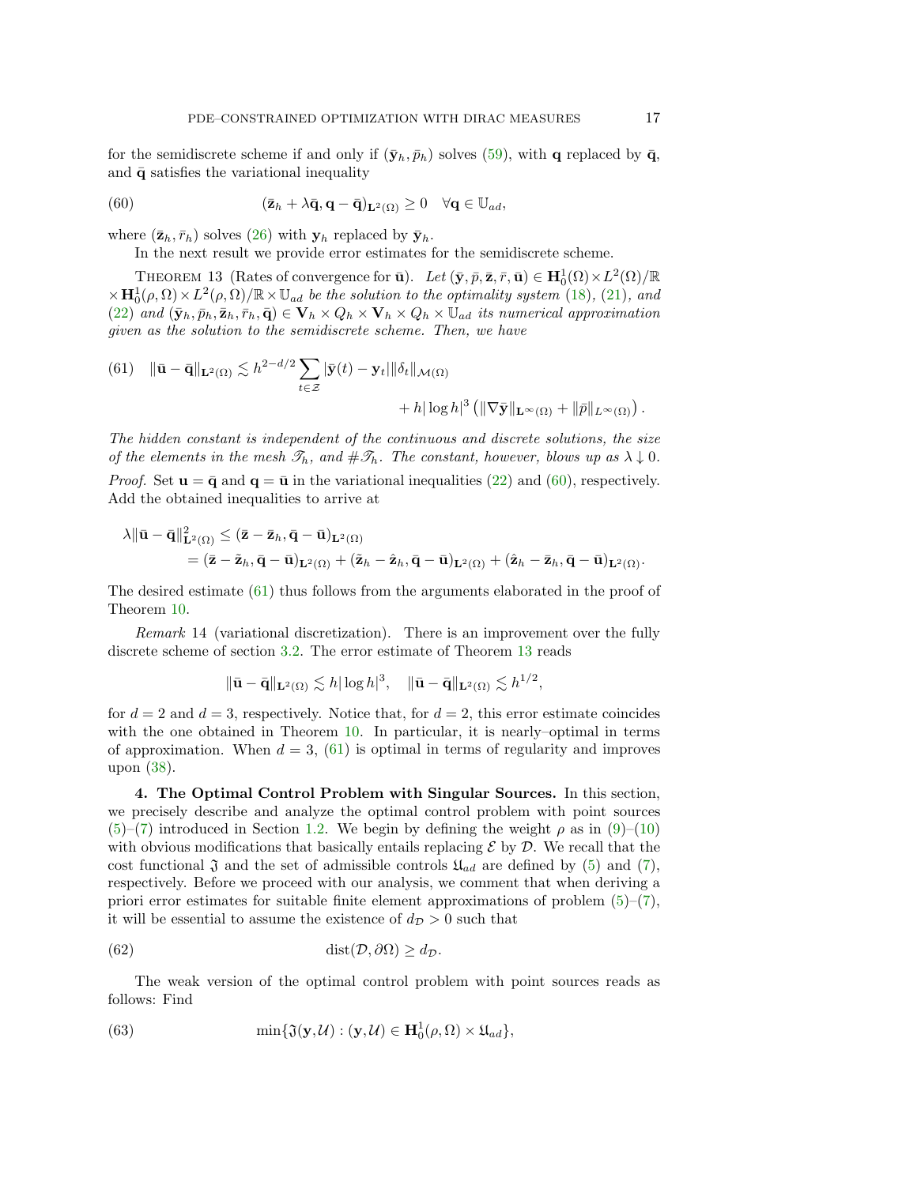for the semidiscrete scheme if and only if $(\bar{\mathbf{y}}_h, \bar{p}_h)$ solves (59), with $\mathbf{q}$ replaced by $\bar{\mathbf{q}}$, and $\bar{\mathbf{q}}$ satisfies the variational inequality

$$
(\bar{\mathbf{z}}_h + \lambda \bar{\mathbf{q}}, \mathbf{q} - \bar{\mathbf{q}})_{\mathbf{L}^2(\Omega)} \geq 0 \quad \forall \mathbf{q} \in \mathbb{U}_{ad}, \tag{60}
$$

where $(\bar{\mathbf{z}}_h, \bar{r}_h)$ solves (26) with $\mathbf{y}_h$ replaced by $\bar{\mathbf{y}}_h$.

In the next result we provide error estimates for the semidiscrete scheme.

Theorem 13 (Rates of convergence for $\bar{\mathbf{u}}$). *Let $(\bar{\mathbf{y}}, \bar{p}, \bar{\mathbf{z}}, \bar{r}, \bar{\mathbf{u}}) \in \mathbf{H}_0^1(\Omega) \times L^2(\Omega)/\mathbb{R} \times \mathbf{H}_0^1(\rho, \Omega) \times L^2(\rho, \Omega)/\mathbb{R} \times \mathbb{U}_{ad}$ be the solution to the optimality system (18), (21), and (22) and $(\bar{\mathbf{y}}_h, \bar{p}_h, \bar{\mathbf{z}}_h, \bar{r}_h, \bar{\mathbf{q}}) \in \mathbf{V}_h \times Q_h \times \mathbf{V}_h \times Q_h \times \mathbb{U}_{ad}$ its numerical approximation given as the solution to the semidiscrete scheme. Then, we have*

$$
\|\bar{\mathbf{u}} - \bar{\mathbf{q}}\|_{\mathbf{L}^2(\Omega)} \lesssim h^{2-d/2} \sum_{t \in \mathcal{Z}} |\bar{\mathbf{y}}(t) - \mathbf{y}_t| \|\delta_t\|_{\mathcal{M}(\Omega)} + h|\log h|^3 \left( \|\nabla \bar{\mathbf{y}}\|_{\mathbf{L}^\infty(\Omega)} + \|\bar{p}\|_{L^\infty(\Omega)} \right). \tag{61}
$$

*The hidden constant is independent of the continuous and discrete solutions, the size of the elements in the mesh $\mathscr{T}_h$, and $\#\mathscr{T}_h$. The constant, however, blows up as $\lambda \downarrow 0$.*

*Proof.* Set $\mathbf{u} = \bar{\mathbf{q}}$ and $\mathbf{q} = \bar{\mathbf{u}}$ in the variational inequalities (22) and (60), respectively. Add the obtained inequalities to arrive at

$$
\begin{aligned}
\lambda \|\bar{\mathbf{u}} - \bar{\mathbf{q}}\|^2_{\mathbf{L}^2(\Omega)} &\leq (\bar{\mathbf{z}} - \bar{\mathbf{z}}_h, \bar{\mathbf{q}} - \bar{\mathbf{u}})_{\mathbf{L}^2(\Omega)} \\
&= (\bar{\mathbf{z}} - \tilde{\mathbf{z}}_h, \bar{\mathbf{q}} - \bar{\mathbf{u}})_{\mathbf{L}^2(\Omega)} + (\tilde{\mathbf{z}}_h - \hat{\mathbf{z}}_h, \bar{\mathbf{q}} - \bar{\mathbf{u}})_{\mathbf{L}^2(\Omega)} + (\hat{\mathbf{z}}_h - \bar{\mathbf{z}}_h, \bar{\mathbf{q}} - \bar{\mathbf{u}})_{\mathbf{L}^2(\Omega)}.
\end{aligned}
$$

The desired estimate (61) thus follows from the arguments elaborated in the proof of Theorem 10.

*Remark* 14 (variational discretization). There is an improvement over the fully discrete scheme of section 3.2. The error estimate of Theorem 13 reads

$$
\|\bar{\mathbf{u}} - \bar{\mathbf{q}}\|_{\mathbf{L}^2(\Omega)} \lesssim h|\log h|^3, \quad \|\bar{\mathbf{u}} - \bar{\mathbf{q}}\|_{\mathbf{L}^2(\Omega)} \lesssim h^{1/2},
$$

for $d = 2$ and $d = 3$, respectively. Notice that, for $d = 2$, this error estimate coincides with the one obtained in Theorem 10. In particular, it is nearly–optimal in terms of approximation. When $d = 3$, (61) is optimal in terms of regularity and improves upon (38).

**4. The Optimal Control Problem with Singular Sources.** In this section, we precisely describe and analyze the optimal control problem with point sources (5)–(7) introduced in Section 1.2. We begin by defining the weight $\rho$ as in (9)–(10) with obvious modifications that basically entails replacing $\mathcal{E}$ by $\mathcal{D}$. We recall that the cost functional $\mathfrak{J}$ and the set of admissible controls $\mathfrak{U}_{ad}$ are defined by (5) and (7), respectively. Before we proceed with our analysis, we comment that when deriving a priori error estimates for suitable finite element approximations of problem (5)–(7), it will be essential to assume the existence of $d_{\mathcal{D}} > 0$ such that

$$
\operatorname{dist}(\mathcal{D}, \partial\Omega) \geq d_{\mathcal{D}}. \tag{62}
$$

The weak version of the optimal control problem with point sources reads as follows: Find

$$
\min\{\mathfrak{J}(\mathbf{y}, \mathcal{U}) : (\mathbf{y}, \mathcal{U}) \in \mathbf{H}_0^1(\rho, \Omega) \times \mathfrak{U}_{ad}\}, \tag{63}
$$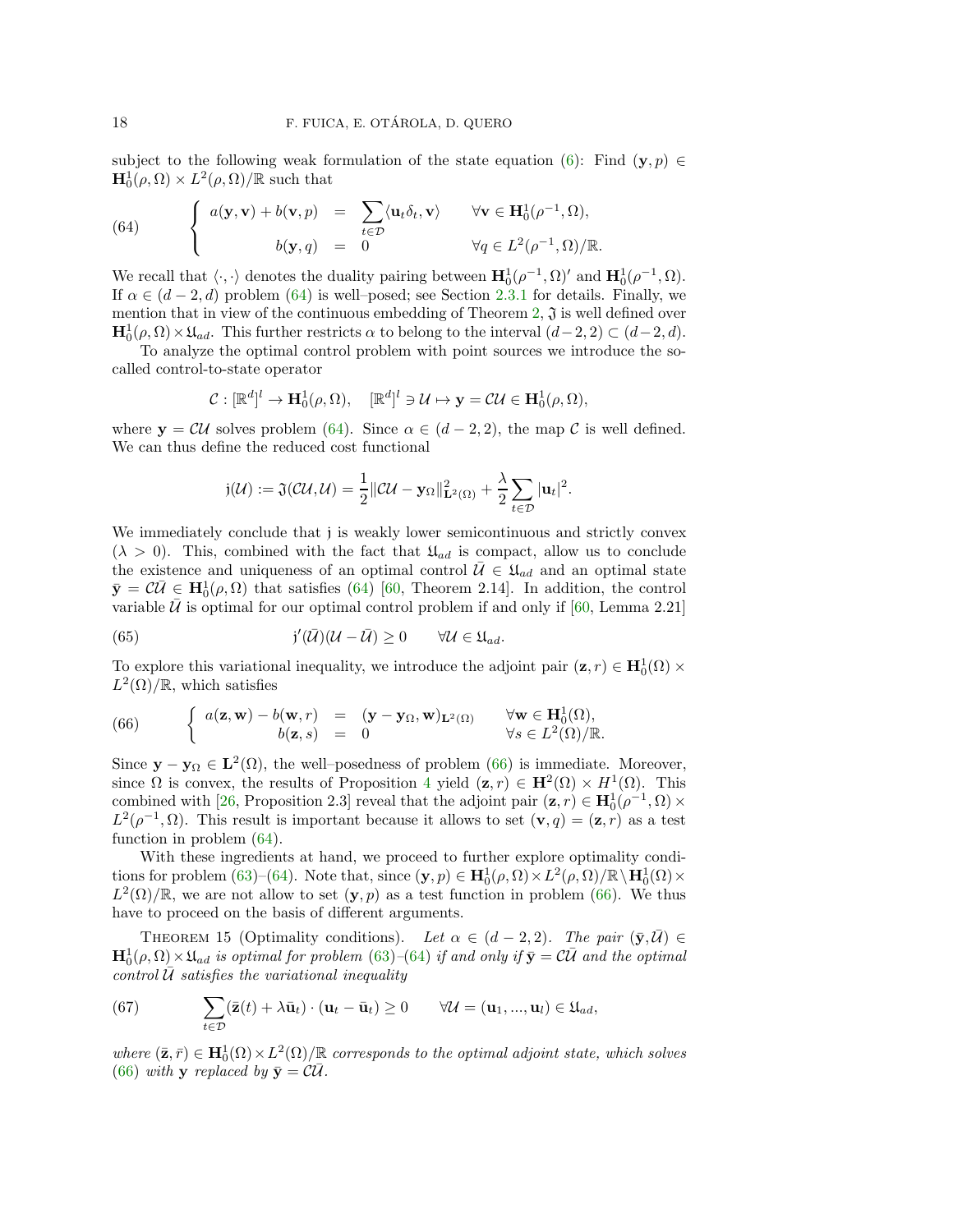subject to the following weak formulation of the state equation (6): Find $(\mathbf{y}, p) \in \mathbf{H}_0^1(\rho, \Omega) \times L^2(\rho, \Omega)/\mathbb{R}$ such that

$$
(64) \qquad \left\{ \begin{array}{rcll} a(\mathbf{y}, \mathbf{v}) + b(\mathbf{v}, p) & = & \displaystyle\sum_{t \in \mathcal{D}} \langle \mathbf{u}_t \delta_t, \mathbf{v} \rangle & \forall \mathbf{v} \in \mathbf{H}_0^1(\rho^{-1}, \Omega), \\ b(\mathbf{y}, q) & = & 0 & \forall q \in L^2(\rho^{-1}, \Omega)/\mathbb{R}. \end{array} \right.
$$

We recall that $\langle \cdot, \cdot \rangle$ denotes the duality pairing between $\mathbf{H}_0^1(\rho^{-1}, \Omega)'$ and $\mathbf{H}_0^1(\rho^{-1}, \Omega)$. If $\alpha \in (d-2, d)$ problem (64) is well–posed; see Section 2.3.1 for details. Finally, we mention that in view of the continuous embedding of Theorem 2, $\mathfrak{J}$ is well defined over $\mathbf{H}_0^1(\rho, \Omega) \times \mathfrak{U}_{ad}$. This further restricts $\alpha$ to belong to the interval $(d-2, 2) \subset (d-2, d)$.

To analyze the optimal control problem with point sources we introduce the so-called control-to-state operator

$$
\mathcal{C} : [\mathbb{R}^d]^l \to \mathbf{H}_0^1(\rho, \Omega), \quad [\mathbb{R}^d]^l \ni \mathcal{U} \mapsto \mathbf{y} = \mathcal{C}\mathcal{U} \in \mathbf{H}_0^1(\rho, \Omega),
$$

where $\mathbf{y} = \mathcal{C}\mathcal{U}$ solves problem (64). Since $\alpha \in (d-2, 2)$, the map $\mathcal{C}$ is well defined. We can thus define the reduced cost functional

$$
\mathfrak{j}(\mathcal{U}) := \mathfrak{J}(\mathcal{C}\mathcal{U}, \mathcal{U}) = \frac{1}{2} \|\mathcal{C}\mathcal{U} - \mathbf{y}_\Omega\|_{\mathbf{L}^2(\Omega)}^2 + \frac{\lambda}{2} \sum_{t \in \mathcal{D}} |\mathbf{u}_t|^2.
$$

We immediately conclude that $\mathfrak{j}$ is weakly lower semicontinuous and strictly convex ($\lambda > 0$). This, combined with the fact that $\mathfrak{U}_{ad}$ is compact, allow us to conclude the existence and uniqueness of an optimal control $\bar{\mathcal{U}} \in \mathfrak{U}_{ad}$ and an optimal state $\bar{\mathbf{y}} = \mathcal{C}\bar{\mathcal{U}} \in \mathbf{H}_0^1(\rho, \Omega)$ that satisfies (64) [60, Theorem 2.14]. In addition, the control variable $\bar{\mathcal{U}}$ is optimal for our optimal control problem if and only if [60, Lemma 2.21]

$$
(65) \qquad \mathfrak{j}'(\bar{\mathcal{U}})(\mathcal{U} - \bar{\mathcal{U}}) \geq 0 \qquad \forall \mathcal{U} \in \mathfrak{U}_{ad}.
$$

To explore this variational inequality, we introduce the adjoint pair $(\mathbf{z}, r) \in \mathbf{H}_0^1(\Omega) \times L^2(\Omega)/\mathbb{R}$, which satisfies

$$
(66) \qquad \left\{ \begin{array}{rcll} a(\mathbf{z}, \mathbf{w}) - b(\mathbf{w}, r) & = & (\mathbf{y} - \mathbf{y}_\Omega, \mathbf{w})_{\mathbf{L}^2(\Omega)} & \forall \mathbf{w} \in \mathbf{H}_0^1(\Omega), \\ b(\mathbf{z}, s) & = & 0 & \forall s \in L^2(\Omega)/\mathbb{R}. \end{array} \right.
$$

Since $\mathbf{y} - \mathbf{y}_\Omega \in \mathbf{L}^2(\Omega)$, the well–posedness of problem (66) is immediate. Moreover, since $\Omega$ is convex, the results of Proposition 4 yield $(\mathbf{z}, r) \in \mathbf{H}^2(\Omega) \times H^1(\Omega)$. This combined with [26, Proposition 2.3] reveal that the adjoint pair $(\mathbf{z}, r) \in \mathbf{H}_0^1(\rho^{-1}, \Omega) \times L^2(\rho^{-1}, \Omega)$. This result is important because it allows to set $(\mathbf{v}, q) = (\mathbf{z}, r)$ as a test function in problem (64).

With these ingredients at hand, we proceed to further explore optimality conditions for problem (63)–(64). Note that, since $(\mathbf{y}, p) \in \mathbf{H}_0^1(\rho, \Omega) \times L^2(\rho, \Omega)/\mathbb{R} \setminus \mathbf{H}_0^1(\Omega) \times L^2(\Omega)/\mathbb{R}$, we are not allow to set $(\mathbf{y}, p)$ as a test function in problem (66). We thus have to proceed on the basis of different arguments.

Theorem 15 (Optimality conditions). *Let $\alpha \in (d-2, 2)$. The pair $(\bar{\mathbf{y}}, \bar{\mathcal{U}}) \in \mathbf{H}_0^1(\rho, \Omega) \times \mathfrak{U}_{ad}$ is optimal for problem (63)–(64) if and only if $\bar{\mathbf{y}} = \mathcal{C}\bar{\mathcal{U}}$ and the optimal control $\bar{\mathcal{U}}$ satisfies the variational inequality*

$$
(67) \qquad \sum_{t \in \mathcal{D}} (\bar{\mathbf{z}}(t) + \lambda \bar{\mathbf{u}}_t) \cdot (\mathbf{u}_t - \bar{\mathbf{u}}_t) \geq 0 \qquad \forall \mathcal{U} = (\mathbf{u}_1, ..., \mathbf{u}_l) \in \mathfrak{U}_{ad},
$$

*where $(\bar{\mathbf{z}}, \bar{r}) \in \mathbf{H}_0^1(\Omega) \times L^2(\Omega)/\mathbb{R}$ corresponds to the optimal adjoint state, which solves (66) with $\mathbf{y}$ replaced by $\bar{\mathbf{y}} = \mathcal{C}\bar{\mathcal{U}}$.*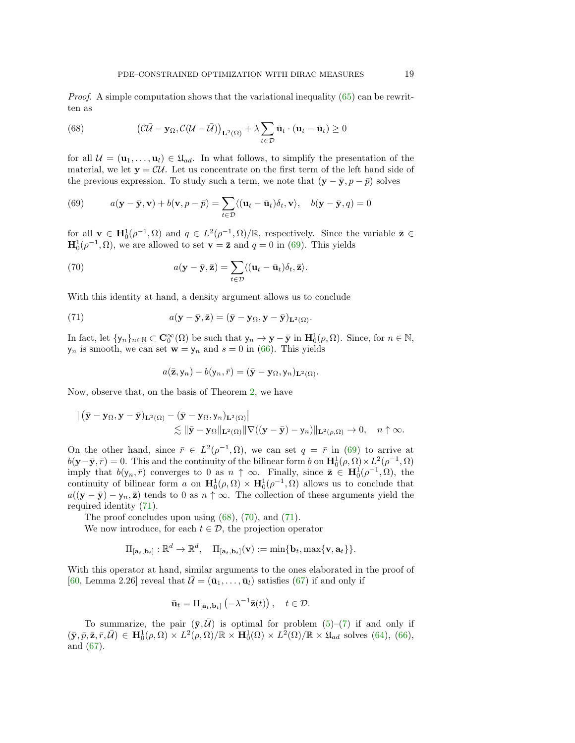*Proof.* A simple computation shows that the variational inequality (65) can be rewritten as

$$\left(\mathcal{C}\bar{\mathcal{U}} - \mathbf{y}_\Omega, \mathcal{C}(\mathcal{U} - \bar{\mathcal{U}})\right)_{\mathbf{L}^2(\Omega)} + \lambda \sum_{t \in \mathcal{D}} \bar{\mathbf{u}}_t \cdot (\mathbf{u}_t - \bar{\mathbf{u}}_t) \geq 0 \tag{68}$$

for all $\mathcal{U} = (\mathbf{u}_1, \ldots, \mathbf{u}_l) \in \mathfrak{U}_{ad}$. In what follows, to simplify the presentation of the material, we let $\mathbf{y} = \mathcal{C}\mathcal{U}$. Let us concentrate on the first term of the left hand side of the previous expression. To study such a term, we note that $(\mathbf{y} - \bar{\mathbf{y}}, p - \bar{p})$ solves

$$a(\mathbf{y} - \bar{\mathbf{y}}, \mathbf{v}) + b(\mathbf{v}, p - \bar{p}) = \sum_{t \in \mathcal{D}} \langle (\mathbf{u}_t - \bar{\mathbf{u}}_t)\delta_t, \mathbf{v}\rangle, \quad b(\mathbf{y} - \bar{\mathbf{y}}, q) = 0 \tag{69}$$

for all $\mathbf{v} \in \mathbf{H}_0^1(\rho^{-1}, \Omega)$ and $q \in L^2(\rho^{-1}, \Omega)/\mathbb{R}$, respectively. Since the variable $\bar{\mathbf{z}} \in \mathbf{H}_0^1(\rho^{-1}, \Omega)$, we are allowed to set $\mathbf{v} = \bar{\mathbf{z}}$ and $q = 0$ in (69). This yields

$$a(\mathbf{y} - \bar{\mathbf{y}}, \bar{\mathbf{z}}) = \sum_{t \in \mathcal{D}} \langle (\mathbf{u}_t - \bar{\mathbf{u}}_t)\delta_t, \bar{\mathbf{z}}\rangle. \tag{70}$$

With this identity at hand, a density argument allows us to conclude

$$a(\mathbf{y} - \bar{\mathbf{y}}, \bar{\mathbf{z}}) = (\bar{\mathbf{y}} - \mathbf{y}_\Omega, \mathbf{y} - \bar{\mathbf{y}})_{\mathbf{L}^2(\Omega)}. \tag{71}$$

In fact, let $\{\mathsf{y}_n\}_{n \in \mathbb{N}} \subset \mathbf{C}_0^\infty(\Omega)$ be such that $\mathsf{y}_n \to \mathbf{y} - \bar{\mathbf{y}}$ in $\mathbf{H}_0^1(\rho, \Omega)$. Since, for $n \in \mathbb{N}$, $\mathsf{y}_n$ is smooth, we can set $\mathbf{w} = \mathsf{y}_n$ and $s = 0$ in (66). This yields

$$a(\bar{\mathbf{z}}, \mathsf{y}_n) - b(\mathsf{y}_n, \bar{r}) = (\bar{\mathbf{y}} - \mathbf{y}_\Omega, \mathsf{y}_n)_{\mathbf{L}^2(\Omega)}.$$

Now, observe that, on the basis of Theorem 2, we have

$$\begin{aligned} |\, (\bar{\mathbf{y}} - \mathbf{y}_\Omega, \mathbf{y} - \bar{\mathbf{y}})_{\mathbf{L}^2(\Omega)} &- (\bar{\mathbf{y}} - \mathbf{y}_\Omega, \mathsf{y}_n)_{\mathbf{L}^2(\Omega)} | \\ &\lesssim \|\bar{\mathbf{y}} - \mathbf{y}_\Omega\|_{\mathbf{L}^2(\Omega)} \|\nabla((\mathbf{y} - \bar{\mathbf{y}}) - \mathsf{y}_n)\|_{\mathbf{L}^2(\rho, \Omega)} \to 0, \quad n \uparrow \infty. \end{aligned}$$

On the other hand, since $\bar{r} \in L^2(\rho^{-1}, \Omega)$, we can set $q = \bar{r}$ in (69) to arrive at $b(\mathbf{y} - \bar{\mathbf{y}}, \bar{r}) = 0$. This and the continuity of the bilinear form $b$ on $\mathbf{H}_0^1(\rho, \Omega) \times L^2(\rho^{-1}, \Omega)$ imply that $b(\mathsf{y}_n, \bar{r})$ converges to 0 as $n \uparrow \infty$. Finally, since $\bar{\mathbf{z}} \in \mathbf{H}_0^1(\rho^{-1}, \Omega)$, the continuity of bilinear form $a$ on $\mathbf{H}_0^1(\rho, \Omega) \times \mathbf{H}_0^1(\rho^{-1}, \Omega)$ allows us to conclude that $a((\mathbf{y} - \bar{\mathbf{y}}) - \mathsf{y}_n, \bar{\mathbf{z}})$ tends to 0 as $n \uparrow \infty$. The collection of these arguments yield the required identity (71).

The proof concludes upon using (68), (70), and (71).

We now introduce, for each $t \in \mathcal{D}$, the projection operator

$$\Pi_{[\mathbf{a}_t, \mathbf{b}_t]} : \mathbb{R}^d \to \mathbb{R}^d, \quad \Pi_{[\mathbf{a}_t, \mathbf{b}_t]}(\mathbf{v}) := \min\{\mathbf{b}_t, \max\{\mathbf{v}, \mathbf{a}_t\}\}.$$

With this operator at hand, similar arguments to the ones elaborated in the proof of [60, Lemma 2.26] reveal that $\bar{\mathcal{U}} = (\bar{\mathbf{u}}_1, \ldots, \bar{\mathbf{u}}_l)$ satisfies (67) if and only if

$$\bar{\mathbf{u}}_t = \Pi_{[\mathbf{a}_t, \mathbf{b}_t]}\left(-\lambda^{-1}\bar{\mathbf{z}}(t)\right), \quad t \in \mathcal{D}.$$

To summarize, the pair $(\bar{\mathbf{y}}, \bar{\mathcal{U}})$ is optimal for problem (5)–(7) if and only if $(\bar{\mathbf{y}}, \bar{p}, \bar{\mathbf{z}}, \bar{r}, \bar{\mathcal{U}}) \in \mathbf{H}_0^1(\rho, \Omega) \times L^2(\rho, \Omega)/\mathbb{R} \times \mathbf{H}_0^1(\Omega) \times L^2(\Omega)/\mathbb{R} \times \mathfrak{U}_{ad}$ solves (64), (66), and (67).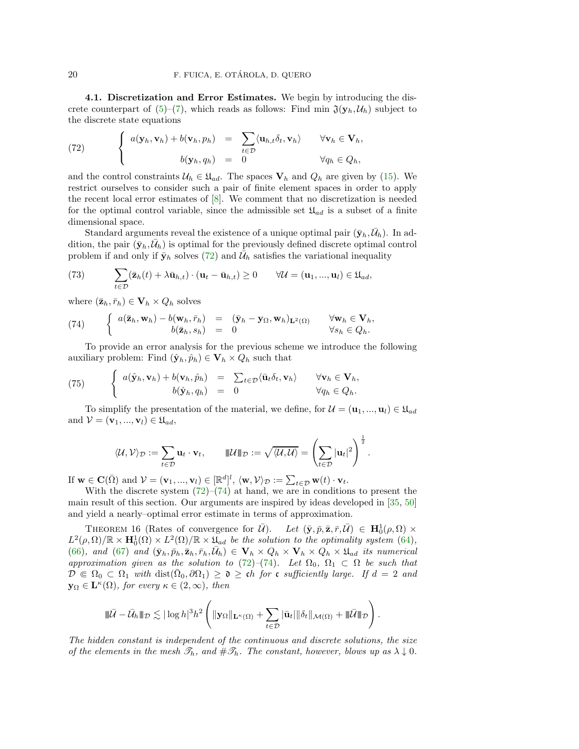**4.1. Discretization and Error Estimates.** We begin by introducing the discrete counterpart of (5)–(7), which reads as follows: Find min $\mathfrak{J}(\mathbf{y}_h, \mathcal{U}_h)$ subject to the discrete state equations

$$
\left\{
\begin{array}{rcll}
a(\mathbf{y}_h, \mathbf{v}_h) + b(\mathbf{v}_h, p_h) & = & \displaystyle\sum_{t \in \mathcal{D}} \langle \mathbf{u}_{h,t} \delta_t, \mathbf{v}_h \rangle & \forall \mathbf{v}_h \in \mathbf{V}_h, \\
b(\mathbf{y}_h, q_h) & = & 0 & \forall q_h \in Q_h,
\end{array}
\right.
\tag{72}
$$

and the control constraints $\mathcal{U}_h \in \mathfrak{U}_{ad}$. The spaces $\mathbf{V}_h$ and $Q_h$ are given by (15). We restrict ourselves to consider such a pair of finite element spaces in order to apply the recent local error estimates of [8]. We comment that no discretization is needed for the optimal control variable, since the admissible set $\mathfrak{U}_{ad}$ is a subset of a finite dimensional space.

Standard arguments reveal the existence of a unique optimal pair $(\bar{\mathbf{y}}_h, \bar{\mathcal{U}}_h)$. In addition, the pair $(\bar{\mathbf{y}}_h, \bar{\mathcal{U}}_h)$ is optimal for the previously defined discrete optimal control problem if and only if $\bar{\mathbf{y}}_h$ solves (72) and $\bar{\mathcal{U}}_h$ satisfies the variational inequality

$$
\sum_{t \in \mathcal{D}} (\bar{\mathbf{z}}_h(t) + \lambda \bar{\mathbf{u}}_{h,t}) \cdot (\mathbf{u}_t - \bar{\mathbf{u}}_{h,t}) \geq 0 \qquad \forall \mathcal{U} = (\mathbf{u}_1, ..., \mathbf{u}_l) \in \mathfrak{U}_{ad},
\tag{73}
$$

where $(\bar{\mathbf{z}}_h, \bar{r}_h) \in \mathbf{V}_h \times Q_h$ solves

$$
\left\{
\begin{array}{rcll}
a(\bar{\mathbf{z}}_h, \mathbf{w}_h) - b(\mathbf{w}_h, \bar{r}_h) & = & (\bar{\mathbf{y}}_h - \mathbf{y}_\Omega, \mathbf{w}_h)_{\mathbf{L}^2(\Omega)} & \forall \mathbf{w}_h \in \mathbf{V}_h, \\
b(\bar{\mathbf{z}}_h, s_h) & = & 0 & \forall s_h \in Q_h.
\end{array}
\right.
\tag{74}
$$

To provide an error analysis for the previous scheme we introduce the following auxiliary problem: Find $(\hat{\mathbf{y}}_h, \hat{p}_h) \in \mathbf{V}_h \times Q_h$ such that

$$
\left\{
\begin{array}{rcll}
a(\hat{\mathbf{y}}_h, \mathbf{v}_h) + b(\mathbf{v}_h, \hat{p}_h) & = & \sum_{t \in \mathcal{D}} \langle \bar{\mathbf{u}}_t \delta_t, \mathbf{v}_h \rangle & \forall \mathbf{v}_h \in \mathbf{V}_h, \\
b(\hat{\mathbf{y}}_h, q_h) & = & 0 & \forall q_h \in Q_h.
\end{array}
\right.
\tag{75}
$$

To simplify the presentation of the material, we define, for $\mathcal{U} = (\mathbf{u}_1, ..., \mathbf{u}_l) \in \mathfrak{U}_{ad}$ and $\mathcal{V} = (\mathbf{v}_1, ..., \mathbf{v}_l) \in \mathfrak{U}_{ad}$,

$$
\langle \mathcal{U}, \mathcal{V} \rangle_{\mathcal{D}} := \sum_{t \in \mathcal{D}} \mathbf{u}_t \cdot \mathbf{v}_t, \qquad \||\mathcal{U}\||_{\mathcal{D}} := \sqrt{\langle \mathcal{U}, \mathcal{U} \rangle} = \left( \sum_{t \in \mathcal{D}} |\mathbf{u}_t|^2 \right)^{\frac{1}{2}}.
$$

If $\mathbf{w} \in \mathbf{C}(\bar{\Omega})$ and $\mathcal{V} = (\mathbf{v}_1, ..., \mathbf{v}_l) \in [\mathbb{R}^d]^l$, $\langle \mathbf{w}, \mathcal{V} \rangle_{\mathcal{D}} := \sum_{t \in \mathcal{D}} \mathbf{w}(t) \cdot \mathbf{v}_t$.

With the discrete system (72)–(74) at hand, we are in conditions to present the main result of this section. Our arguments are inspired by ideas developed in [35, 50] and yield a nearly–optimal error estimate in terms of approximation.

THEOREM 16 (Rates of convergence for $\bar{\mathcal{U}}$). *Let $(\bar{\mathbf{y}}, \bar{p}, \bar{\mathbf{z}}, \bar{r}, \bar{\mathcal{U}}) \in \mathbf{H}_0^1(\rho, \Omega) \times L^2(\rho, \Omega)/\mathbb{R} \times \mathbf{H}_0^1(\Omega) \times L^2(\Omega)/\mathbb{R} \times \mathfrak{U}_{ad}$ be the solution to the optimality system (64), (66), and (67) and $(\bar{\mathbf{y}}_h, \bar{p}_h, \bar{\mathbf{z}}_h, \bar{r}_h, \bar{\mathcal{U}}_h) \in \mathbf{V}_h \times Q_h \times \mathbf{V}_h \times Q_h \times \mathfrak{U}_{ad}$ its numerical approximation given as the solution to (72)–(74). Let $\Omega_0$, $\Omega_1 \subset \Omega$ be such that $\mathcal{D} \Subset \Omega_0 \subset \Omega_1$ with $\operatorname{dist}(\bar{\Omega}_0, \partial\Omega_1) \geq \mathfrak{d} \geq \mathfrak{c}h$ for $\mathfrak{c}$ sufficiently large. If $d = 2$ and $\mathbf{y}_\Omega \in \mathbf{L}^\kappa(\Omega)$, for every $\kappa \in (2, \infty)$, then*

$$
\||\bar{\mathcal{U}} - \bar{\mathcal{U}}_h\||_{\mathcal{D}} \lesssim |\log h|^3 h^2 \left( \|\mathbf{y}_\Omega\|_{\mathbf{L}^\kappa(\Omega)} + \sum_{t \in \mathcal{D}} |\bar{\mathbf{u}}_t| \|\delta_t\|_{\mathcal{M}(\Omega)} + \||\bar{\mathcal{U}}\||_{\mathcal{D}} \right).
$$

*The hidden constant is independent of the continuous and discrete solutions, the size of the elements in the mesh $\mathscr{T}_h$, and $\#\mathscr{T}_h$. The constant, however, blows up as $\lambda \downarrow 0$.*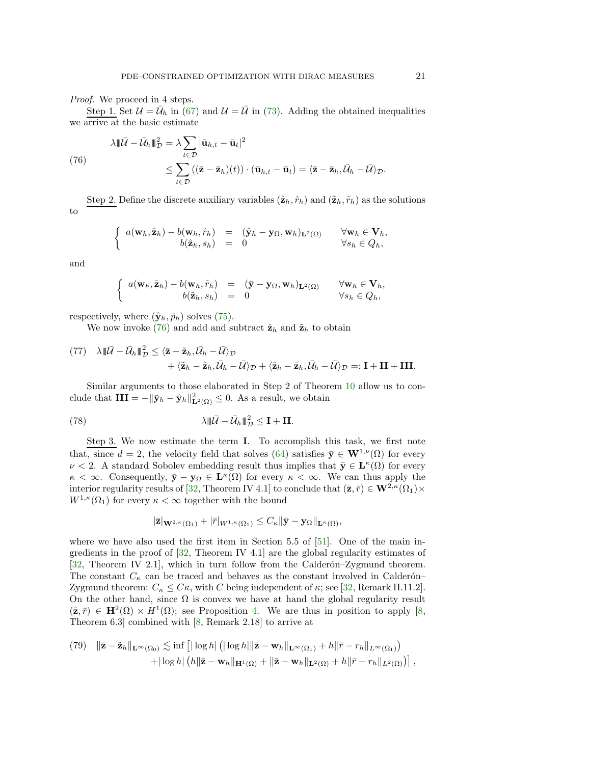*Proof.* We proceed in 4 steps.

Step 1. Set $\mathcal{U} = \bar{\mathcal{U}}_h$ in (67) and $\mathcal{U} = \bar{\mathcal{U}}$ in (73). Adding the obtained inequalities we arrive at the basic estimate

$$
\begin{aligned}
\lambda \|\!|\!| \bar{\mathcal{U}} - \bar{\mathcal{U}}_h \|\!|\!|_{\mathcal{D}}^2 &= \lambda \sum_{t \in \mathcal{D}} |\bar{\mathbf{u}}_{h,t} - \bar{\mathbf{u}}_t|^2 \\
&\leq \sum_{t \in \mathcal{D}} ((\bar{\mathbf{z}} - \bar{\mathbf{z}}_h)(t)) \cdot (\bar{\mathbf{u}}_{h,t} - \bar{\mathbf{u}}_t) = \langle \bar{\mathbf{z}} - \bar{\mathbf{z}}_h, \bar{\mathcal{U}}_h - \bar{\mathcal{U}} \rangle_{\mathcal{D}}.
\end{aligned} \tag{76}
$$

Step 2. Define the discrete auxiliary variables $(\hat{\mathbf{z}}_h, \hat{r}_h)$ and $(\tilde{\mathbf{z}}_h, \tilde{r}_h)$ as the solutions to

$$
\left\{
\begin{array}{rcll}
a(\mathbf{w}_h, \hat{\mathbf{z}}_h) - b(\mathbf{w}_h, \hat{r}_h) & = & (\hat{\mathbf{y}}_h - \mathbf{y}_\Omega, \mathbf{w}_h)_{\mathbf{L}^2(\Omega)} & \forall \mathbf{w}_h \in \mathbf{V}_h, \\
b(\hat{\mathbf{z}}_h, s_h) & = & 0 & \forall s_h \in Q_h,
\end{array}
\right.
$$

and

$$
\left\{
\begin{array}{rcll}
a(\mathbf{w}_h, \tilde{\mathbf{z}}_h) - b(\mathbf{w}_h, \tilde{r}_h) & = & (\bar{\mathbf{y}} - \mathbf{y}_\Omega, \mathbf{w}_h)_{\mathbf{L}^2(\Omega)} & \forall \mathbf{w}_h \in \mathbf{V}_h, \\
b(\tilde{\mathbf{z}}_h, s_h) & = & 0 & \forall s_h \in Q_h,
\end{array}
\right.
$$

respectively, where $(\hat{\mathbf{y}}_h, \hat{p}_h)$ solves (75).

We now invoke (76) and add and subtract $\hat{\mathbf{z}}_h$ and $\tilde{\mathbf{z}}_h$ to obtain

$$
\begin{aligned}
\lambda \|\!|\!| \bar{\mathcal{U}} - \bar{\mathcal{U}}_h \|\!|\!|_{\mathcal{D}}^2 &\leq \langle \bar{\mathbf{z}} - \tilde{\mathbf{z}}_h, \bar{\mathcal{U}}_h - \bar{\mathcal{U}} \rangle_{\mathcal{D}} \\
&\quad + \langle \tilde{\mathbf{z}}_h - \hat{\mathbf{z}}_h, \bar{\mathcal{U}}_h - \bar{\mathcal{U}} \rangle_{\mathcal{D}} + \langle \hat{\mathbf{z}}_h - \bar{\mathbf{z}}_h, \bar{\mathcal{U}}_h - \bar{\mathcal{U}} \rangle_{\mathcal{D}} =: \mathbf{I} + \mathbf{II} + \mathbf{III}.
\end{aligned} \tag{77}
$$

Similar arguments to those elaborated in Step 2 of Theorem 10 allow us to conclude that $\mathbf{III} = -\|\bar{\mathbf{y}}_h - \hat{\mathbf{y}}_h\|_{\mathbf{L}^2(\Omega)}^2 \leq 0$. As a result, we obtain

$$
\lambda \|\!|\!| \bar{\mathcal{U}} - \bar{\mathcal{U}}_h \|\!|\!|_{\mathcal{D}}^2 \leq \mathbf{I} + \mathbf{II}. \tag{78}
$$

Step 3. We now estimate the term $\mathbf{I}$. To accomplish this task, we first note that, since $d = 2$, the velocity field that solves (64) satisfies $\bar{\mathbf{y}} \in \mathbf{W}^{1,\nu}(\Omega)$ for every $\nu < 2$. A standard Sobolev embedding result thus implies that $\bar{\mathbf{y}} \in \mathbf{L}^\kappa(\Omega)$ for every $\kappa < \infty$. Consequently, $\bar{\mathbf{y}} - \mathbf{y}_\Omega \in \mathbf{L}^\kappa(\Omega)$ for every $\kappa < \infty$. We can thus apply the interior regularity results of [32, Theorem IV 4.1] to conclude that $(\bar{\mathbf{z}}, \bar{r}) \in \mathbf{W}^{2,\kappa}(\Omega_1) \times W^{1,\kappa}(\Omega_1)$ for every $\kappa < \infty$ together with the bound

$$
|\bar{\mathbf{z}}|_{\mathbf{W}^{2,\kappa}(\Omega_1)} + |\bar{r}|_{W^{1,\kappa}(\Omega_1)} \leq C_\kappa \|\bar{\mathbf{y}} - \mathbf{y}_\Omega\|_{\mathbf{L}^\kappa(\Omega)},
$$

where we have also used the first item in Section 5.5 of [51]. One of the main ingredients in the proof of [32, Theorem IV 4.1] are the global regularity estimates of [32, Theorem IV 2.1], which in turn follow from the Calderón–Zygmund theorem. The constant $C_\kappa$ can be traced and behaves as the constant involved in Calderón–Zygmund theorem: $C_\kappa \leq C\kappa$, with $C$ being independent of $\kappa$; see [32, Remark II.11.2]. On the other hand, since $\Omega$ is convex we have at hand the global regularity result $(\bar{\mathbf{z}}, \bar{r}) \in \mathbf{H}^2(\Omega) \times H^1(\Omega)$; see Proposition 4. We are thus in position to apply [8, Theorem 6.3] combined with [8, Remark 2.18] to arrive at

$$
\begin{aligned}
\|\bar{\mathbf{z}} - \tilde{\mathbf{z}}_h\|_{\mathbf{L}^\infty(\Omega_0)} &\lesssim \inf \big[ |\log h| \left( |\log h| \|\bar{\mathbf{z}} - \mathbf{w}_h\|_{\mathbf{L}^\infty(\Omega_1)} + h \|\bar{r} - r_h\|_{L^\infty(\Omega_1)} \right) \\
&\quad + |\log h| \left( h \|\bar{\mathbf{z}} - \mathbf{w}_h\|_{\mathbf{H}^1(\Omega)} + \|\bar{\mathbf{z}} - \mathbf{w}_h\|_{\mathbf{L}^2(\Omega)} + h \|\bar{r} - r_h\|_{L^2(\Omega)} \right) \big],
\end{aligned} \tag{79}
$$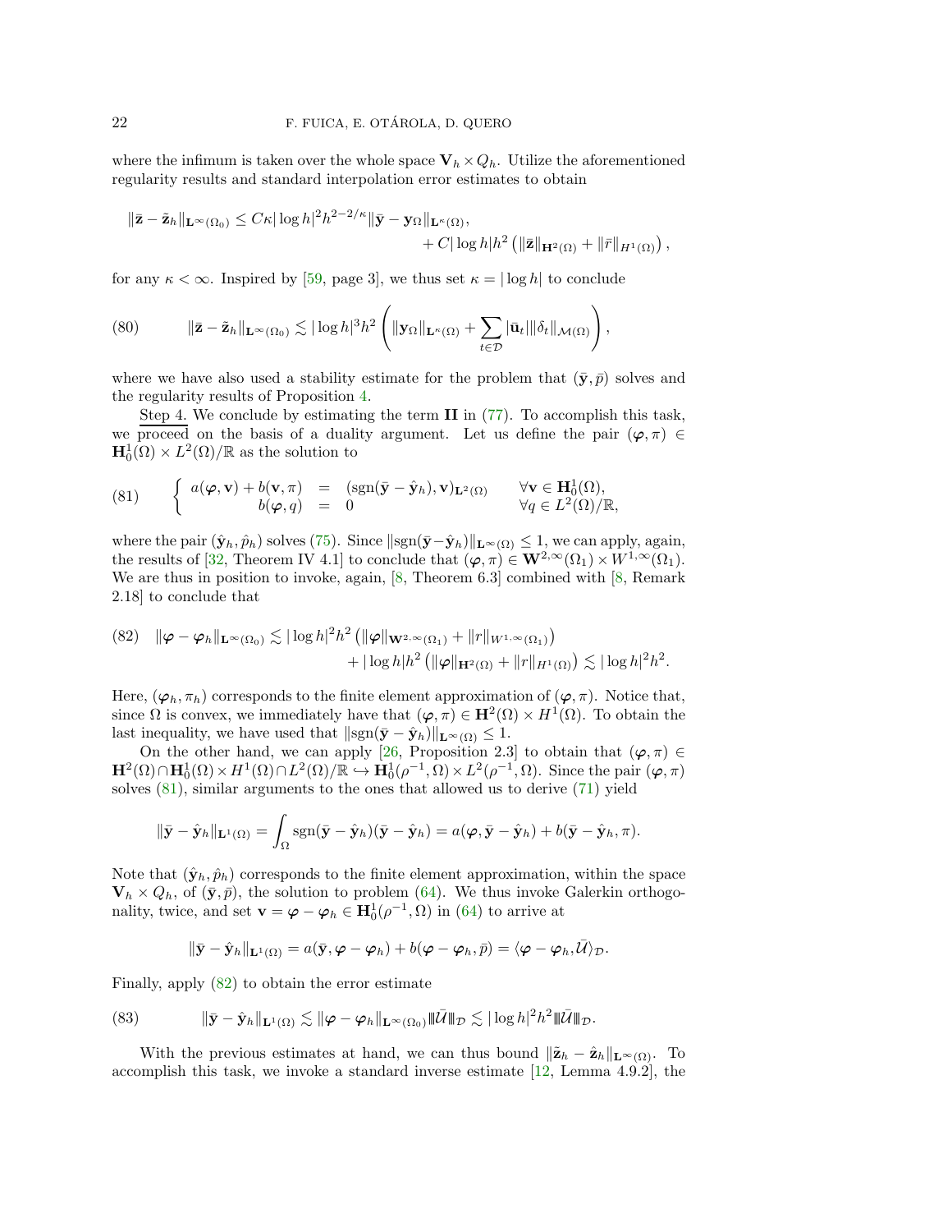where the infimum is taken over the whole space $\mathbf{V}_h \times Q_h$. Utilize the aforementioned regularity results and standard interpolation error estimates to obtain

$$
\begin{aligned}
\|\bar{\mathbf{z}} - \tilde{\mathbf{z}}_h\|_{\mathbf{L}^\infty(\Omega_0)} \leq C\kappa |\log h|^2 h^{2-2/\kappa} \|\bar{\mathbf{y}} - \mathbf{y}_\Omega\|_{\mathbf{L}^\kappa(\Omega)}, \\
+ C|\log h| h^2 \left( \|\bar{\mathbf{z}}\|_{\mathbf{H}^2(\Omega)} + \|\bar{r}\|_{H^1(\Omega)} \right),
\end{aligned}
$$

for any $\kappa < \infty$. Inspired by [59, page 3], we thus set $\kappa = |\log h|$ to conclude

$$
(80) \qquad \|\bar{\mathbf{z}} - \tilde{\mathbf{z}}_h\|_{\mathbf{L}^\infty(\Omega_0)} \lesssim |\log h|^3 h^2 \left( \|\mathbf{y}_\Omega\|_{\mathbf{L}^\kappa(\Omega)} + \sum_{t \in \mathcal{D}} |\bar{\mathbf{u}}_t| \|\delta_t\|_{\mathcal{M}(\Omega)} \right),
$$

where we have also used a stability estimate for the problem that $(\bar{\mathbf{y}}, \bar{p})$ solves and the regularity results of Proposition 4.

Step 4. We conclude by estimating the term $\mathbf{II}$ in (77). To accomplish this task, we proceed on the basis of a duality argument. Let us define the pair $(\boldsymbol{\varphi}, \pi) \in \mathbf{H}_0^1(\Omega) \times L^2(\Omega)/\mathbb{R}$ as the solution to

$$
(81) \qquad \left\{ \begin{array}{rcll} a(\boldsymbol{\varphi}, \mathbf{v}) + b(\mathbf{v}, \pi) & = & (\operatorname{sgn}(\bar{\mathbf{y}} - \hat{\mathbf{y}}_h), \mathbf{v})_{\mathbf{L}^2(\Omega)} & \forall \mathbf{v} \in \mathbf{H}_0^1(\Omega), \\ b(\boldsymbol{\varphi}, q) & = & 0 & \forall q \in L^2(\Omega)/\mathbb{R}, \end{array} \right.
$$

where the pair $(\hat{\mathbf{y}}_h, \hat{p}_h)$ solves (75). Since $\|\operatorname{sgn}(\bar{\mathbf{y}} - \hat{\mathbf{y}}_h)\|_{\mathbf{L}^\infty(\Omega)} \leq 1$, we can apply, again, the results of [32, Theorem IV 4.1] to conclude that $(\boldsymbol{\varphi}, \pi) \in \mathbf{W}^{2,\infty}(\Omega_1) \times W^{1,\infty}(\Omega_1)$. We are thus in position to invoke, again, [8, Theorem 6.3] combined with [8, Remark 2.18] to conclude that

$$
\begin{aligned}
(82) \quad \|\boldsymbol{\varphi} - \boldsymbol{\varphi}_h\|_{\mathbf{L}^\infty(\Omega_0)} \lesssim |\log h|^2 h^2 \left( \|\boldsymbol{\varphi}\|_{\mathbf{W}^{2,\infty}(\Omega_1)} + \|r\|_{W^{1,\infty}(\Omega_1)} \right) \\
+ |\log h| h^2 \left( \|\boldsymbol{\varphi}\|_{\mathbf{H}^2(\Omega)} + \|r\|_{H^1(\Omega)} \right) \lesssim |\log h|^2 h^2.
\end{aligned}
$$

Here, $(\boldsymbol{\varphi}_h, \pi_h)$ corresponds to the finite element approximation of $(\boldsymbol{\varphi}, \pi)$. Notice that, since $\Omega$ is convex, we immediately have that $(\boldsymbol{\varphi}, \pi) \in \mathbf{H}^2(\Omega) \times H^1(\Omega)$. To obtain the last inequality, we have used that $\|\operatorname{sgn}(\bar{\mathbf{y}} - \hat{\mathbf{y}}_h)\|_{\mathbf{L}^\infty(\Omega)} \leq 1$.

On the other hand, we can apply [26, Proposition 2.3] to obtain that $(\boldsymbol{\varphi}, \pi) \in \mathbf{H}^2(\Omega) \cap \mathbf{H}_0^1(\Omega) \times H^1(\Omega) \cap L^2(\Omega)/\mathbb{R} \hookrightarrow \mathbf{H}_0^1(\rho^{-1}, \Omega) \times L^2(\rho^{-1}, \Omega)$. Since the pair $(\boldsymbol{\varphi}, \pi)$ solves (81), similar arguments to the ones that allowed us to derive (71) yield

$$
\|\bar{\mathbf{y}} - \hat{\mathbf{y}}_h\|_{\mathbf{L}^1(\Omega)} = \int_\Omega \operatorname{sgn}(\bar{\mathbf{y}} - \hat{\mathbf{y}}_h)(\bar{\mathbf{y}} - \hat{\mathbf{y}}_h) = a(\boldsymbol{\varphi}, \bar{\mathbf{y}} - \hat{\mathbf{y}}_h) + b(\bar{\mathbf{y}} - \hat{\mathbf{y}}_h, \pi).
$$

Note that $(\hat{\mathbf{y}}_h, \hat{p}_h)$ corresponds to the finite element approximation, within the space $\mathbf{V}_h \times Q_h$, of $(\bar{\mathbf{y}}, \bar{p})$, the solution to problem (64). We thus invoke Galerkin orthogonality, twice, and set $\mathbf{v} = \boldsymbol{\varphi} - \boldsymbol{\varphi}_h \in \mathbf{H}_0^1(\rho^{-1}, \Omega)$ in (64) to arrive at

$$
\|\bar{\mathbf{y}} - \hat{\mathbf{y}}_h\|_{\mathbf{L}^1(\Omega)} = a(\bar{\mathbf{y}}, \boldsymbol{\varphi} - \boldsymbol{\varphi}_h) + b(\boldsymbol{\varphi} - \boldsymbol{\varphi}_h, \bar{p}) = \langle \boldsymbol{\varphi} - \boldsymbol{\varphi}_h, \bar{\mathcal{U}} \rangle_{\mathcal{D}}.
$$

Finally, apply (82) to obtain the error estimate

$$
(83) \qquad \|\bar{\mathbf{y}} - \hat{\mathbf{y}}_h\|_{\mathbf{L}^1(\Omega)} \lesssim \|\boldsymbol{\varphi} - \boldsymbol{\varphi}_h\|_{\mathbf{L}^\infty(\Omega_0)} \|\!|\!|\bar{\mathcal{U}}|\!|\!|_{\mathcal{D}} \lesssim |\log h|^2 h^2 \|\!|\!|\bar{\mathcal{U}}|\!|\!|_{\mathcal{D}}.
$$

With the previous estimates at hand, we can thus bound $\|\tilde{\mathbf{z}}_h - \hat{\mathbf{z}}_h\|_{\mathbf{L}^\infty(\Omega)}$. To accomplish this task, we invoke a standard inverse estimate [12, Lemma 4.9.2], the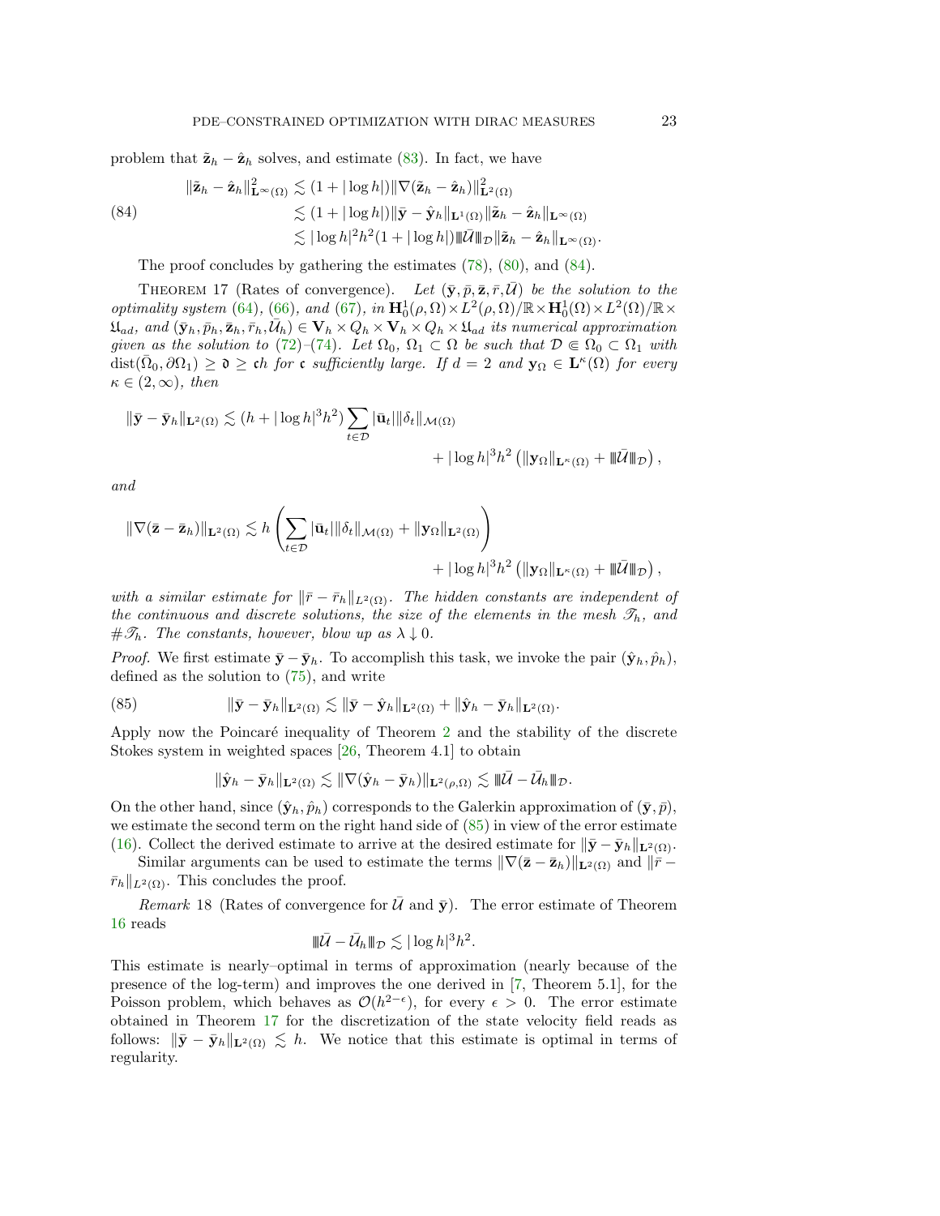problem that $\tilde{\mathbf{z}}_h - \hat{\mathbf{z}}_h$ solves, and estimate (83). In fact, we have

$$
\begin{aligned}
\|\tilde{\mathbf{z}}_h - \hat{\mathbf{z}}_h\|_{\mathbf{L}^\infty(\Omega)}^2 &\lesssim (1+|\log h|)\|\nabla(\tilde{\mathbf{z}}_h - \hat{\mathbf{z}}_h)\|_{\mathbf{L}^2(\Omega)}^2 \\
&\lesssim (1+|\log h|)\|\bar{\mathbf{y}} - \hat{\mathbf{y}}_h\|_{\mathbf{L}^1(\Omega)}\|\tilde{\mathbf{z}}_h - \hat{\mathbf{z}}_h\|_{\mathbf{L}^\infty(\Omega)} \\
&\lesssim |\log h|^2 h^2 (1+|\log h|)\|\!|\bar{\mathcal{U}}|\!\|_{\mathcal{D}}\|\tilde{\mathbf{z}}_h - \hat{\mathbf{z}}_h\|_{\mathbf{L}^\infty(\Omega)}.
\end{aligned} \tag{84}
$$

The proof concludes by gathering the estimates (78), (80), and (84).

Theorem 17 (Rates of convergence). *Let $(\bar{\mathbf{y}}, \bar{p}, \bar{\mathbf{z}}, \bar{r}, \bar{\mathcal{U}})$ be the solution to the optimality system (64), (66), and (67), in $\mathbf{H}_0^1(\rho,\Omega)\times L^2(\rho,\Omega)/\mathbb{R}\times \mathbf{H}_0^1(\Omega)\times L^2(\Omega)/\mathbb{R}\times \mathfrak{U}_{ad}$, and $(\bar{\mathbf{y}}_h, \bar{p}_h, \bar{\mathbf{z}}_h, \bar{r}_h, \bar{\mathcal{U}}_h) \in \mathbf{V}_h \times Q_h \times \mathbf{V}_h \times Q_h \times \mathfrak{U}_{ad}$ its numerical approximation given as the solution to (72)–(74). Let $\Omega_0$, $\Omega_1 \subset \Omega$ be such that $\mathcal{D} \Subset \Omega_0 \subset \Omega_1$ with $\operatorname{dist}(\bar{\Omega}_0, \partial\Omega_1) \geq \mathfrak{d} \geq \mathfrak{c}h$ for $\mathfrak{c}$ sufficiently large. If $d=2$ and $\mathbf{y}_\Omega \in \mathbf{L}^\kappa(\Omega)$ for every $\kappa \in (2,\infty)$, then*

$$
\begin{aligned}
\|\bar{\mathbf{y}} - \bar{\mathbf{y}}_h\|_{\mathbf{L}^2(\Omega)} \lesssim (h + |\log h|^3 h^2) \sum_{t\in\mathcal{D}} |\bar{\mathbf{u}}_t| \|\delta_t\|_{\mathcal{M}(\Omega)} \\
+ |\log h|^3 h^2 \left( \|\mathbf{y}_\Omega\|_{\mathbf{L}^\kappa(\Omega)} + \|\!|\bar{\mathcal{U}}|\!\|_{\mathcal{D}} \right),
\end{aligned}
$$

*and*

$$
\begin{aligned}
\|\nabla(\bar{\mathbf{z}} - \bar{\mathbf{z}}_h)\|_{\mathbf{L}^2(\Omega)} \lesssim h \left( \sum_{t\in\mathcal{D}} |\bar{\mathbf{u}}_t| \|\delta_t\|_{\mathcal{M}(\Omega)} + \|\mathbf{y}_\Omega\|_{\mathbf{L}^2(\Omega)} \right) \\
+ |\log h|^3 h^2 \left( \|\mathbf{y}_\Omega\|_{\mathbf{L}^\kappa(\Omega)} + \|\!|\bar{\mathcal{U}}|\!\|_{\mathcal{D}} \right),
\end{aligned}
$$

*with a similar estimate for $\|\bar{r} - \bar{r}_h\|_{L^2(\Omega)}$. The hidden constants are independent of the continuous and discrete solutions, the size of the elements in the mesh $\mathscr{T}_h$, and $\#\mathscr{T}_h$. The constants, however, blow up as $\lambda \downarrow 0$.*

*Proof.* We first estimate $\bar{\mathbf{y}} - \bar{\mathbf{y}}_h$. To accomplish this task, we invoke the pair $(\hat{\mathbf{y}}_h, \hat{p}_h)$, defined as the solution to (75), and write

$$
\|\bar{\mathbf{y}} - \bar{\mathbf{y}}_h\|_{\mathbf{L}^2(\Omega)} \lesssim \|\bar{\mathbf{y}} - \hat{\mathbf{y}}_h\|_{\mathbf{L}^2(\Omega)} + \|\hat{\mathbf{y}}_h - \bar{\mathbf{y}}_h\|_{\mathbf{L}^2(\Omega)}. \tag{85}
$$

Apply now the Poincaré inequality of Theorem 2 and the stability of the discrete Stokes system in weighted spaces [26, Theorem 4.1] to obtain

$$
\|\hat{\mathbf{y}}_h - \bar{\mathbf{y}}_h\|_{\mathbf{L}^2(\Omega)} \lesssim \|\nabla(\hat{\mathbf{y}}_h - \bar{\mathbf{y}}_h)\|_{\mathbf{L}^2(\rho,\Omega)} \lesssim \|\!|\bar{\mathcal{U}} - \bar{\mathcal{U}}_h|\!\|_{\mathcal{D}}.
$$

On the other hand, since $(\hat{\mathbf{y}}_h, \hat{p}_h)$ corresponds to the Galerkin approximation of $(\bar{\mathbf{y}}, \bar{p})$, we estimate the second term on the right hand side of (85) in view of the error estimate (16). Collect the derived estimate to arrive at the desired estimate for $\|\bar{\mathbf{y}} - \bar{\mathbf{y}}_h\|_{\mathbf{L}^2(\Omega)}$.

Similar arguments can be used to estimate the terms $\|\nabla(\bar{\mathbf{z}} - \bar{\mathbf{z}}_h)\|_{\mathbf{L}^2(\Omega)}$ and $\|\bar{r} - \bar{r}_h\|_{L^2(\Omega)}$. This concludes the proof.

*Remark* 18 (Rates of convergence for $\bar{\mathcal{U}}$ and $\bar{\mathbf{y}}$). The error estimate of Theorem 16 reads

$$
\|\!|\bar{\mathcal{U}} - \bar{\mathcal{U}}_h|\!\|_{\mathcal{D}} \lesssim |\log h|^3 h^2.
$$

This estimate is nearly–optimal in terms of approximation (nearly because of the presence of the log-term) and improves the one derived in [7, Theorem 5.1], for the Poisson problem, which behaves as $\mathcal{O}(h^{2-\epsilon})$, for every $\epsilon > 0$. The error estimate obtained in Theorem 17 for the discretization of the state velocity field reads as follows: $\|\bar{\mathbf{y}} - \bar{\mathbf{y}}_h\|_{\mathbf{L}^2(\Omega)} \lesssim h$. We notice that this estimate is optimal in terms of regularity.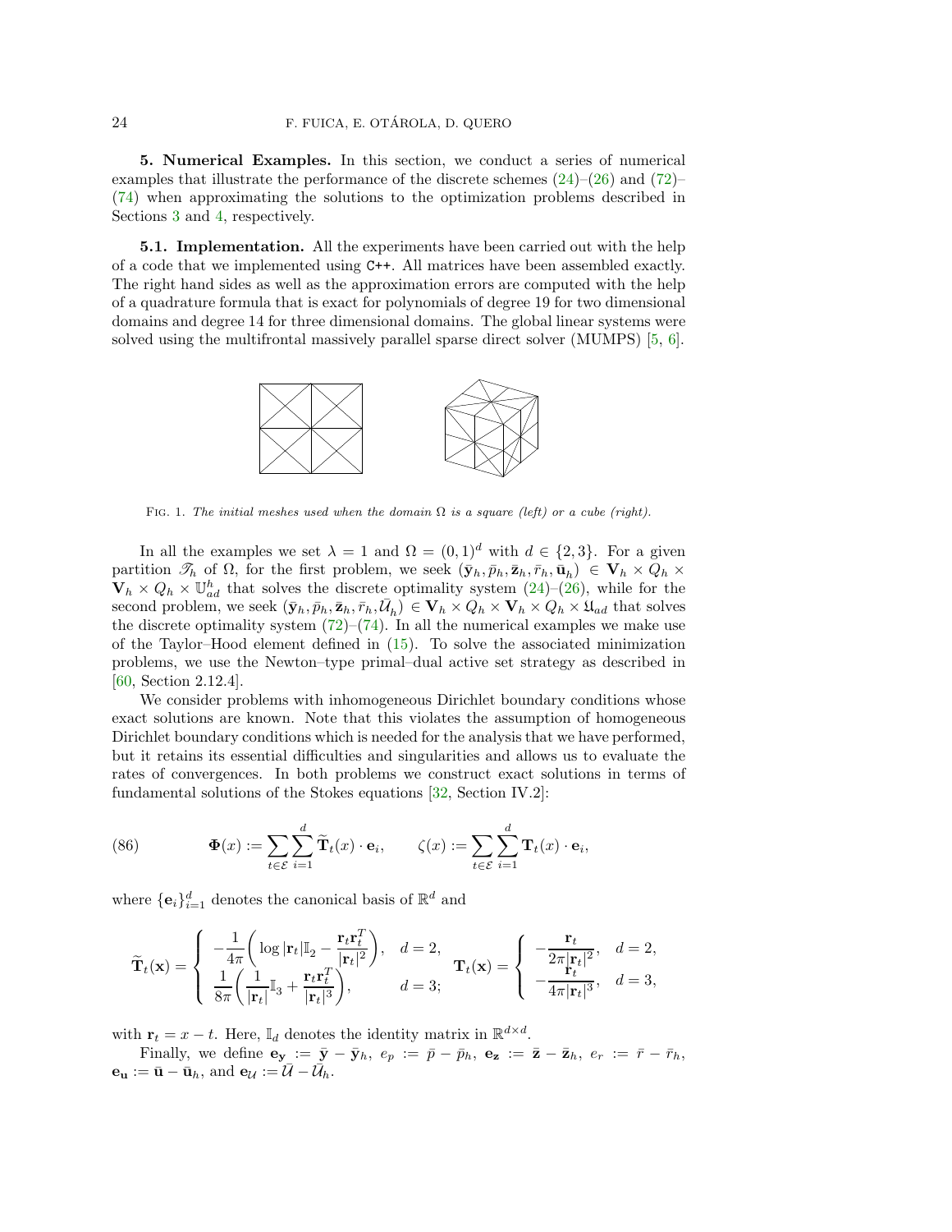**5. Numerical Examples.** In this section, we conduct a series of numerical examples that illustrate the performance of the discrete schemes (24)–(26) and (72)–(74) when approximating the solutions to the optimization problems described in Sections 3 and 4, respectively.

**5.1. Implementation.** All the experiments have been carried out with the help of a code that we implemented using `C++`. All matrices have been assembled exactly. The right hand sides as well as the approximation errors are computed with the help of a quadrature formula that is exact for polynomials of degree 19 for two dimensional domains and degree 14 for three dimensional domains. The global linear systems were solved using the multifrontal massively parallel sparse direct solver (MUMPS) [5, 6].

Fig. 1. *The initial meshes used when the domain $\Omega$ is a square (left) or a cube (right).*

In all the examples we set $\lambda = 1$ and $\Omega = (0,1)^d$ with $d \in \{2,3\}$. For a given partition $\mathscr{T}_h$ of $\Omega$, for the first problem, we seek $(\bar{\mathbf{y}}_h, \bar{p}_h, \bar{\mathbf{z}}_h, \bar{r}_h, \bar{\mathbf{u}}_h) \in \mathbf{V}_h \times Q_h \times \mathbf{V}_h \times Q_h \times \mathbb{U}_{ad}^h$ that solves the discrete optimality system (24)–(26), while for the second problem, we seek $(\bar{\mathbf{y}}_h, \bar{p}_h, \bar{\mathbf{z}}_h, \bar{r}_h, \bar{\mathcal{U}}_h) \in \mathbf{V}_h \times Q_h \times \mathbf{V}_h \times Q_h \times \mathfrak{U}_{ad}$ that solves the discrete optimality system (72)–(74). In all the numerical examples we make use of the Taylor–Hood element defined in (15). To solve the associated minimization problems, we use the Newton–type primal–dual active set strategy as described in [60, Section 2.12.4].

We consider problems with inhomogeneous Dirichlet boundary conditions whose exact solutions are known. Note that this violates the assumption of homogeneous Dirichlet boundary conditions which is needed for the analysis that we have performed, but it retains its essential difficulties and singularities and allows us to evaluate the rates of convergences. In both problems we construct exact solutions in terms of fundamental solutions of the Stokes equations [32, Section IV.2]:

$$
\boldsymbol{\Phi}(x) := \sum_{t \in \mathcal{E}} \sum_{i=1}^{d} \widetilde{\mathbf{T}}_t(x) \cdot \mathbf{e}_i, \qquad \zeta(x) := \sum_{t \in \mathcal{E}} \sum_{i=1}^{d} \mathbf{T}_t(x) \cdot \mathbf{e}_i, \tag{86}
$$

where $\{\mathbf{e}_i\}_{i=1}^{d}$ denotes the canonical basis of $\mathbb{R}^d$ and

$$
\widetilde{\mathbf{T}}_t(\mathbf{x}) = \begin{cases} -\dfrac{1}{4\pi}\left( \log|\mathbf{r}_t|\mathbb{I}_2 - \dfrac{\mathbf{r}_t\mathbf{r}_t^T}{|\mathbf{r}_t|^2} \right), & d = 2, \\ \dfrac{1}{8\pi}\left( \dfrac{1}{|\mathbf{r}_t|}\mathbb{I}_3 + \dfrac{\mathbf{r}_t\mathbf{r}_t^T}{|\mathbf{r}_t|^3} \right), & d = 3; \end{cases} \qquad \mathbf{T}_t(\mathbf{x}) = \begin{cases} -\dfrac{\mathbf{r}_t}{2\pi|\mathbf{r}_t|^2}, & d = 2, \\ -\dfrac{\mathbf{r}_t}{4\pi|\mathbf{r}_t|^3}, & d = 3, \end{cases}
$$

with $\mathbf{r}_t = x - t$. Here, $\mathbb{I}_d$ denotes the identity matrix in $\mathbb{R}^{d \times d}$.

Finally, we define $\mathbf{e}_{\mathbf{y}} := \bar{\mathbf{y}} - \bar{\mathbf{y}}_h$, $e_p := \bar{p} - \bar{p}_h$, $\mathbf{e}_{\mathbf{z}} := \bar{\mathbf{z}} - \bar{\mathbf{z}}_h$, $e_r := \bar{r} - \bar{r}_h$, $\mathbf{e}_{\mathbf{u}} := \bar{\mathbf{u}} - \bar{\mathbf{u}}_h$, and $\mathbf{e}_{\mathcal{U}} := \bar{\mathcal{U}} - \bar{\mathcal{U}}_h$.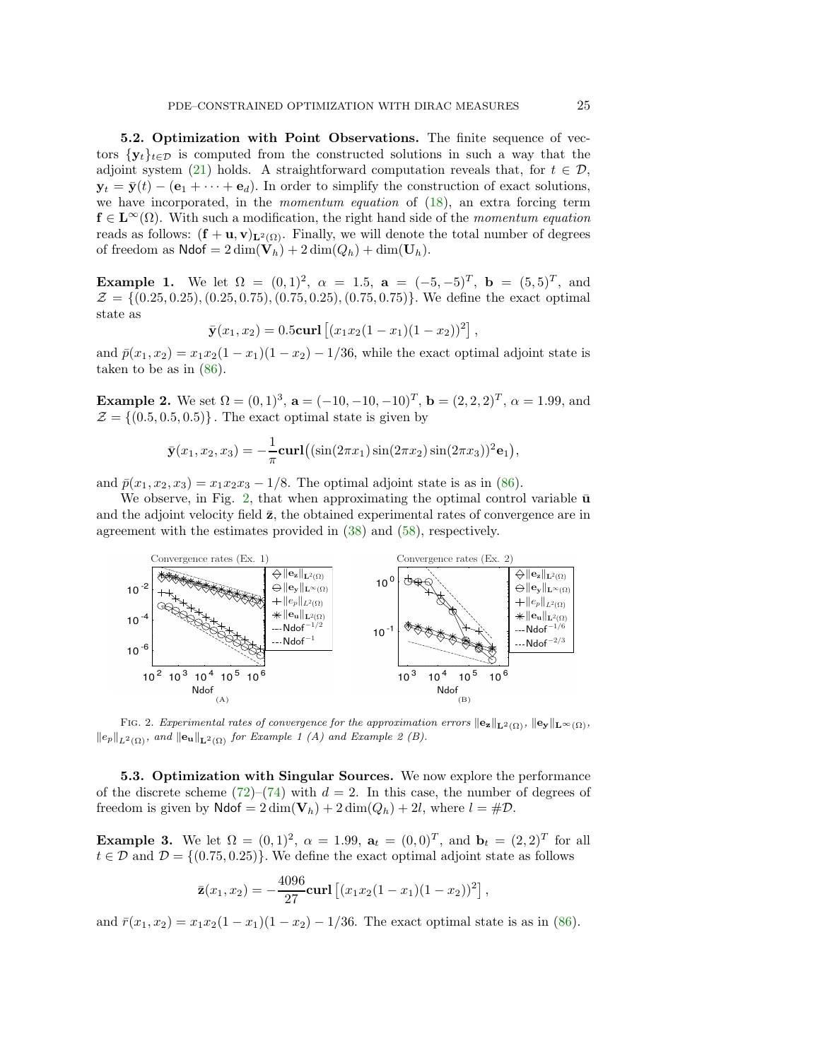**5.2. Optimization with Point Observations.** The finite sequence of vectors $\{\mathbf{y}_t\}_{t\in\mathcal{D}}$ is computed from the constructed solutions in such a way that the adjoint system (21) holds. A straightforward computation reveals that, for $t \in \mathcal{D}$, $\mathbf{y}_t = \bar{\mathbf{y}}(t) - (\mathbf{e}_1 + \cdots + \mathbf{e}_d)$. In order to simplify the construction of exact solutions, we have incorporated, in the *momentum equation* of (18), an extra forcing term $\mathbf{f} \in \mathbf{L}^\infty(\Omega)$. With such a modification, the right hand side of the *momentum equation* reads as follows: $(\mathbf{f} + \mathbf{u}, \mathbf{v})_{\mathbf{L}^2(\Omega)}$. Finally, we will denote the total number of degrees of freedom as $\mathsf{Ndof} = 2\dim(\mathbf{V}_h) + 2\dim(Q_h) + \dim(\mathbf{U}_h)$.

**Example 1.** We let $\Omega = (0,1)^2$, $\alpha = 1.5$, $\mathbf{a} = (-5,-5)^T$, $\mathbf{b} = (5,5)^T$, and $\mathcal{Z} = \{(0.25, 0.25), (0.25, 0.75), (0.75, 0.25), (0.75, 0.75)\}$. We define the exact optimal state as

$$\bar{\mathbf{y}}(x_1, x_2) = 0.5\,\mathbf{curl}\left[(x_1x_2(1-x_1)(1-x_2))^2\right],$$

and $\bar{p}(x_1, x_2) = x_1x_2(1-x_1)(1-x_2) - 1/36$, while the exact optimal adjoint state is taken to be as in (86).

**Example 2.** We set $\Omega = (0,1)^3$, $\mathbf{a} = (-10,-10,-10)^T$, $\mathbf{b} = (2,2,2)^T$, $\alpha = 1.99$, and $\mathcal{Z} = \{(0.5, 0.5, 0.5)\}$. The exact optimal state is given by

$$\bar{\mathbf{y}}(x_1, x_2, x_3) = -\frac{1}{\pi}\mathbf{curl}\big((\sin(2\pi x_1)\sin(2\pi x_2)\sin(2\pi x_3))^2\mathbf{e}_1\big),$$

and $\bar{p}(x_1, x_2, x_3) = x_1x_2x_3 - 1/8$. The optimal adjoint state is as in (86).

We observe, in Fig. 2, that when approximating the optimal control variable $\bar{\mathbf{u}}$ and the adjoint velocity field $\bar{\mathbf{z}}$, the obtained experimental rates of convergence are in agreement with the estimates provided in (38) and (58), respectively.

FIG. 2. *Experimental rates of convergence for the approximation errors $\|\mathbf{e}_\mathbf{z}\|_{\mathbf{L}^2(\Omega)}$, $\|\mathbf{e}_\mathbf{y}\|_{\mathbf{L}^\infty(\Omega)}$, $\|e_p\|_{L^2(\Omega)}$, and $\|\mathbf{e}_\mathbf{u}\|_{\mathbf{L}^2(\Omega)}$ for Example 1 (A) and Example 2 (B).*

**5.3. Optimization with Singular Sources.** We now explore the performance of the discrete scheme (72)–(74) with $d = 2$. In this case, the number of degrees of freedom is given by $\mathsf{Ndof} = 2\dim(\mathbf{V}_h) + 2\dim(Q_h) + 2l$, where $l = \#\mathcal{D}$.

**Example 3.** We let $\Omega = (0,1)^2$, $\alpha = 1.99$, $\mathbf{a}_t = (0,0)^T$, and $\mathbf{b}_t = (2,2)^T$ for all $t \in \mathcal{D}$ and $\mathcal{D} = \{(0.75, 0.25)\}$. We define the exact optimal adjoint state as follows

$$\bar{\mathbf{z}}(x_1, x_2) = -\frac{4096}{27}\mathbf{curl}\left[(x_1x_2(1-x_1)(1-x_2))^2\right],$$

and $\bar{r}(x_1, x_2) = x_1x_2(1-x_1)(1-x_2) - 1/36$. The exact optimal state is as in (86).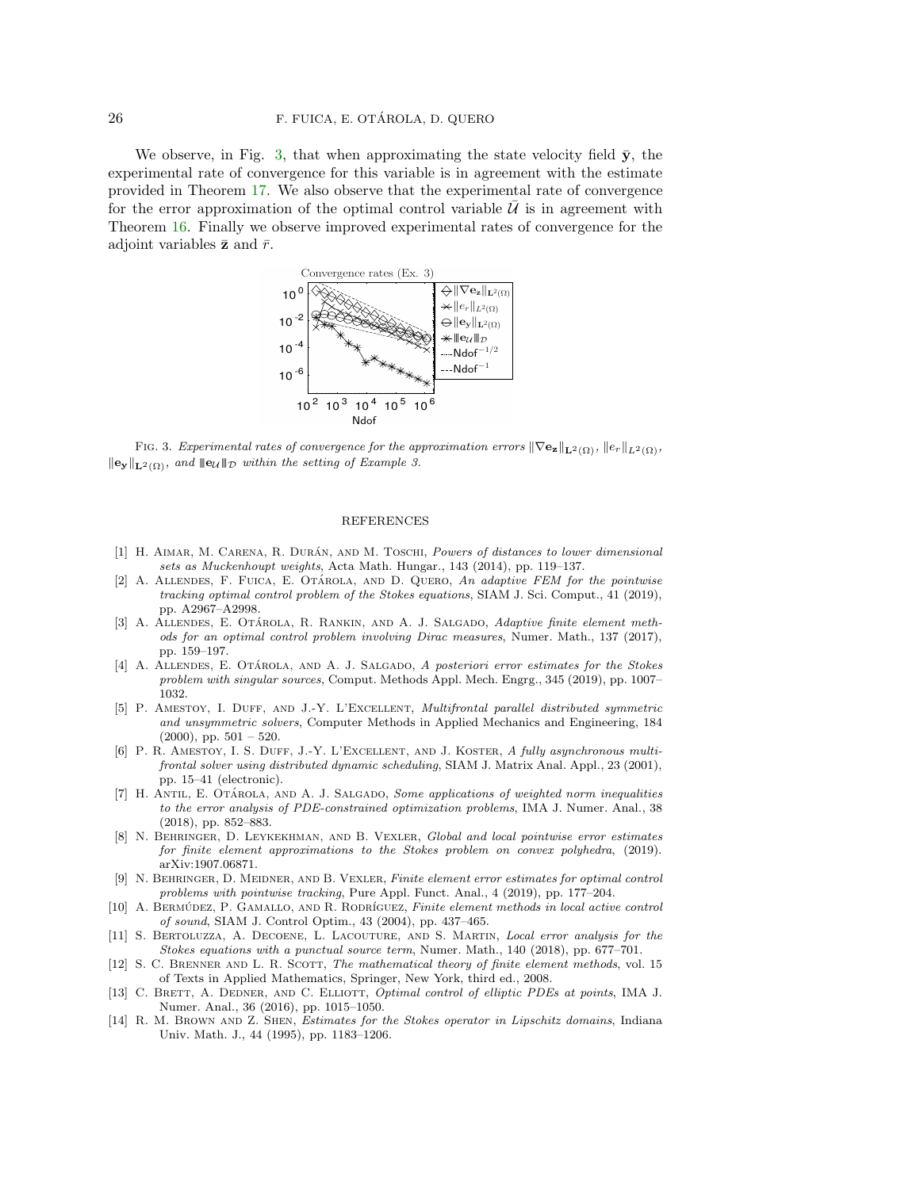We observe, in Fig. 3, that when approximating the state velocity field $\bar{\mathbf{y}}$, the experimental rate of convergence for this variable is in agreement with the estimate provided in Theorem 17. We also observe that the experimental rate of convergence for the error approximation of the optimal control variable $\bar{\mathcal{U}}$ is in agreement with Theorem 16. Finally we observe improved experimental rates of convergence for the adjoint variables $\bar{\mathbf{z}}$ and $\bar{r}$.

Fig. 3. *Experimental rates of convergence for the approximation errors* $\|\nabla \mathbf{e_z}\|_{\mathbf{L}^2(\Omega)}$, $\|e_r\|_{L^2(\Omega)}$, $\|\mathbf{e_y}\|_{\mathbf{L}^2(\Omega)}$, *and* $\|\!|\mathbf{e}_{\mathcal{U}}|\!\|_{\mathcal{D}}$ *within the setting of Example 3.*

## REFERENCES

[1] H. Aimar, M. Carena, R. Durán, and M. Toschi, *Powers of distances to lower dimensional sets as Muckenhoupt weights*, Acta Math. Hungar., 143 (2014), pp. 119–137.

[2] A. Allendes, F. Fuica, E. Otárola, and D. Quero, *An adaptive FEM for the pointwise tracking optimal control problem of the Stokes equations*, SIAM J. Sci. Comput., 41 (2019), pp. A2967–A2998.

[3] A. Allendes, E. Otárola, R. Rankin, and A. J. Salgado, *Adaptive finite element methods for an optimal control problem involving Dirac measures*, Numer. Math., 137 (2017), pp. 159–197.

[4] A. Allendes, E. Otárola, and A. J. Salgado, *A posteriori error estimates for the Stokes problem with singular sources*, Comput. Methods Appl. Mech. Engrg., 345 (2019), pp. 1007–1032.

[5] P. Amestoy, I. Duff, and J.-Y. L'Excellent, *Multifrontal parallel distributed symmetric and unsymmetric solvers*, Computer Methods in Applied Mechanics and Engineering, 184 (2000), pp. 501 – 520.

[6] P. R. Amestoy, I. S. Duff, J.-Y. L'Excellent, and J. Koster, *A fully asynchronous multifrontal solver using distributed dynamic scheduling*, SIAM J. Matrix Anal. Appl., 23 (2001), pp. 15–41 (electronic).

[7] H. Antil, E. Otárola, and A. J. Salgado, *Some applications of weighted norm inequalities to the error analysis of PDE-constrained optimization problems*, IMA J. Numer. Anal., 38 (2018), pp. 852–883.

[8] N. Behringer, D. Leykekhman, and B. Vexler, *Global and local pointwise error estimates for finite element approximations to the Stokes problem on convex polyhedra*, (2019). arXiv:1907.06871.

[9] N. Behringer, D. Meidner, and B. Vexler, *Finite element error estimates for optimal control problems with pointwise tracking*, Pure Appl. Funct. Anal., 4 (2019), pp. 177–204.

[10] A. Bermúdez, P. Gamallo, and R. Rodríguez, *Finite element methods in local active control of sound*, SIAM J. Control Optim., 43 (2004), pp. 437–465.

[11] S. Bertoluzza, A. Decoene, L. Lacouture, and S. Martin, *Local error analysis for the Stokes equations with a punctual source term*, Numer. Math., 140 (2018), pp. 677–701.

[12] S. C. Brenner and L. R. Scott, *The mathematical theory of finite element methods*, vol. 15 of Texts in Applied Mathematics, Springer, New York, third ed., 2008.

[13] C. Brett, A. Dedner, and C. Elliott, *Optimal control of elliptic PDEs at points*, IMA J. Numer. Anal., 36 (2016), pp. 1015–1050.

[14] R. M. Brown and Z. Shen, *Estimates for the Stokes operator in Lipschitz domains*, Indiana Univ. Math. J., 44 (1995), pp. 1183–1206.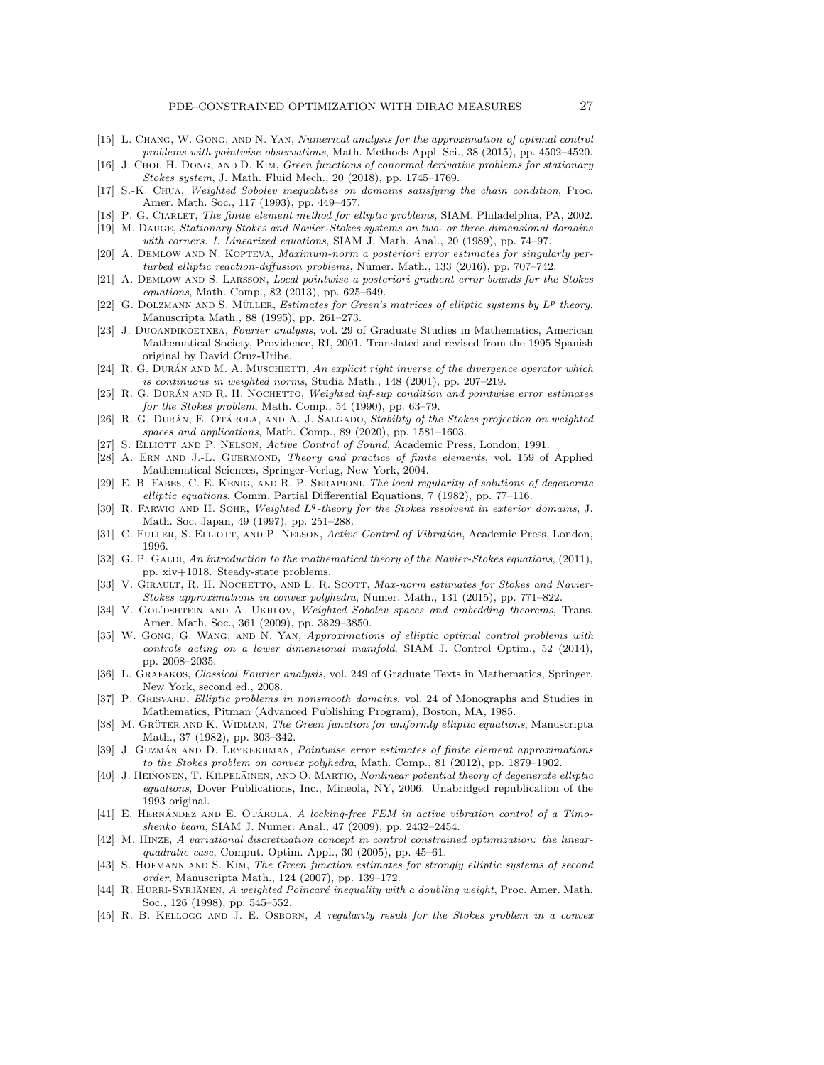[15] L. Chang, W. Gong, and N. Yan, *Numerical analysis for the approximation of optimal control problems with pointwise observations*, Math. Methods Appl. Sci., 38 (2015), pp. 4502–4520.

[16] J. Choi, H. Dong, and D. Kim, *Green functions of conormal derivative problems for stationary Stokes system*, J. Math. Fluid Mech., 20 (2018), pp. 1745–1769.

[17] S.-K. Chua, *Weighted Sobolev inequalities on domains satisfying the chain condition*, Proc. Amer. Math. Soc., 117 (1993), pp. 449–457.

[18] P. G. Ciarlet, *The finite element method for elliptic problems*, SIAM, Philadelphia, PA, 2002.

[19] M. Dauge, *Stationary Stokes and Navier-Stokes systems on two- or three-dimensional domains with corners. I. Linearized equations*, SIAM J. Math. Anal., 20 (1989), pp. 74–97.

[20] A. Demlow and N. Kopteva, *Maximum-norm a posteriori error estimates for singularly perturbed elliptic reaction-diffusion problems*, Numer. Math., 133 (2016), pp. 707–742.

[21] A. Demlow and S. Larsson, *Local pointwise a posteriori gradient error bounds for the Stokes equations*, Math. Comp., 82 (2013), pp. 625–649.

[22] G. Dolzmann and S. Müller, *Estimates for Green's matrices of elliptic systems by $L^p$ theory*, Manuscripta Math., 88 (1995), pp. 261–273.

[23] J. Duoandikoetxea, *Fourier analysis*, vol. 29 of Graduate Studies in Mathematics, American Mathematical Society, Providence, RI, 2001. Translated and revised from the 1995 Spanish original by David Cruz-Uribe.

[24] R. G. Durán and M. A. Muschietti, *An explicit right inverse of the divergence operator which is continuous in weighted norms*, Studia Math., 148 (2001), pp. 207–219.

[25] R. G. Durán and R. H. Nochetto, *Weighted inf-sup condition and pointwise error estimates for the Stokes problem*, Math. Comp., 54 (1990), pp. 63–79.

[26] R. G. Durán, E. Otárola, and A. J. Salgado, *Stability of the Stokes projection on weighted spaces and applications*, Math. Comp., 89 (2020), pp. 1581–1603.

[27] S. Elliott and P. Nelson, *Active Control of Sound*, Academic Press, London, 1991.

[28] A. Ern and J.-L. Guermond, *Theory and practice of finite elements*, vol. 159 of Applied Mathematical Sciences, Springer-Verlag, New York, 2004.

[29] E. B. Fabes, C. E. Kenig, and R. P. Serapioni, *The local regularity of solutions of degenerate elliptic equations*, Comm. Partial Differential Equations, 7 (1982), pp. 77–116.

[30] R. Farwig and H. Sohr, *Weighted $L^q$-theory for the Stokes resolvent in exterior domains*, J. Math. Soc. Japan, 49 (1997), pp. 251–288.

[31] C. Fuller, S. Elliott, and P. Nelson, *Active Control of Vibration*, Academic Press, London, 1996.

[32] G. P. Galdi, *An introduction to the mathematical theory of the Navier-Stokes equations*, (2011), pp. xiv+1018. Steady-state problems.

[33] V. Girault, R. H. Nochetto, and L. R. Scott, *Max-norm estimates for Stokes and Navier-Stokes approximations in convex polyhedra*, Numer. Math., 131 (2015), pp. 771–822.

[34] V. Gol'dshtein and A. Ukhlov, *Weighted Sobolev spaces and embedding theorems*, Trans. Amer. Math. Soc., 361 (2009), pp. 3829–3850.

[35] W. Gong, G. Wang, and N. Yan, *Approximations of elliptic optimal control problems with controls acting on a lower dimensional manifold*, SIAM J. Control Optim., 52 (2014), pp. 2008–2035.

[36] L. Grafakos, *Classical Fourier analysis*, vol. 249 of Graduate Texts in Mathematics, Springer, New York, second ed., 2008.

[37] P. Grisvard, *Elliptic problems in nonsmooth domains*, vol. 24 of Monographs and Studies in Mathematics, Pitman (Advanced Publishing Program), Boston, MA, 1985.

[38] M. Grüter and K. Widman, *The Green function for uniformly elliptic equations*, Manuscripta Math., 37 (1982), pp. 303–342.

[39] J. Guzmán and D. Leykekhman, *Pointwise error estimates of finite element approximations to the Stokes problem on convex polyhedra*, Math. Comp., 81 (2012), pp. 1879–1902.

[40] J. Heinonen, T. Kilpeläinen, and O. Martio, *Nonlinear potential theory of degenerate elliptic equations*, Dover Publications, Inc., Mineola, NY, 2006. Unabridged republication of the 1993 original.

[41] E. Hernández and E. Otárola, *A locking-free FEM in active vibration control of a Timoshenko beam*, SIAM J. Numer. Anal., 47 (2009), pp. 2432–2454.

[42] M. Hinze, *A variational discretization concept in control constrained optimization: the linear-quadratic case*, Comput. Optim. Appl., 30 (2005), pp. 45–61.

[43] S. Hofmann and S. Kim, *The Green function estimates for strongly elliptic systems of second order*, Manuscripta Math., 124 (2007), pp. 139–172.

[44] R. Hurri-Syrjänen, *A weighted Poincaré inequality with a doubling weight*, Proc. Amer. Math. Soc., 126 (1998), pp. 545–552.

[45] R. B. Kellogg and J. E. Osborn, *A regularity result for the Stokes problem in a convex*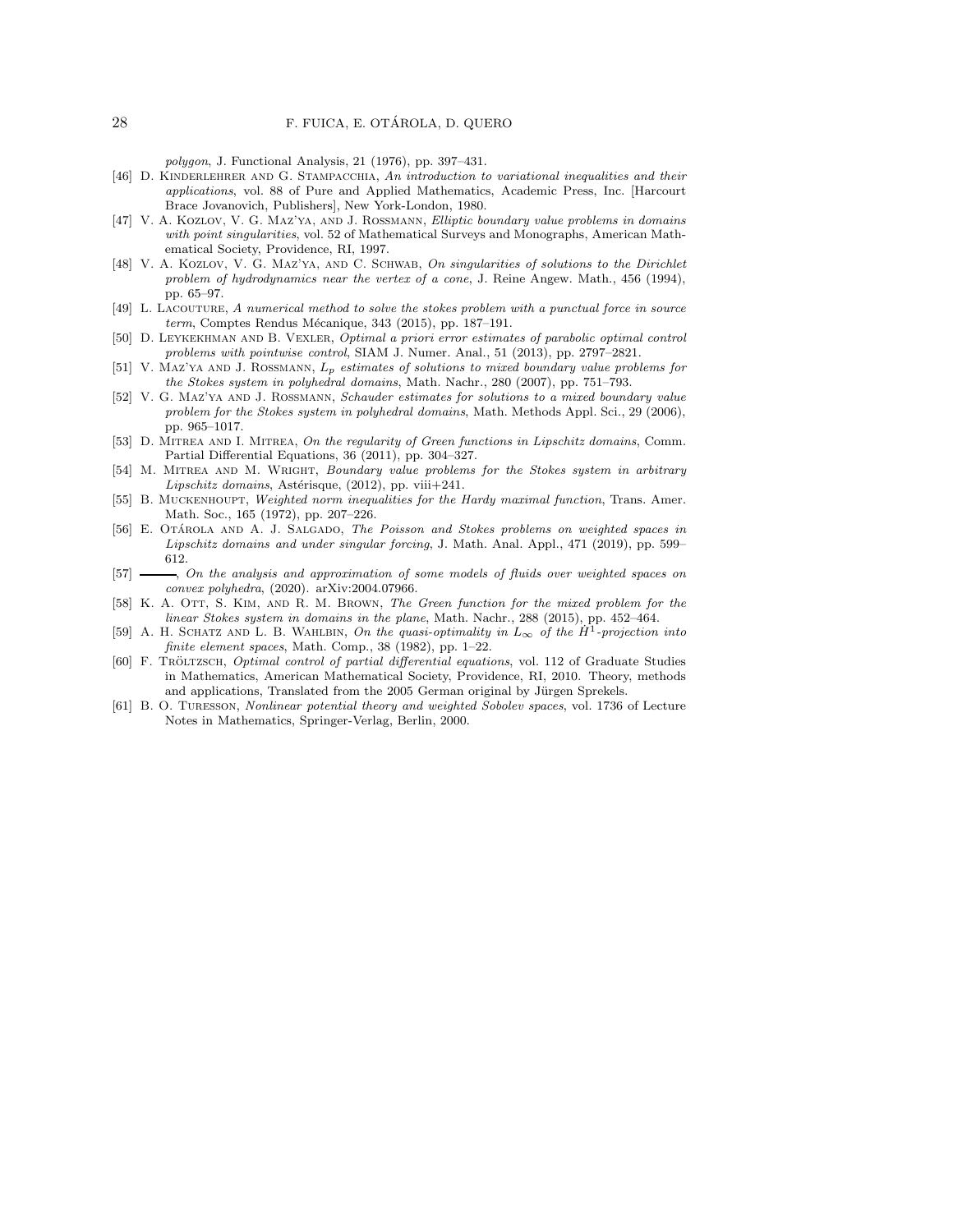polygon, J. Functional Analysis, 21 (1976), pp. 397–431.

[46] D. Kinderlehrer and G. Stampacchia, *An introduction to variational inequalities and their applications*, vol. 88 of Pure and Applied Mathematics, Academic Press, Inc. [Harcourt Brace Jovanovich, Publishers], New York-London, 1980.

[47] V. A. Kozlov, V. G. Maz'ya, and J. Rossmann, *Elliptic boundary value problems in domains with point singularities*, vol. 52 of Mathematical Surveys and Monographs, American Mathematical Society, Providence, RI, 1997.

[48] V. A. Kozlov, V. G. Maz'ya, and C. Schwab, *On singularities of solutions to the Dirichlet problem of hydrodynamics near the vertex of a cone*, J. Reine Angew. Math., 456 (1994), pp. 65–97.

[49] L. Lacouture, *A numerical method to solve the stokes problem with a punctual force in source term*, Comptes Rendus Mécanique, 343 (2015), pp. 187–191.

[50] D. Leykekhman and B. Vexler, *Optimal a priori error estimates of parabolic optimal control problems with pointwise control*, SIAM J. Numer. Anal., 51 (2013), pp. 2797–2821.

[51] V. Maz'ya and J. Rossmann, *$L_p$ estimates of solutions to mixed boundary value problems for the Stokes system in polyhedral domains*, Math. Nachr., 280 (2007), pp. 751–793.

[52] V. G. Maz'ya and J. Rossmann, *Schauder estimates for solutions to a mixed boundary value problem for the Stokes system in polyhedral domains*, Math. Methods Appl. Sci., 29 (2006), pp. 965–1017.

[53] D. Mitrea and I. Mitrea, *On the regularity of Green functions in Lipschitz domains*, Comm. Partial Differential Equations, 36 (2011), pp. 304–327.

[54] M. Mitrea and M. Wright, *Boundary value problems for the Stokes system in arbitrary Lipschitz domains*, Astérisque, (2012), pp. viii+241.

[55] B. Muckenhoupt, *Weighted norm inequalities for the Hardy maximal function*, Trans. Amer. Math. Soc., 165 (1972), pp. 207–226.

[56] E. Otárola and A. J. Salgado, *The Poisson and Stokes problems on weighted spaces in Lipschitz domains and under singular forcing*, J. Math. Anal. Appl., 471 (2019), pp. 599–612.

[57] ———, *On the analysis and approximation of some models of fluids over weighted spaces on convex polyhedra*, (2020). arXiv:2004.07966.

[58] K. A. Ott, S. Kim, and R. M. Brown, *The Green function for the mixed problem for the linear Stokes system in domains in the plane*, Math. Nachr., 288 (2015), pp. 452–464.

[59] A. H. Schatz and L. B. Wahlbin, *On the quasi-optimality in $L_\infty$ of the $\mathring{H}^1$-projection into finite element spaces*, Math. Comp., 38 (1982), pp. 1–22.

[60] F. Tröltzsch, *Optimal control of partial differential equations*, vol. 112 of Graduate Studies in Mathematics, American Mathematical Society, Providence, RI, 2010. Theory, methods and applications, Translated from the 2005 German original by Jürgen Sprekels.

[61] B. O. Turesson, *Nonlinear potential theory and weighted Sobolev spaces*, vol. 1736 of Lecture Notes in Mathematics, Springer-Verlag, Berlin, 2000.